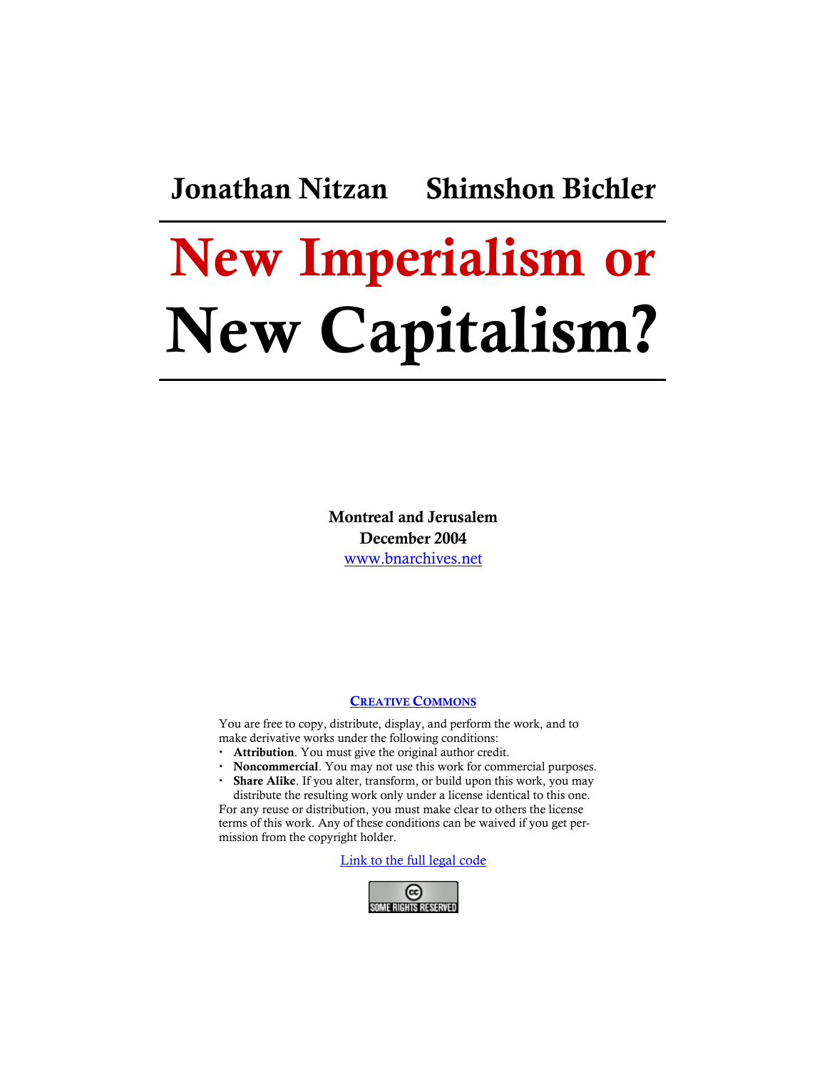**Jonathan Nitzan Shimshon Bichler**

# New Imperialism or New Capitalism?

**Montreal and Jerusalem**
**December 2004**
[www.bnarchives.net](http://www.bnarchives.net)

**CREATIVE COMMONS**

You are free to copy, distribute, display, and perform the work, and to make derivative works under the following conditions:

- **Attribution**. You must give the original author credit.
- **Noncommercial**. You may not use this work for commercial purposes.
- **Share Alike**. If you alter, transform, or build upon this work, you may distribute the resulting work only under a license identical to this one.

For any reuse or distribution, you must make clear to others the license terms of this work. Any of these conditions can be waived if you get permission from the copyright holder.

Link to the full legal code

SOME RIGHTS RESERVED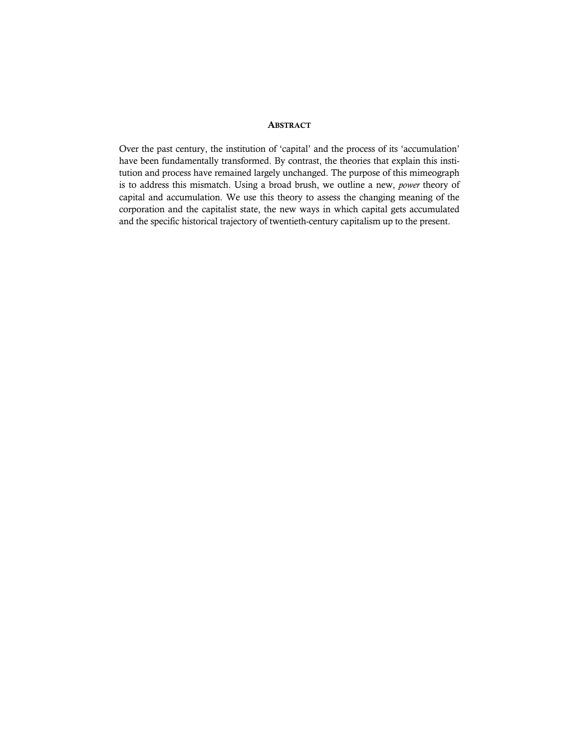## Abstract

Over the past century, the institution of 'capital' and the process of its 'accumulation' have been fundamentally transformed. By contrast, the theories that explain this institution and process have remained largely unchanged. The purpose of this mimeograph is to address this mismatch. Using a broad brush, we outline a new, *power* theory of capital and accumulation. We use this theory to assess the changing meaning of the corporation and the capitalist state, the new ways in which capital gets accumulated and the specific historical trajectory of twentieth-century capitalism up to the present.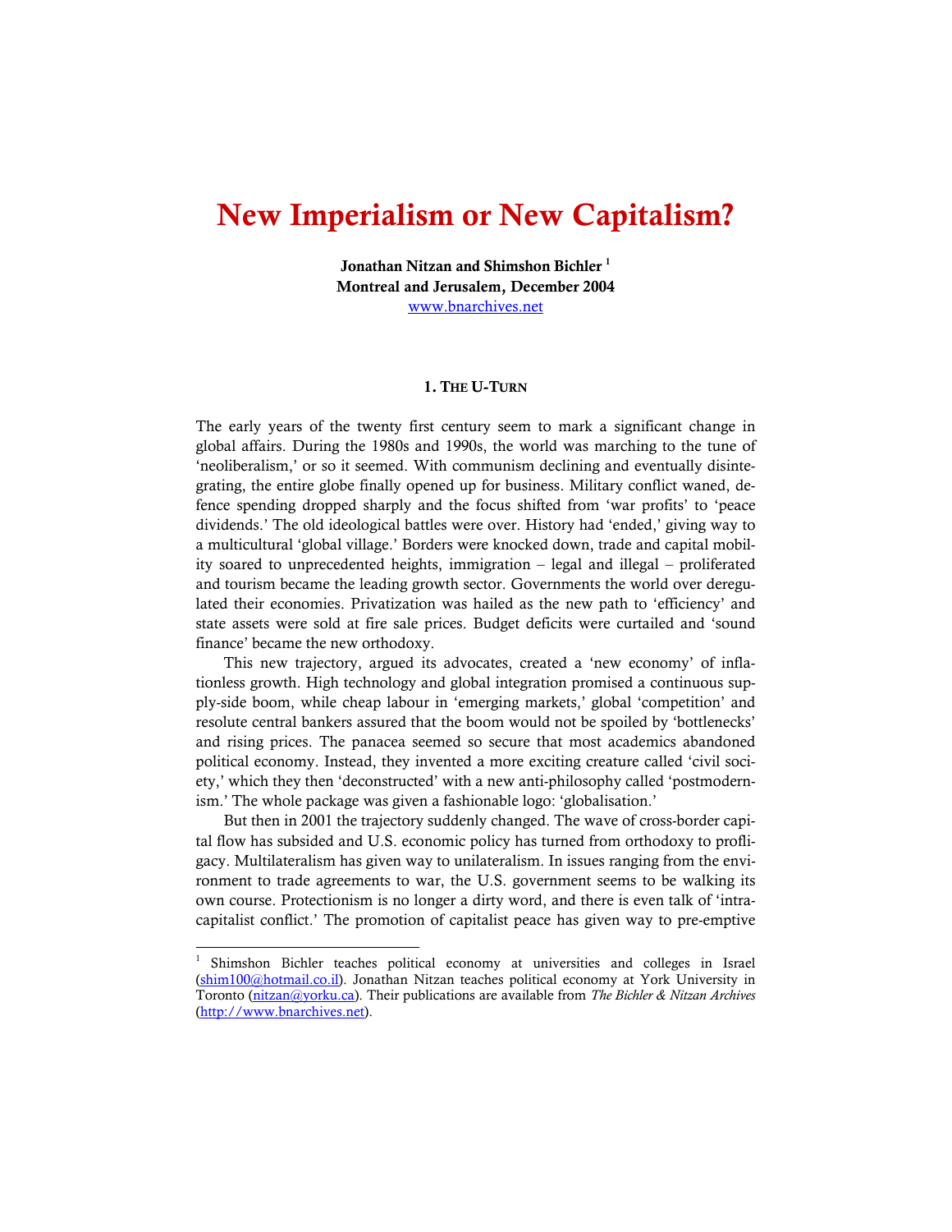# New Imperialism or New Capitalism?

**Jonathan Nitzan and Shimshon Bichler** [1]
**Montreal and Jerusalem, December 2004**
www.bnarchives.net

### 1. The U-Turn

The early years of the twenty first century seem to mark a significant change in global affairs. During the 1980s and 1990s, the world was marching to the tune of 'neoliberalism,' or so it seemed. With communism declining and eventually disintegrating, the entire globe finally opened up for business. Military conflict waned, defence spending dropped sharply and the focus shifted from 'war profits' to 'peace dividends.' The old ideological battles were over. History had 'ended,' giving way to a multicultural 'global village.' Borders were knocked down, trade and capital mobility soared to unprecedented heights, immigration – legal and illegal – proliferated and tourism became the leading growth sector. Governments the world over deregulated their economies. Privatization was hailed as the new path to 'efficiency' and state assets were sold at fire sale prices. Budget deficits were curtailed and 'sound finance' became the new orthodoxy.

This new trajectory, argued its advocates, created a 'new economy' of inflationless growth. High technology and global integration promised a continuous supply-side boom, while cheap labour in 'emerging markets,' global 'competition' and resolute central bankers assured that the boom would not be spoiled by 'bottlenecks' and rising prices. The panacea seemed so secure that most academics abandoned political economy. Instead, they invented a more exciting creature called 'civil society,' which they then 'deconstructed' with a new anti-philosophy called 'postmodernism.' The whole package was given a fashionable logo: 'globalisation.'

But then in 2001 the trajectory suddenly changed. The wave of cross-border capital flow has subsided and U.S. economic policy has turned from orthodoxy to profligacy. Multilateralism has given way to unilateralism. In issues ranging from the environment to trade agreements to war, the U.S. government seems to be walking its own course. Protectionism is no longer a dirty word, and there is even talk of 'intra-capitalist conflict.' The promotion of capitalist peace has given way to pre-emptive

---

[1] Shimshon Bichler teaches political economy at universities and colleges in Israel (shim100@hotmail.co.il). Jonathan Nitzan teaches political economy at York University in Toronto (nitzan@yorku.ca). Their publications are available from *The Bichler & Nitzan Archives* (http://www.bnarchives.net).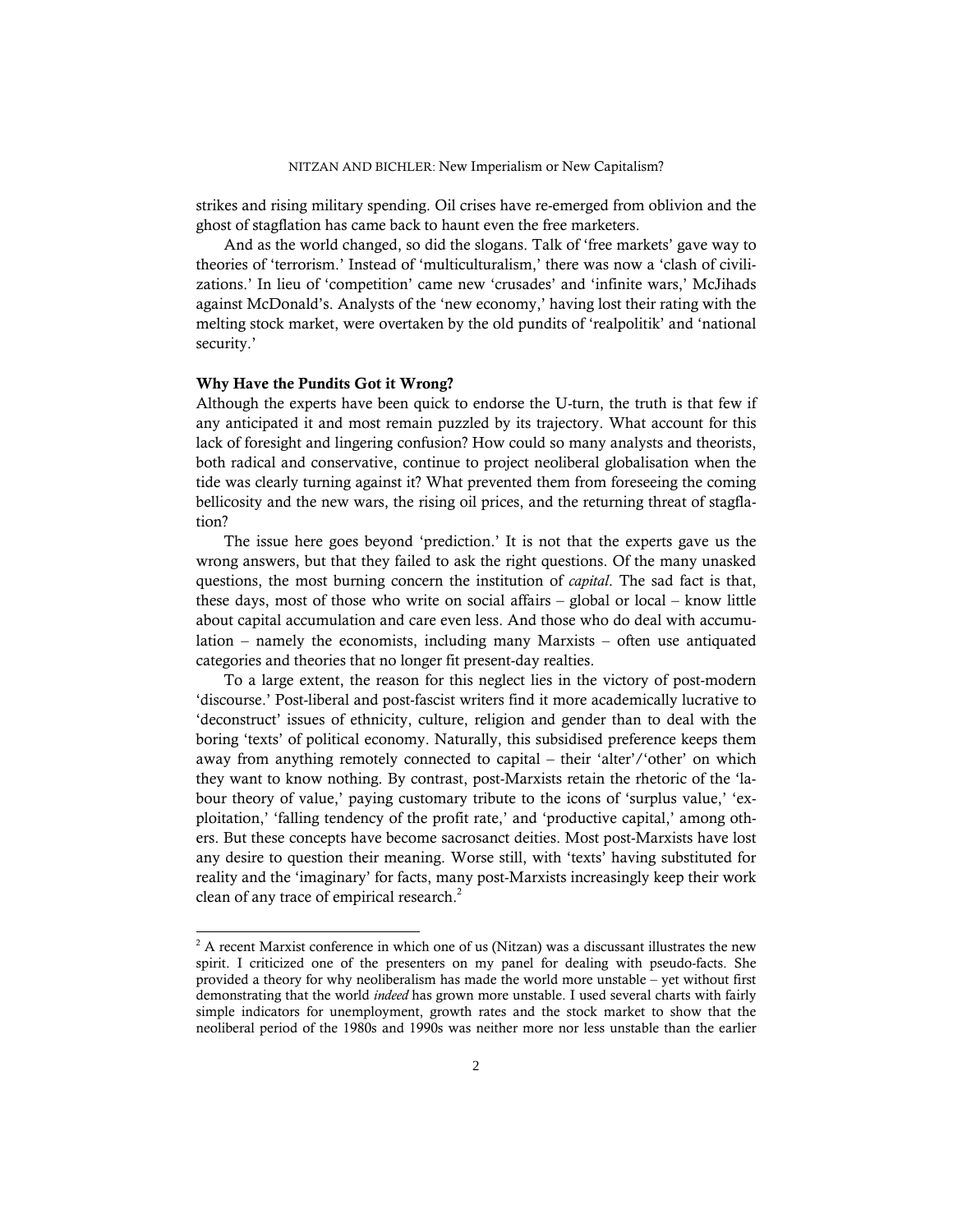strikes and rising military spending. Oil crises have re-emerged from oblivion and the ghost of stagflation has came back to haunt even the free marketers.

And as the world changed, so did the slogans. Talk of 'free markets' gave way to theories of 'terrorism.' Instead of 'multiculturalism,' there was now a 'clash of civilizations.' In lieu of 'competition' came new 'crusades' and 'infinite wars,' McJihads against McDonald's. Analysts of the 'new economy,' having lost their rating with the melting stock market, were overtaken by the old pundits of 'realpolitik' and 'national security.'

### Why Have the Pundits Got it Wrong?

Although the experts have been quick to endorse the U-turn, the truth is that few if any anticipated it and most remain puzzled by its trajectory. What account for this lack of foresight and lingering confusion? How could so many analysts and theorists, both radical and conservative, continue to project neoliberal globalisation when the tide was clearly turning against it? What prevented them from foreseeing the coming bellicosity and the new wars, the rising oil prices, and the returning threat of stagflation?

The issue here goes beyond 'prediction.' It is not that the experts gave us the wrong answers, but that they failed to ask the right questions. Of the many unasked questions, the most burning concern the institution of *capital*. The sad fact is that, these days, most of those who write on social affairs – global or local – know little about capital accumulation and care even less. And those who do deal with accumulation – namely the economists, including many Marxists – often use antiquated categories and theories that no longer fit present-day realties.

To a large extent, the reason for this neglect lies in the victory of post-modern 'discourse.' Post-liberal and post-fascist writers find it more academically lucrative to 'deconstruct' issues of ethnicity, culture, religion and gender than to deal with the boring 'texts' of political economy. Naturally, this subsidised preference keeps them away from anything remotely connected to capital – their 'alter'/'other' on which they want to know nothing. By contrast, post-Marxists retain the rhetoric of the 'labour theory of value,' paying customary tribute to the icons of 'surplus value,' 'exploitation,' 'falling tendency of the profit rate,' and 'productive capital,' among others. But these concepts have become sacrosanct deities. Most post-Marxists have lost any desire to question their meaning. Worse still, with 'texts' having substituted for reality and the 'imaginary' for facts, many post-Marxists increasingly keep their work clean of any trace of empirical research.[2]

[2] A recent Marxist conference in which one of us (Nitzan) was a discussant illustrates the new spirit. I criticized one of the presenters on my panel for dealing with pseudo-facts. She provided a theory for why neoliberalism has made the world more unstable – yet without first demonstrating that the world *indeed* has grown more unstable. I used several charts with fairly simple indicators for unemployment, growth rates and the stock market to show that the neoliberal period of the 1980s and 1990s was neither more nor less unstable than the earlier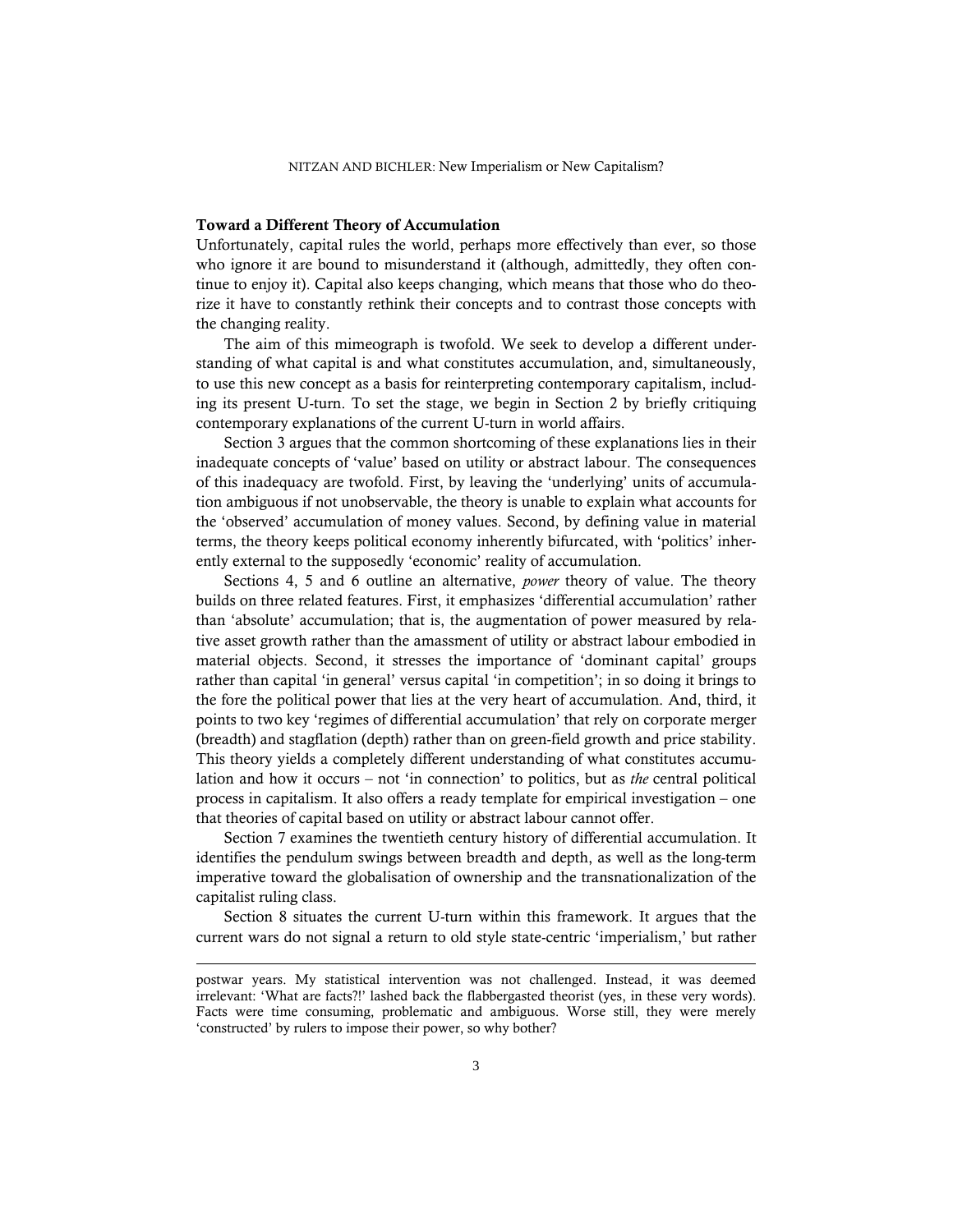### Toward a Different Theory of Accumulation

Unfortunately, capital rules the world, perhaps more effectively than ever, so those who ignore it are bound to misunderstand it (although, admittedly, they often continue to enjoy it). Capital also keeps changing, which means that those who do theorize it have to constantly rethink their concepts and to contrast those concepts with the changing reality.

The aim of this mimeograph is twofold. We seek to develop a different understanding of what capital is and what constitutes accumulation, and, simultaneously, to use this new concept as a basis for reinterpreting contemporary capitalism, including its present U-turn. To set the stage, we begin in Section 2 by briefly critiquing contemporary explanations of the current U-turn in world affairs.

Section 3 argues that the common shortcoming of these explanations lies in their inadequate concepts of 'value' based on utility or abstract labour. The consequences of this inadequacy are twofold. First, by leaving the 'underlying' units of accumulation ambiguous if not unobservable, the theory is unable to explain what accounts for the 'observed' accumulation of money values. Second, by defining value in material terms, the theory keeps political economy inherently bifurcated, with 'politics' inherently external to the supposedly 'economic' reality of accumulation.

Sections 4, 5 and 6 outline an alternative, *power* theory of value. The theory builds on three related features. First, it emphasizes 'differential accumulation' rather than 'absolute' accumulation; that is, the augmentation of power measured by relative asset growth rather than the amassment of utility or abstract labour embodied in material objects. Second, it stresses the importance of 'dominant capital' groups rather than capital 'in general' versus capital 'in competition'; in so doing it brings to the fore the political power that lies at the very heart of accumulation. And, third, it points to two key 'regimes of differential accumulation' that rely on corporate merger (breadth) and stagflation (depth) rather than on green-field growth and price stability. This theory yields a completely different understanding of what constitutes accumulation and how it occurs – not 'in connection' to politics, but as *the* central political process in capitalism. It also offers a ready template for empirical investigation – one that theories of capital based on utility or abstract labour cannot offer.

Section 7 examines the twentieth century history of differential accumulation. It identifies the pendulum swings between breadth and depth, as well as the long-term imperative toward the globalisation of ownership and the transnationalization of the capitalist ruling class.

Section 8 situates the current U-turn within this framework. It argues that the current wars do not signal a return to old style state-centric 'imperialism,' but rather

---

postwar years. My statistical intervention was not challenged. Instead, it was deemed irrelevant: 'What are facts?!' lashed back the flabbergasted theorist (yes, in these very words). Facts were time consuming, problematic and ambiguous. Worse still, they were merely 'constructed' by rulers to impose their power, so why bother?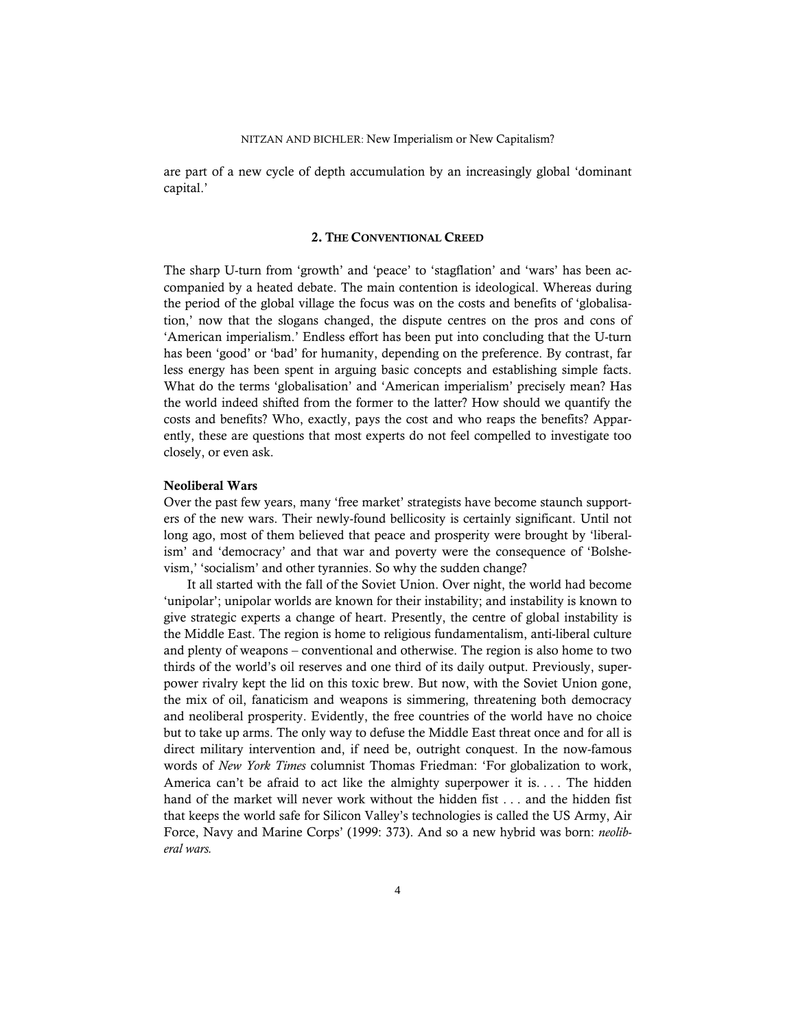are part of a new cycle of depth accumulation by an increasingly global 'dominant capital.'

## 2. The Conventional Creed

The sharp U-turn from 'growth' and 'peace' to 'stagflation' and 'wars' has been accompanied by a heated debate. The main contention is ideological. Whereas during the period of the global village the focus was on the costs and benefits of 'globalisation,' now that the slogans changed, the dispute centres on the pros and cons of 'American imperialism.' Endless effort has been put into concluding that the U-turn has been 'good' or 'bad' for humanity, depending on the preference. By contrast, far less energy has been spent in arguing basic concepts and establishing simple facts. What do the terms 'globalisation' and 'American imperialism' precisely mean? Has the world indeed shifted from the former to the latter? How should we quantify the costs and benefits? Who, exactly, pays the cost and who reaps the benefits? Apparently, these are questions that most experts do not feel compelled to investigate too closely, or even ask.

### Neoliberal Wars

Over the past few years, many 'free market' strategists have become staunch supporters of the new wars. Their newly-found bellicosity is certainly significant. Until not long ago, most of them believed that peace and prosperity were brought by 'liberalism' and 'democracy' and that war and poverty were the consequence of 'Bolshevism,' 'socialism' and other tyrannies. So why the sudden change?

It all started with the fall of the Soviet Union. Over night, the world had become 'unipolar'; unipolar worlds are known for their instability; and instability is known to give strategic experts a change of heart. Presently, the centre of global instability is the Middle East. The region is home to religious fundamentalism, anti-liberal culture and plenty of weapons – conventional and otherwise. The region is also home to two thirds of the world's oil reserves and one third of its daily output. Previously, superpower rivalry kept the lid on this toxic brew. But now, with the Soviet Union gone, the mix of oil, fanaticism and weapons is simmering, threatening both democracy and neoliberal prosperity. Evidently, the free countries of the world have no choice but to take up arms. The only way to defuse the Middle East threat once and for all is direct military intervention and, if need be, outright conquest. In the now-famous words of *New York Times* columnist Thomas Friedman: 'For globalization to work, America can't be afraid to act like the almighty superpower it is. . . . The hidden hand of the market will never work without the hidden fist . . . and the hidden fist that keeps the world safe for Silicon Valley's technologies is called the US Army, Air Force, Navy and Marine Corps' (1999: 373). And so a new hybrid was born: *neoliberal wars.*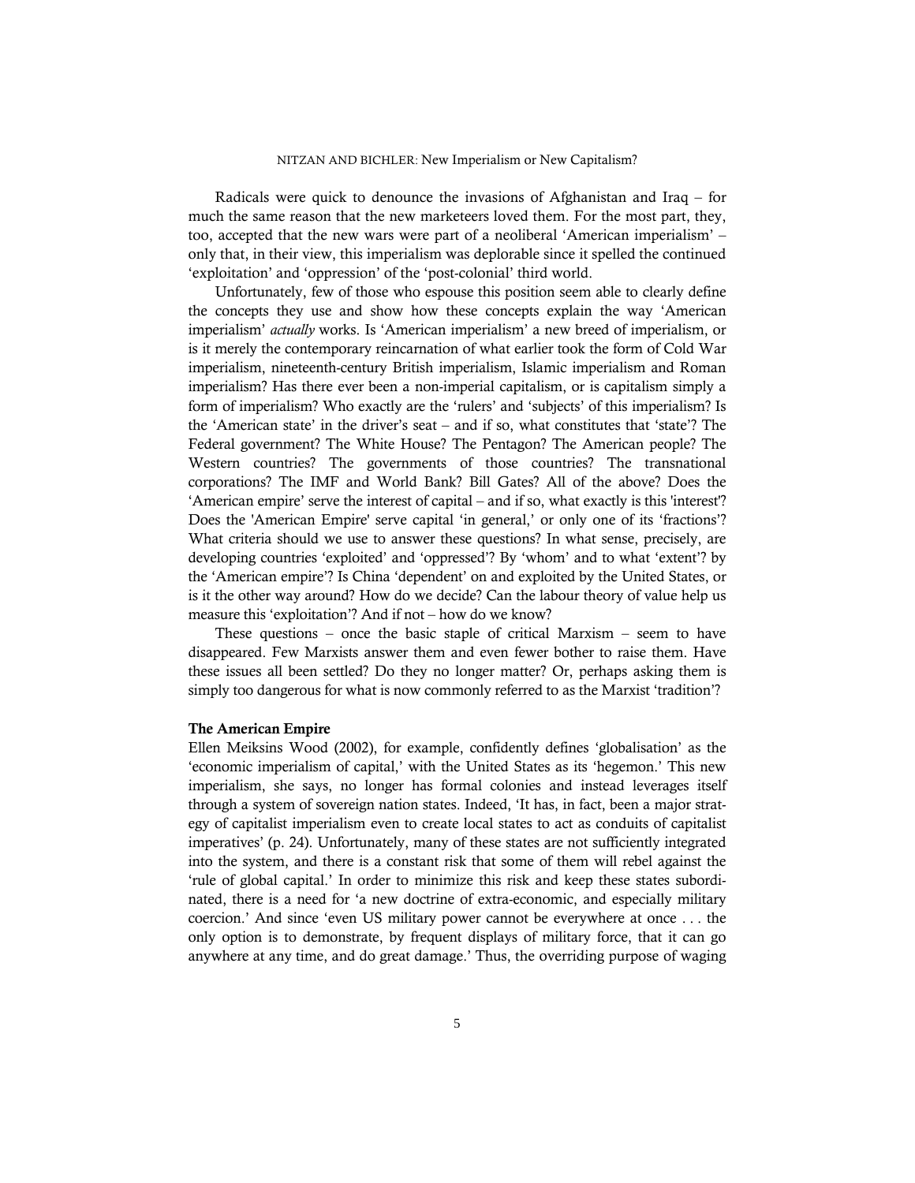Radicals were quick to denounce the invasions of Afghanistan and Iraq – for much the same reason that the new marketeers loved them. For the most part, they, too, accepted that the new wars were part of a neoliberal 'American imperialism' – only that, in their view, this imperialism was deplorable since it spelled the continued 'exploitation' and 'oppression' of the 'post-colonial' third world.

Unfortunately, few of those who espouse this position seem able to clearly define the concepts they use and show how these concepts explain the way 'American imperialism' *actually* works. Is 'American imperialism' a new breed of imperialism, or is it merely the contemporary reincarnation of what earlier took the form of Cold War imperialism, nineteenth-century British imperialism, Islamic imperialism and Roman imperialism? Has there ever been a non-imperial capitalism, or is capitalism simply a form of imperialism? Who exactly are the 'rulers' and 'subjects' of this imperialism? Is the 'American state' in the driver's seat – and if so, what constitutes that 'state'? The Federal government? The White House? The Pentagon? The American people? The Western countries? The governments of those countries? The transnational corporations? The IMF and World Bank? Bill Gates? All of the above? Does the 'American empire' serve the interest of capital – and if so, what exactly is this 'interest'? Does the 'American Empire' serve capital 'in general,' or only one of its 'fractions'? What criteria should we use to answer these questions? In what sense, precisely, are developing countries 'exploited' and 'oppressed'? By 'whom' and to what 'extent'? by the 'American empire'? Is China 'dependent' on and exploited by the United States, or is it the other way around? How do we decide? Can the labour theory of value help us measure this 'exploitation'? And if not – how do we know?

These questions – once the basic staple of critical Marxism – seem to have disappeared. Few Marxists answer them and even fewer bother to raise them. Have these issues all been settled? Do they no longer matter? Or, perhaps asking them is simply too dangerous for what is now commonly referred to as the Marxist 'tradition'?

### The American Empire

Ellen Meiksins Wood (2002), for example, confidently defines 'globalisation' as the 'economic imperialism of capital,' with the United States as its 'hegemon.' This new imperialism, she says, no longer has formal colonies and instead leverages itself through a system of sovereign nation states. Indeed, 'It has, in fact, been a major strategy of capitalist imperialism even to create local states to act as conduits of capitalist imperatives' (p. 24). Unfortunately, many of these states are not sufficiently integrated into the system, and there is a constant risk that some of them will rebel against the 'rule of global capital.' In order to minimize this risk and keep these states subordinated, there is a need for 'a new doctrine of extra-economic, and especially military coercion.' And since 'even US military power cannot be everywhere at once . . . the only option is to demonstrate, by frequent displays of military force, that it can go anywhere at any time, and do great damage.' Thus, the overriding purpose of waging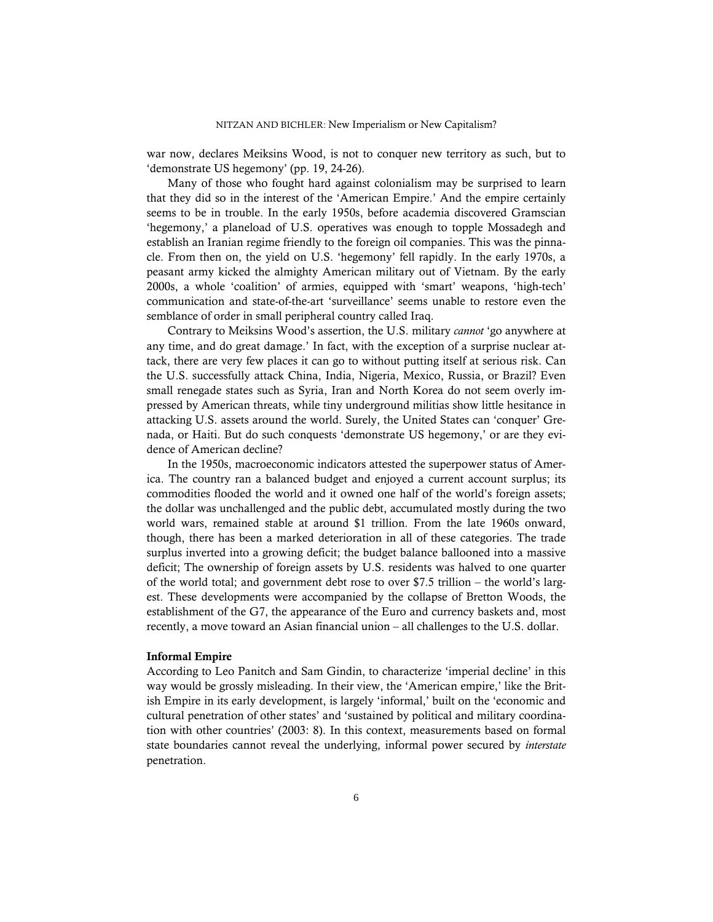war now, declares Meiksins Wood, is not to conquer new territory as such, but to 'demonstrate US hegemony' (pp. 19, 24-26).

Many of those who fought hard against colonialism may be surprised to learn that they did so in the interest of the 'American Empire.' And the empire certainly seems to be in trouble. In the early 1950s, before academia discovered Gramscian 'hegemony,' a planeload of U.S. operatives was enough to topple Mossadegh and establish an Iranian regime friendly to the foreign oil companies. This was the pinnacle. From then on, the yield on U.S. 'hegemony' fell rapidly. In the early 1970s, a peasant army kicked the almighty American military out of Vietnam. By the early 2000s, a whole 'coalition' of armies, equipped with 'smart' weapons, 'high-tech' communication and state-of-the-art 'surveillance' seems unable to restore even the semblance of order in small peripheral country called Iraq.

Contrary to Meiksins Wood's assertion, the U.S. military *cannot* 'go anywhere at any time, and do great damage.' In fact, with the exception of a surprise nuclear attack, there are very few places it can go to without putting itself at serious risk. Can the U.S. successfully attack China, India, Nigeria, Mexico, Russia, or Brazil? Even small renegade states such as Syria, Iran and North Korea do not seem overly impressed by American threats, while tiny underground militias show little hesitance in attacking U.S. assets around the world. Surely, the United States can 'conquer' Grenada, or Haiti. But do such conquests 'demonstrate US hegemony,' or are they evidence of American decline?

In the 1950s, macroeconomic indicators attested the superpower status of America. The country ran a balanced budget and enjoyed a current account surplus; its commodities flooded the world and it owned one half of the world's foreign assets; the dollar was unchallenged and the public debt, accumulated mostly during the two world wars, remained stable at around $1 trillion. From the late 1960s onward, though, there has been a marked deterioration in all of these categories. The trade surplus inverted into a growing deficit; the budget balance ballooned into a massive deficit; The ownership of foreign assets by U.S. residents was halved to one quarter of the world total; and government debt rose to over $7.5 trillion – the world's largest. These developments were accompanied by the collapse of Bretton Woods, the establishment of the G7, the appearance of the Euro and currency baskets and, most recently, a move toward an Asian financial union – all challenges to the U.S. dollar.

**Informal Empire**

According to Leo Panitch and Sam Gindin, to characterize 'imperial decline' in this way would be grossly misleading. In their view, the 'American empire,' like the British Empire in its early development, is largely 'informal,' built on the 'economic and cultural penetration of other states' and 'sustained by political and military coordination with other countries' (2003: 8). In this context, measurements based on formal state boundaries cannot reveal the underlying, informal power secured by *interstate* penetration.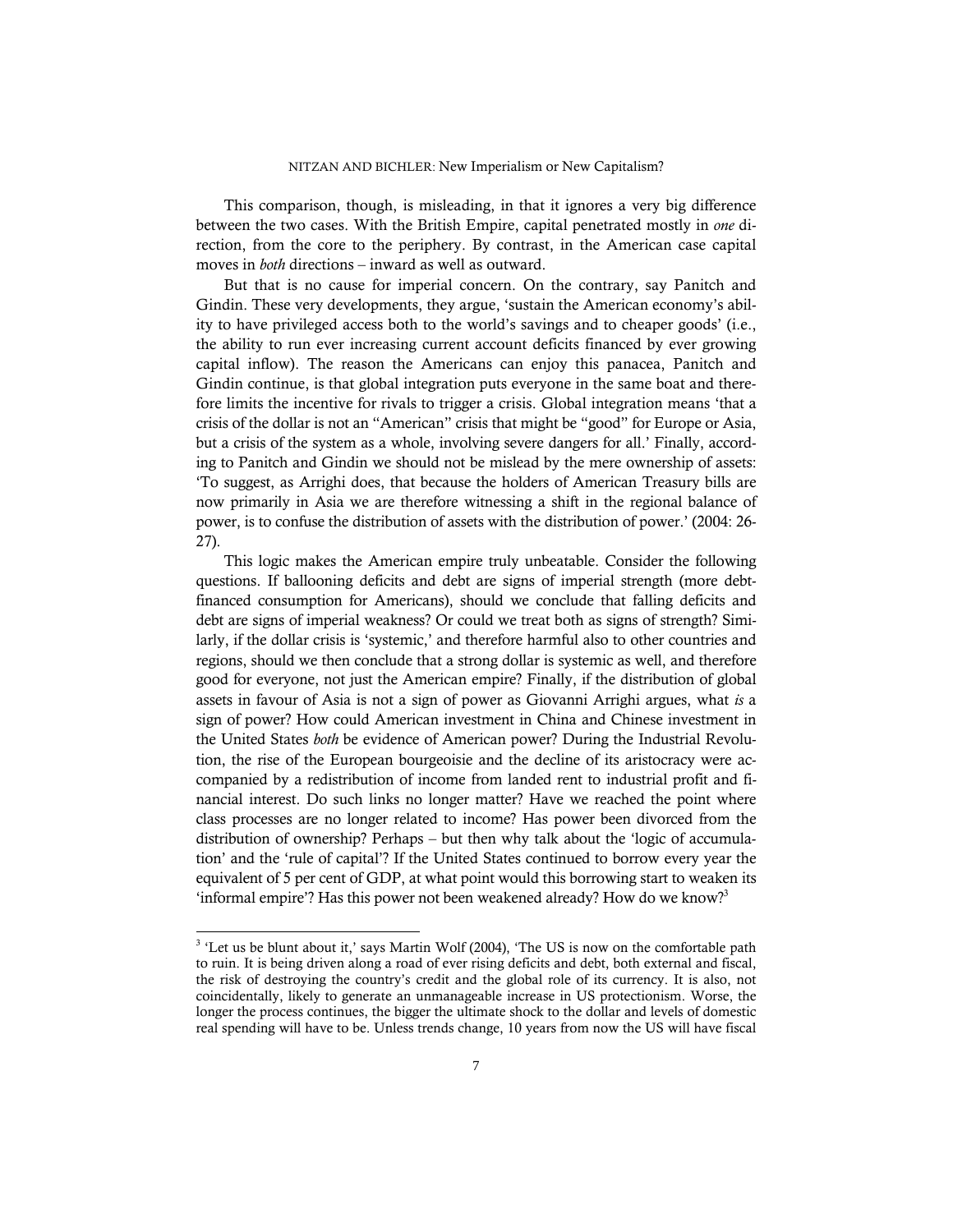This comparison, though, is misleading, in that it ignores a very big difference between the two cases. With the British Empire, capital penetrated mostly in *one* direction, from the core to the periphery. By contrast, in the American case capital moves in *both* directions – inward as well as outward.

But that is no cause for imperial concern. On the contrary, say Panitch and Gindin. These very developments, they argue, 'sustain the American economy's ability to have privileged access both to the world's savings and to cheaper goods' (i.e., the ability to run ever increasing current account deficits financed by ever growing capital inflow). The reason the Americans can enjoy this panacea, Panitch and Gindin continue, is that global integration puts everyone in the same boat and therefore limits the incentive for rivals to trigger a crisis. Global integration means 'that a crisis of the dollar is not an "American" crisis that might be "good" for Europe or Asia, but a crisis of the system as a whole, involving severe dangers for all.' Finally, according to Panitch and Gindin we should not be mislead by the mere ownership of assets: 'To suggest, as Arrighi does, that because the holders of American Treasury bills are now primarily in Asia we are therefore witnessing a shift in the regional balance of power, is to confuse the distribution of assets with the distribution of power.' (2004: 26-27).

This logic makes the American empire truly unbeatable. Consider the following questions. If ballooning deficits and debt are signs of imperial strength (more debt-financed consumption for Americans), should we conclude that falling deficits and debt are signs of imperial weakness? Or could we treat both as signs of strength? Similarly, if the dollar crisis is 'systemic,' and therefore harmful also to other countries and regions, should we then conclude that a strong dollar is systemic as well, and therefore good for everyone, not just the American empire? Finally, if the distribution of global assets in favour of Asia is not a sign of power as Giovanni Arrighi argues, what *is* a sign of power? How could American investment in China and Chinese investment in the United States *both* be evidence of American power? During the Industrial Revolution, the rise of the European bourgeoisie and the decline of its aristocracy were accompanied by a redistribution of income from landed rent to industrial profit and financial interest. Do such links no longer matter? Have we reached the point where class processes are no longer related to income? Has power been divorced from the distribution of ownership? Perhaps – but then why talk about the 'logic of accumulation' and the 'rule of capital'? If the United States continued to borrow every year the equivalent of 5 per cent of GDP, at what point would this borrowing start to weaken its 'informal empire'? Has this power not been weakened already? How do we know?[3]

[3] 'Let us be blunt about it,' says Martin Wolf (2004), 'The US is now on the comfortable path to ruin. It is being driven along a road of ever rising deficits and debt, both external and fiscal, the risk of destroying the country's credit and the global role of its currency. It is also, not coincidentally, likely to generate an unmanageable increase in US protectionism. Worse, the longer the process continues, the bigger the ultimate shock to the dollar and levels of domestic real spending will have to be. Unless trends change, 10 years from now the US will have fiscal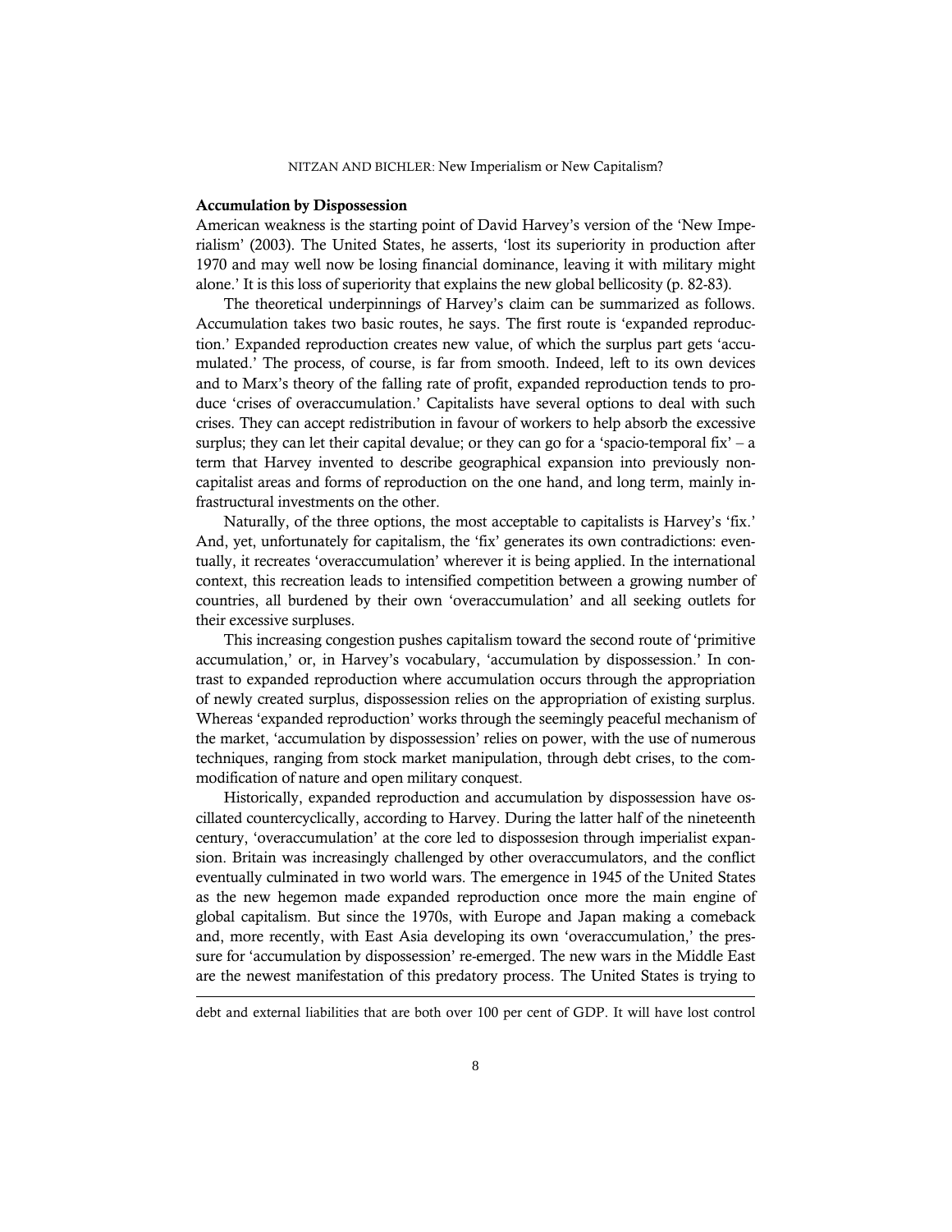## Accumulation by Dispossession

American weakness is the starting point of David Harvey's version of the 'New Imperialism' (2003). The United States, he asserts, 'lost its superiority in production after 1970 and may well now be losing financial dominance, leaving it with military might alone.' It is this loss of superiority that explains the new global bellicosity (p. 82-83).

The theoretical underpinnings of Harvey's claim can be summarized as follows. Accumulation takes two basic routes, he says. The first route is 'expanded reproduction.' Expanded reproduction creates new value, of which the surplus part gets 'accumulated.' The process, of course, is far from smooth. Indeed, left to its own devices and to Marx's theory of the falling rate of profit, expanded reproduction tends to produce 'crises of overaccumulation.' Capitalists have several options to deal with such crises. They can accept redistribution in favour of workers to help absorb the excessive surplus; they can let their capital devalue; or they can go for a 'spacio-temporal fix' – a term that Harvey invented to describe geographical expansion into previously non-capitalist areas and forms of reproduction on the one hand, and long term, mainly infrastructural investments on the other.

Naturally, of the three options, the most acceptable to capitalists is Harvey's 'fix.' And, yet, unfortunately for capitalism, the 'fix' generates its own contradictions: eventually, it recreates 'overaccumulation' wherever it is being applied. In the international context, this recreation leads to intensified competition between a growing number of countries, all burdened by their own 'overaccumulation' and all seeking outlets for their excessive surpluses.

This increasing congestion pushes capitalism toward the second route of 'primitive accumulation,' or, in Harvey's vocabulary, 'accumulation by dispossession.' In contrast to expanded reproduction where accumulation occurs through the appropriation of newly created surplus, dispossession relies on the appropriation of existing surplus. Whereas 'expanded reproduction' works through the seemingly peaceful mechanism of the market, 'accumulation by dispossession' relies on power, with the use of numerous techniques, ranging from stock market manipulation, through debt crises, to the commodification of nature and open military conquest.

Historically, expanded reproduction and accumulation by dispossession have oscillated countercyclically, according to Harvey. During the latter half of the nineteenth century, 'overaccumulation' at the core led to dispossesion through imperialist expansion. Britain was increasingly challenged by other overaccumulators, and the conflict eventually culminated in two world wars. The emergence in 1945 of the United States as the new hegemon made expanded reproduction once more the main engine of global capitalism. But since the 1970s, with Europe and Japan making a comeback and, more recently, with East Asia developing its own 'overaccumulation,' the pressure for 'accumulation by dispossession' re-emerged. The new wars in the Middle East are the newest manifestation of this predatory process. The United States is trying to

---

debt and external liabilities that are both over 100 per cent of GDP. It will have lost control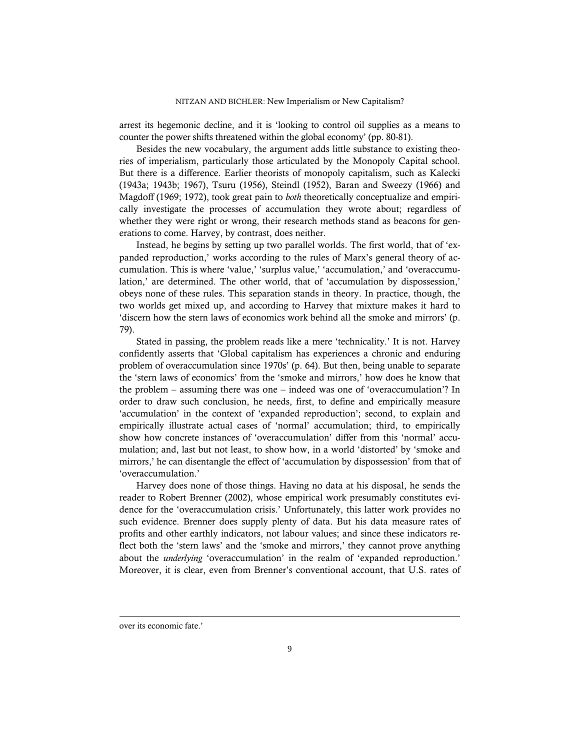arrest its hegemonic decline, and it is 'looking to control oil supplies as a means to counter the power shifts threatened within the global economy' (pp. 80-81).

Besides the new vocabulary, the argument adds little substance to existing theories of imperialism, particularly those articulated by the Monopoly Capital school. But there is a difference. Earlier theorists of monopoly capitalism, such as Kalecki (1943a; 1943b; 1967), Tsuru (1956), Steindl (1952), Baran and Sweezy (1966) and Magdoff (1969; 1972), took great pain to *both* theoretically conceptualize and empirically investigate the processes of accumulation they wrote about; regardless of whether they were right or wrong, their research methods stand as beacons for generations to come. Harvey, by contrast, does neither.

Instead, he begins by setting up two parallel worlds. The first world, that of 'expanded reproduction,' works according to the rules of Marx's general theory of accumulation. This is where 'value,' 'surplus value,' 'accumulation,' and 'overaccumulation,' are determined. The other world, that of 'accumulation by dispossession,' obeys none of these rules. This separation stands in theory. In practice, though, the two worlds get mixed up, and according to Harvey that mixture makes it hard to 'discern how the stern laws of economics work behind all the smoke and mirrors' (p. 79).

Stated in passing, the problem reads like a mere 'technicality.' It is not. Harvey confidently asserts that 'Global capitalism has experiences a chronic and enduring problem of overaccumulation since 1970s' (p. 64). But then, being unable to separate the 'stern laws of economics' from the 'smoke and mirrors,' how does he know that the problem – assuming there was one – indeed was one of 'overaccumulation'? In order to draw such conclusion, he needs, first, to define and empirically measure 'accumulation' in the context of 'expanded reproduction'; second, to explain and empirically illustrate actual cases of 'normal' accumulation; third, to empirically show how concrete instances of 'overaccumulation' differ from this 'normal' accumulation; and, last but not least, to show how, in a world 'distorted' by 'smoke and mirrors,' he can disentangle the effect of 'accumulation by dispossession' from that of 'overaccumulation.'

Harvey does none of those things. Having no data at his disposal, he sends the reader to Robert Brenner (2002), whose empirical work presumably constitutes evidence for the 'overaccumulation crisis.' Unfortunately, this latter work provides no such evidence. Brenner does supply plenty of data. But his data measure rates of profits and other earthly indicators, not labour values; and since these indicators reflect both the 'stern laws' and the 'smoke and mirrors,' they cannot prove anything about the *underlying* 'overaccumulation' in the realm of 'expanded reproduction.' Moreover, it is clear, even from Brenner's conventional account, that U.S. rates of

---

over its economic fate.'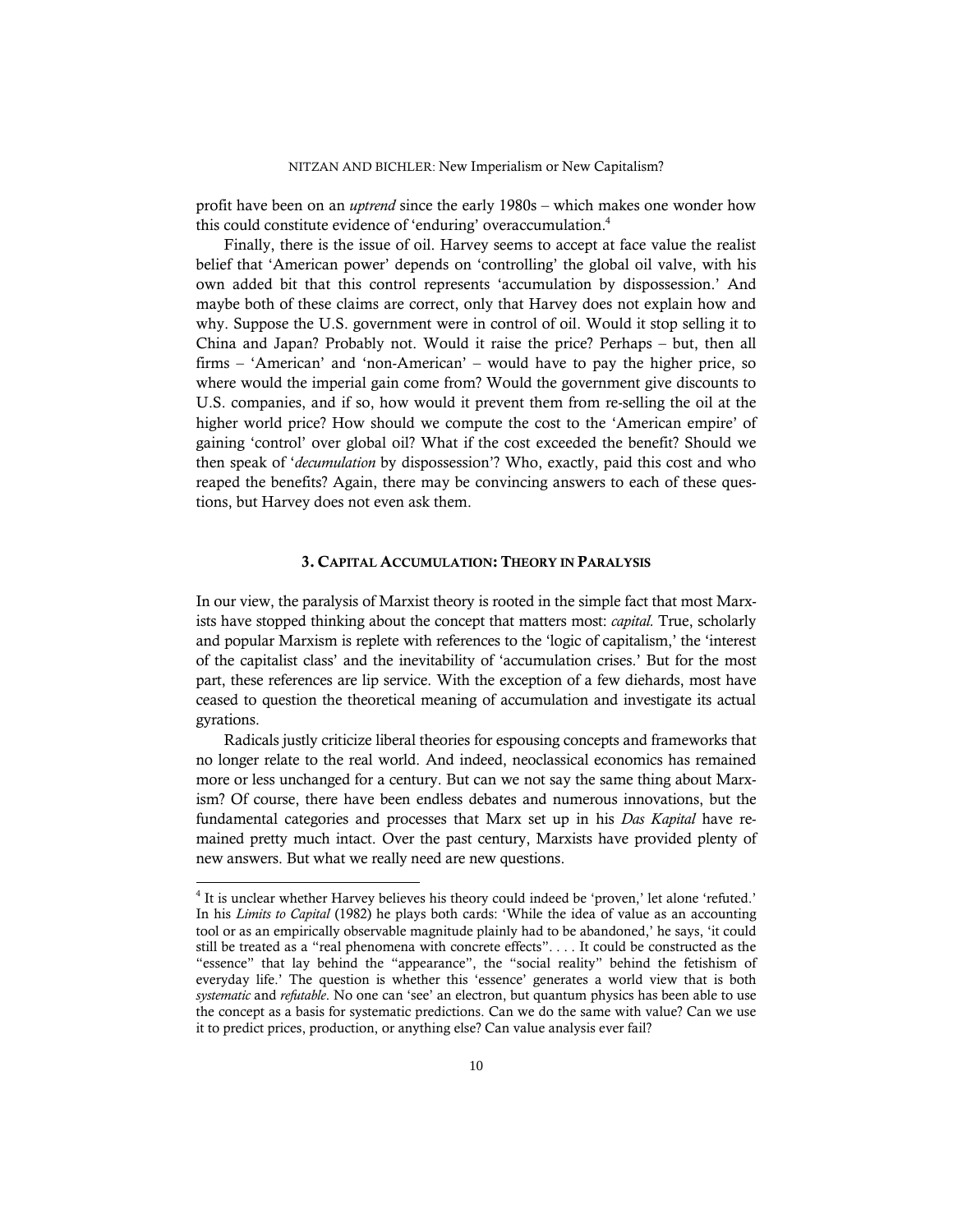profit have been on an *uptrend* since the early 1980s – which makes one wonder how this could constitute evidence of 'enduring' overaccumulation.[4]

Finally, there is the issue of oil. Harvey seems to accept at face value the realist belief that 'American power' depends on 'controlling' the global oil valve, with his own added bit that this control represents 'accumulation by dispossession.' And maybe both of these claims are correct, only that Harvey does not explain how and why. Suppose the U.S. government were in control of oil. Would it stop selling it to China and Japan? Probably not. Would it raise the price? Perhaps – but, then all firms – 'American' and 'non-American' – would have to pay the higher price, so where would the imperial gain come from? Would the government give discounts to U.S. companies, and if so, how would it prevent them from re-selling the oil at the higher world price? How should we compute the cost to the 'American empire' of gaining 'control' over global oil? What if the cost exceeded the benefit? Should we then speak of '*decumulation* by dispossession'? Who, exactly, paid this cost and who reaped the benefits? Again, there may be convincing answers to each of these questions, but Harvey does not even ask them.

## 3. Capital Accumulation: Theory in Paralysis

In our view, the paralysis of Marxist theory is rooted in the simple fact that most Marxists have stopped thinking about the concept that matters most: *capital*. True, scholarly and popular Marxism is replete with references to the 'logic of capitalism,' the 'interest of the capitalist class' and the inevitability of 'accumulation crises.' But for the most part, these references are lip service. With the exception of a few diehards, most have ceased to question the theoretical meaning of accumulation and investigate its actual gyrations.

Radicals justly criticize liberal theories for espousing concepts and frameworks that no longer relate to the real world. And indeed, neoclassical economics has remained more or less unchanged for a century. But can we not say the same thing about Marxism? Of course, there have been endless debates and numerous innovations, but the fundamental categories and processes that Marx set up in his *Das Kapital* have remained pretty much intact. Over the past century, Marxists have provided plenty of new answers. But what we really need are new questions.

---

[4] It is unclear whether Harvey believes his theory could indeed be 'proven,' let alone 'refuted.' In his *Limits to Capital* (1982) he plays both cards: 'While the idea of value as an accounting tool or as an empirically observable magnitude plainly had to be abandoned,' he says, 'it could still be treated as a "real phenomena with concrete effects". . . . It could be constructed as the "essence" that lay behind the "appearance", the "social reality" behind the fetishism of everyday life.' The question is whether this 'essence' generates a world view that is both *systematic* and *refutable*. No one can 'see' an electron, but quantum physics has been able to use the concept as a basis for systematic predictions. Can we do the same with value? Can we use it to predict prices, production, or anything else? Can value analysis ever fail?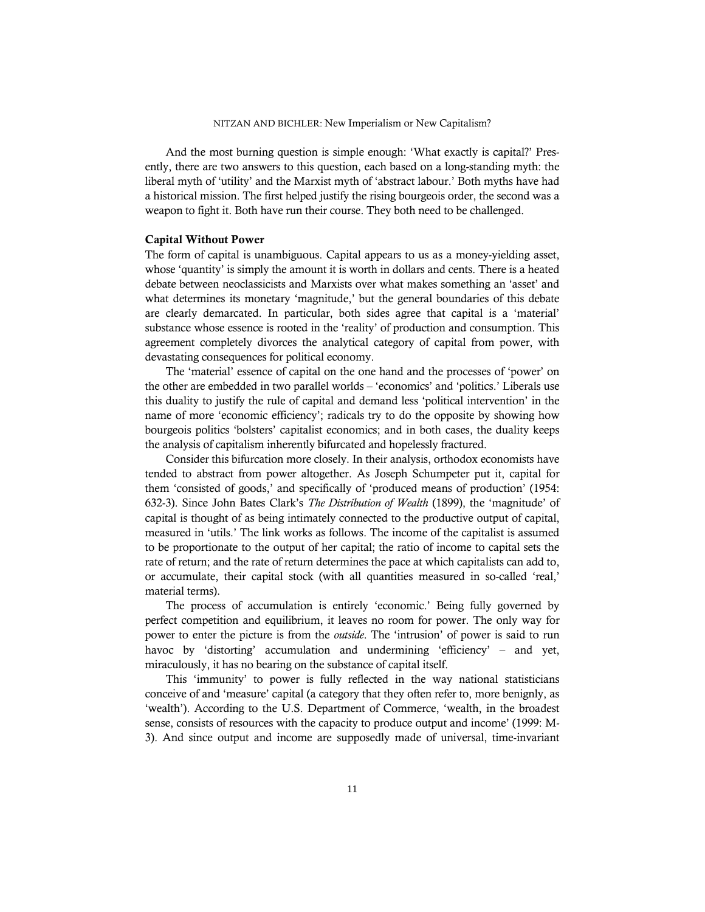And the most burning question is simple enough: 'What exactly is capital?' Presently, there are two answers to this question, each based on a long-standing myth: the liberal myth of 'utility' and the Marxist myth of 'abstract labour.' Both myths have had a historical mission. The first helped justify the rising bourgeois order, the second was a weapon to fight it. Both have run their course. They both need to be challenged.

### Capital Without Power

The form of capital is unambiguous. Capital appears to us as a money-yielding asset, whose 'quantity' is simply the amount it is worth in dollars and cents. There is a heated debate between neoclassicists and Marxists over what makes something an 'asset' and what determines its monetary 'magnitude,' but the general boundaries of this debate are clearly demarcated. In particular, both sides agree that capital is a 'material' substance whose essence is rooted in the 'reality' of production and consumption. This agreement completely divorces the analytical category of capital from power, with devastating consequences for political economy.

The 'material' essence of capital on the one hand and the processes of 'power' on the other are embedded in two parallel worlds – 'economics' and 'politics.' Liberals use this duality to justify the rule of capital and demand less 'political intervention' in the name of more 'economic efficiency'; radicals try to do the opposite by showing how bourgeois politics 'bolsters' capitalist economics; and in both cases, the duality keeps the analysis of capitalism inherently bifurcated and hopelessly fractured.

Consider this bifurcation more closely. In their analysis, orthodox economists have tended to abstract from power altogether. As Joseph Schumpeter put it, capital for them 'consisted of goods,' and specifically of 'produced means of production' (1954: 632-3). Since John Bates Clark's *The Distribution of Wealth* (1899), the 'magnitude' of capital is thought of as being intimately connected to the productive output of capital, measured in 'utils.' The link works as follows. The income of the capitalist is assumed to be proportionate to the output of her capital; the ratio of income to capital sets the rate of return; and the rate of return determines the pace at which capitalists can add to, or accumulate, their capital stock (with all quantities measured in so-called 'real,' material terms).

The process of accumulation is entirely 'economic.' Being fully governed by perfect competition and equilibrium, it leaves no room for power. The only way for power to enter the picture is from the *outside*. The 'intrusion' of power is said to run havoc by 'distorting' accumulation and undermining 'efficiency' – and yet, miraculously, it has no bearing on the substance of capital itself.

This 'immunity' to power is fully reflected in the way national statisticians conceive of and 'measure' capital (a category that they often refer to, more benignly, as 'wealth'). According to the U.S. Department of Commerce, 'wealth, in the broadest sense, consists of resources with the capacity to produce output and income' (1999: M-3). And since output and income are supposedly made of universal, time-invariant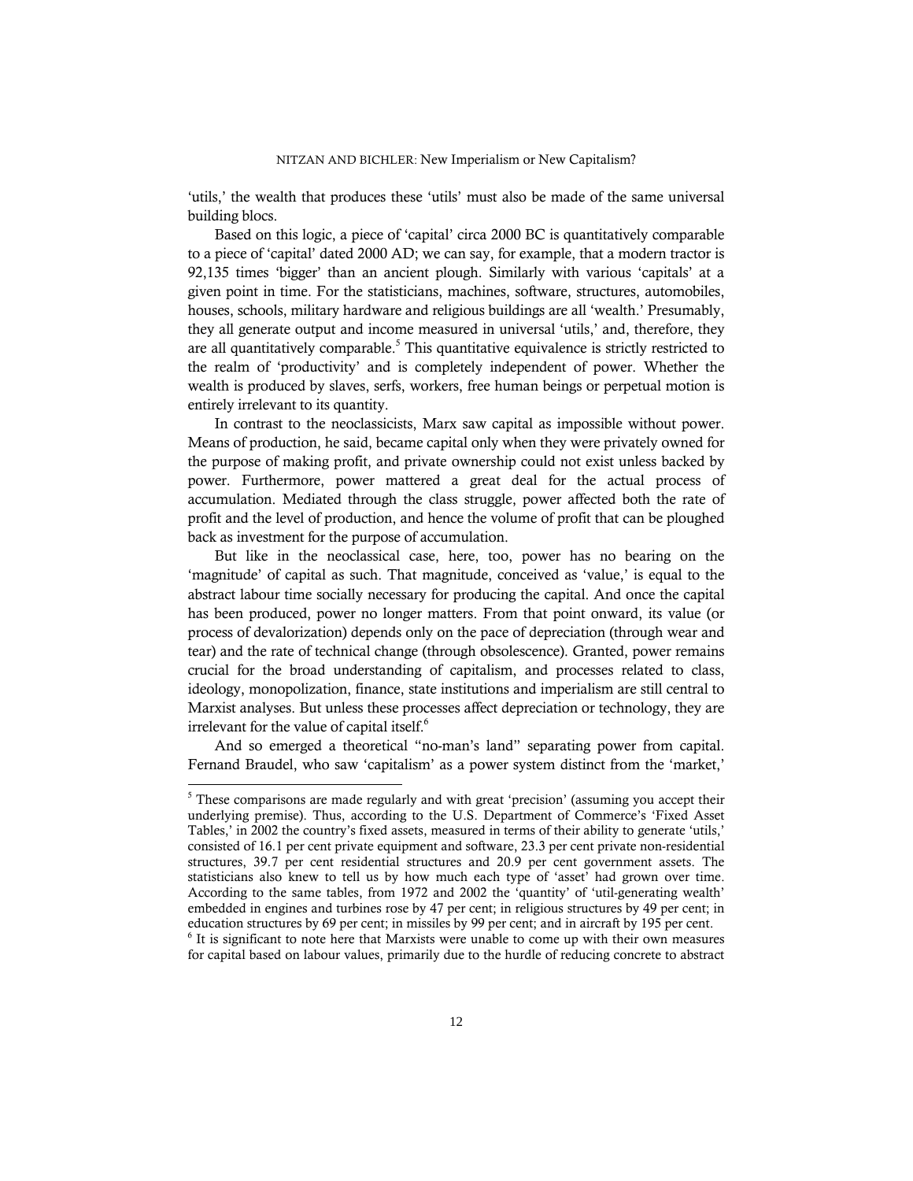'utils,' the wealth that produces these 'utils' must also be made of the same universal building blocs.

Based on this logic, a piece of 'capital' circa 2000 BC is quantitatively comparable to a piece of 'capital' dated 2000 AD; we can say, for example, that a modern tractor is 92,135 times 'bigger' than an ancient plough. Similarly with various 'capitals' at a given point in time. For the statisticians, machines, software, structures, automobiles, houses, schools, military hardware and religious buildings are all 'wealth.' Presumably, they all generate output and income measured in universal 'utils,' and, therefore, they are all quantitatively comparable.[5] This quantitative equivalence is strictly restricted to the realm of 'productivity' and is completely independent of power. Whether the wealth is produced by slaves, serfs, workers, free human beings or perpetual motion is entirely irrelevant to its quantity.

In contrast to the neoclassicists, Marx saw capital as impossible without power. Means of production, he said, became capital only when they were privately owned for the purpose of making profit, and private ownership could not exist unless backed by power. Furthermore, power mattered a great deal for the actual process of accumulation. Mediated through the class struggle, power affected both the rate of profit and the level of production, and hence the volume of profit that can be ploughed back as investment for the purpose of accumulation.

But like in the neoclassical case, here, too, power has no bearing on the 'magnitude' of capital as such. That magnitude, conceived as 'value,' is equal to the abstract labour time socially necessary for producing the capital. And once the capital has been produced, power no longer matters. From that point onward, its value (or process of devalorization) depends only on the pace of depreciation (through wear and tear) and the rate of technical change (through obsolescence). Granted, power remains crucial for the broad understanding of capitalism, and processes related to class, ideology, monopolization, finance, state institutions and imperialism are still central to Marxist analyses. But unless these processes affect depreciation or technology, they are irrelevant for the value of capital itself.[6]

And so emerged a theoretical "no-man's land" separating power from capital. Fernand Braudel, who saw 'capitalism' as a power system distinct from the 'market,'

---

[5] These comparisons are made regularly and with great 'precision' (assuming you accept their underlying premise). Thus, according to the U.S. Department of Commerce's 'Fixed Asset Tables,' in 2002 the country's fixed assets, measured in terms of their ability to generate 'utils,' consisted of 16.1 per cent private equipment and software, 23.3 per cent private non-residential structures, 39.7 per cent residential structures and 20.9 per cent government assets. The statisticians also knew to tell us by how much each type of 'asset' had grown over time. According to the same tables, from 1972 and 2002 the 'quantity' of 'util-generating wealth' embedded in engines and turbines rose by 47 per cent; in religious structures by 49 per cent; in education structures by 69 per cent; in missiles by 99 per cent; and in aircraft by 195 per cent.

[6] It is significant to note here that Marxists were unable to come up with their own measures for capital based on labour values, primarily due to the hurdle of reducing concrete to abstract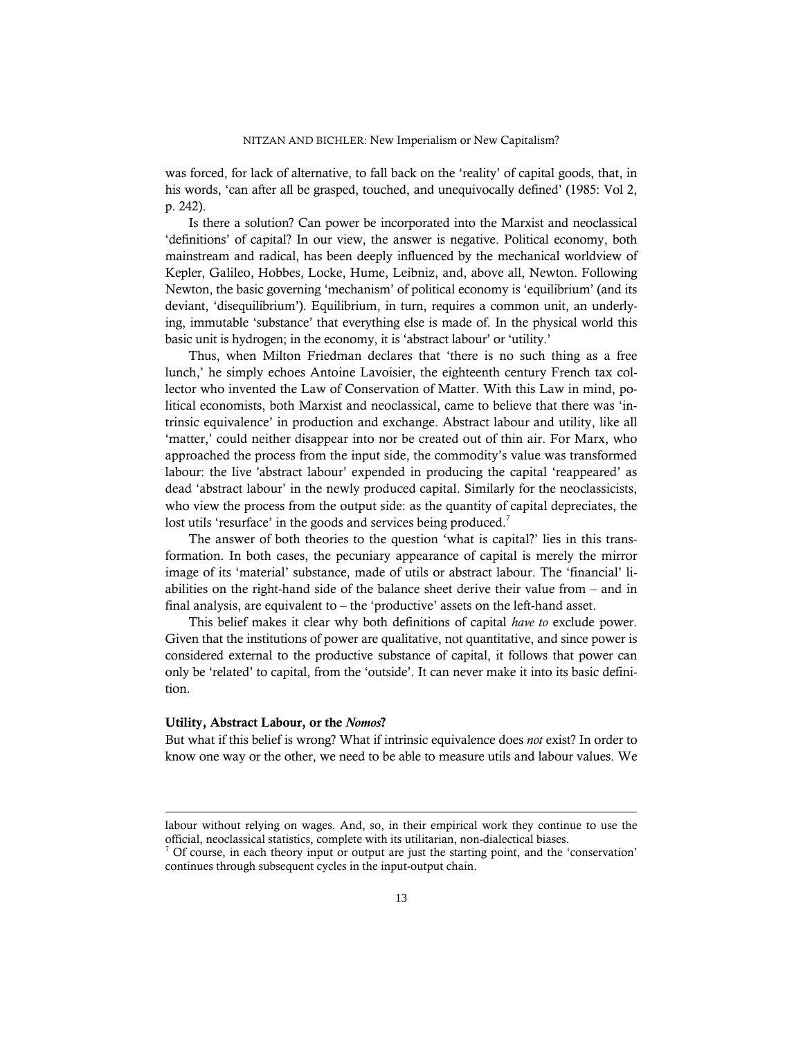was forced, for lack of alternative, to fall back on the 'reality' of capital goods, that, in his words, 'can after all be grasped, touched, and unequivocally defined' (1985: Vol 2, p. 242).

Is there a solution? Can power be incorporated into the Marxist and neoclassical 'definitions' of capital? In our view, the answer is negative. Political economy, both mainstream and radical, has been deeply influenced by the mechanical worldview of Kepler, Galileo, Hobbes, Locke, Hume, Leibniz, and, above all, Newton. Following Newton, the basic governing 'mechanism' of political economy is 'equilibrium' (and its deviant, 'disequilibrium'). Equilibrium, in turn, requires a common unit, an underlying, immutable 'substance' that everything else is made of. In the physical world this basic unit is hydrogen; in the economy, it is 'abstract labour' or 'utility.'

Thus, when Milton Friedman declares that 'there is no such thing as a free lunch,' he simply echoes Antoine Lavoisier, the eighteenth century French tax collector who invented the Law of Conservation of Matter. With this Law in mind, political economists, both Marxist and neoclassical, came to believe that there was 'intrinsic equivalence' in production and exchange. Abstract labour and utility, like all 'matter,' could neither disappear into nor be created out of thin air. For Marx, who approached the process from the input side, the commodity's value was transformed labour: the live 'abstract labour' expended in producing the capital 'reappeared' as dead 'abstract labour' in the newly produced capital. Similarly for the neoclassicists, who view the process from the output side: as the quantity of capital depreciates, the lost utils 'resurface' in the goods and services being produced.[7]

The answer of both theories to the question 'what is capital?' lies in this transformation. In both cases, the pecuniary appearance of capital is merely the mirror image of its 'material' substance, made of utils or abstract labour. The 'financial' liabilities on the right-hand side of the balance sheet derive their value from – and in final analysis, are equivalent to – the 'productive' assets on the left-hand asset.

This belief makes it clear why both definitions of capital *have to* exclude power. Given that the institutions of power are qualitative, not quantitative, and since power is considered external to the productive substance of capital, it follows that power can only be 'related' to capital, from the 'outside'. It can never make it into its basic definition.

### Utility, Abstract Labour, or the *Nomos*?

But what if this belief is wrong? What if intrinsic equivalence does *not* exist? In order to know one way or the other, we need to be able to measure utils and labour values. We

---

labour without relying on wages. And, so, in their empirical work they continue to use the official, neoclassical statistics, complete with its utilitarian, non-dialectical biases.

[7] Of course, in each theory input or output are just the starting point, and the 'conservation' continues through subsequent cycles in the input-output chain.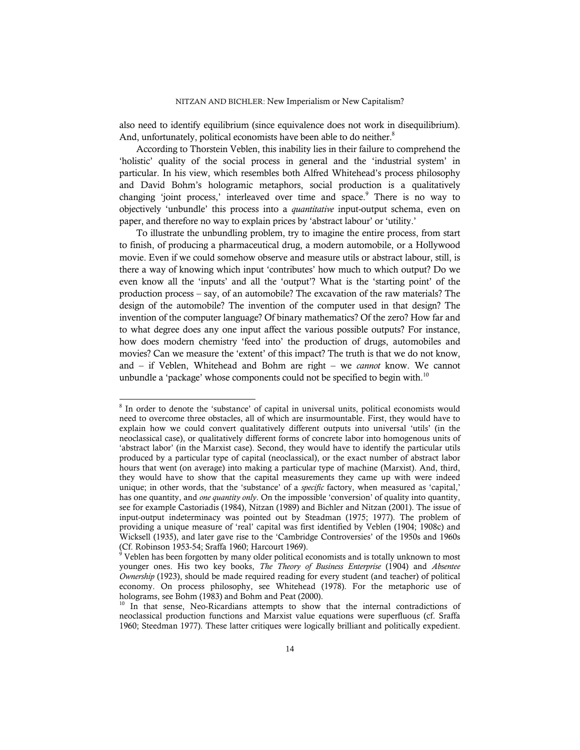also need to identify equilibrium (since equivalence does not work in disequilibrium). And, unfortunately, political economists have been able to do neither.[8]

According to Thorstein Veblen, this inability lies in their failure to comprehend the 'holistic' quality of the social process in general and the 'industrial system' in particular. In his view, which resembles both Alfred Whitehead's process philosophy and David Bohm's hologramic metaphors, social production is a qualitatively changing 'joint process,' interleaved over time and space.[9] There is no way to objectively 'unbundle' this process into a *quantitative* input-output schema, even on paper, and therefore no way to explain prices by 'abstract labour' or 'utility.'

To illustrate the unbundling problem, try to imagine the entire process, from start to finish, of producing a pharmaceutical drug, a modern automobile, or a Hollywood movie. Even if we could somehow observe and measure utils or abstract labour, still, is there a way of knowing which input 'contributes' how much to which output? Do we even know all the 'inputs' and all the 'output'? What is the 'starting point' of the production process – say, of an automobile? The excavation of the raw materials? The design of the automobile? The invention of the computer used in that design? The invention of the computer language? Of binary mathematics? Of the zero? How far and to what degree does any one input affect the various possible outputs? For instance, how does modern chemistry 'feed into' the production of drugs, automobiles and movies? Can we measure the 'extent' of this impact? The truth is that we do not know, and – if Veblen, Whitehead and Bohm are right – we *cannot* know. We cannot unbundle a 'package' whose components could not be specified to begin with.[10]

---

[8] In order to denote the 'substance' of capital in universal units, political economists would need to overcome three obstacles, all of which are insurmountable. First, they would have to explain how we could convert qualitatively different outputs into universal 'utils' (in the neoclassical case), or qualitatively different forms of concrete labor into homogenous units of 'abstract labor' (in the Marxist case). Second, they would have to identify the particular utils produced by a particular type of capital (neoclassical), or the exact number of abstract labor hours that went (on average) into making a particular type of machine (Marxist). And, third, they would have to show that the capital measurements they came up with were indeed unique; in other words, that the 'substance' of a *specific* factory, when measured as 'capital,' has one quantity, and *one quantity only*. On the impossible 'conversion' of quality into quantity, see for example Castoriadis (1984), Nitzan (1989) and Bichler and Nitzan (2001). The issue of input-output indeterminacy was pointed out by Steadman (1975; 1977). The problem of providing a unique measure of 'real' capital was first identified by Veblen (1904; 1908c) and Wicksell (1935), and later gave rise to the 'Cambridge Controversies' of the 1950s and 1960s (Cf. Robinson 1953-54; Sraffa 1960; Harcourt 1969).

[9] Veblen has been forgotten by many older political economists and is totally unknown to most younger ones. His two key books, *The Theory of Business Enterprise* (1904) and *Absentee Ownership* (1923), should be made required reading for every student (and teacher) of political economy. On process philosophy, see Whitehead (1978). For the metaphoric use of holograms, see Bohm (1983) and Bohm and Peat (2000).

[10] In that sense, Neo-Ricardians attempts to show that the internal contradictions of neoclassical production functions and Marxist value equations were superfluous (cf. Sraffa 1960; Steedman 1977). These latter critiques were logically brilliant and politically expedient.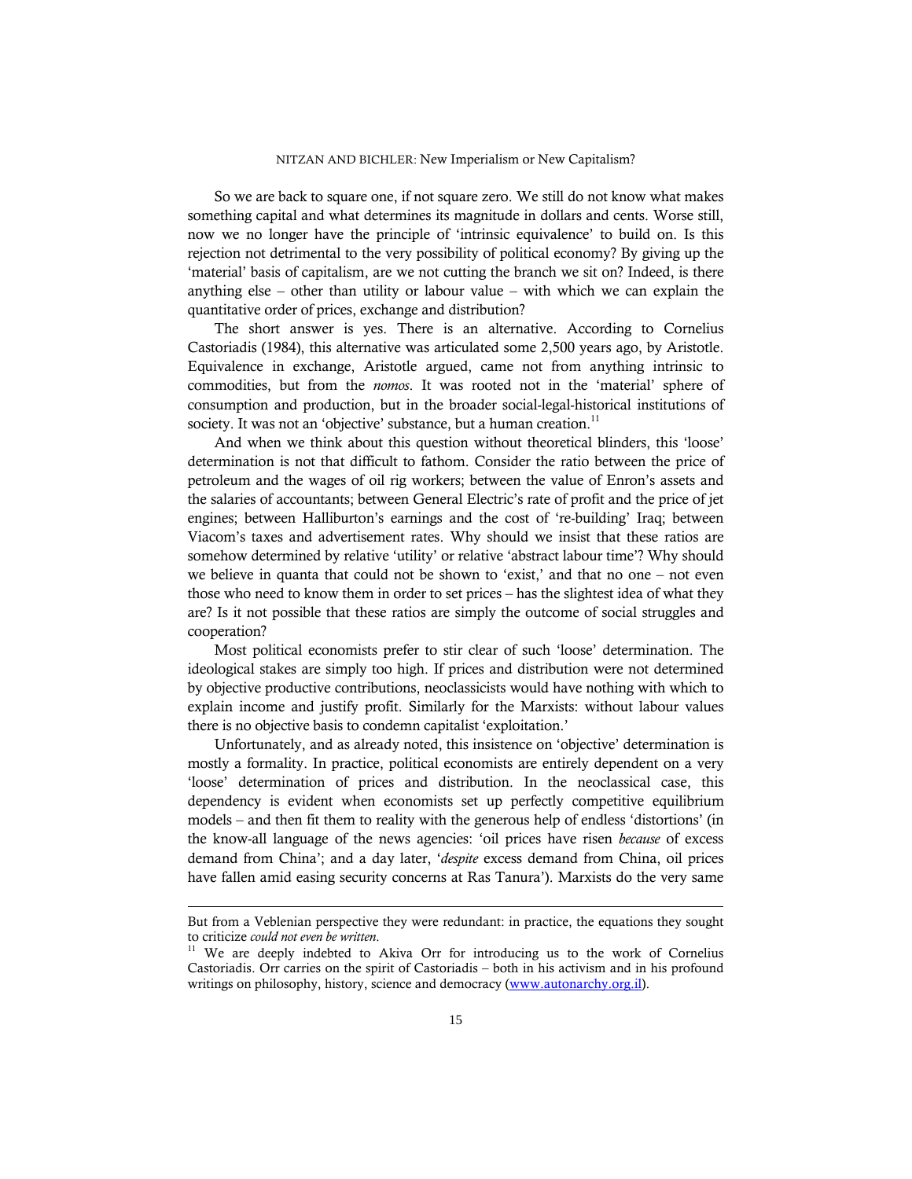So we are back to square one, if not square zero. We still do not know what makes something capital and what determines its magnitude in dollars and cents. Worse still, now we no longer have the principle of 'intrinsic equivalence' to build on. Is this rejection not detrimental to the very possibility of political economy? By giving up the 'material' basis of capitalism, are we not cutting the branch we sit on? Indeed, is there anything else – other than utility or labour value – with which we can explain the quantitative order of prices, exchange and distribution?

The short answer is yes. There is an alternative. According to Cornelius Castoriadis (1984), this alternative was articulated some 2,500 years ago, by Aristotle. Equivalence in exchange, Aristotle argued, came not from anything intrinsic to commodities, but from the *nomos*. It was rooted not in the 'material' sphere of consumption and production, but in the broader social-legal-historical institutions of society. It was not an 'objective' substance, but a human creation.[11]

And when we think about this question without theoretical blinders, this 'loose' determination is not that difficult to fathom. Consider the ratio between the price of petroleum and the wages of oil rig workers; between the value of Enron's assets and the salaries of accountants; between General Electric's rate of profit and the price of jet engines; between Halliburton's earnings and the cost of 're-building' Iraq; between Viacom's taxes and advertisement rates. Why should we insist that these ratios are somehow determined by relative 'utility' or relative 'abstract labour time'? Why should we believe in quanta that could not be shown to 'exist,' and that no one – not even those who need to know them in order to set prices – has the slightest idea of what they are? Is it not possible that these ratios are simply the outcome of social struggles and cooperation?

Most political economists prefer to stir clear of such 'loose' determination. The ideological stakes are simply too high. If prices and distribution were not determined by objective productive contributions, neoclassicists would have nothing with which to explain income and justify profit. Similarly for the Marxists: without labour values there is no objective basis to condemn capitalist 'exploitation.'

Unfortunately, and as already noted, this insistence on 'objective' determination is mostly a formality. In practice, political economists are entirely dependent on a very 'loose' determination of prices and distribution. In the neoclassical case, this dependency is evident when economists set up perfectly competitive equilibrium models – and then fit them to reality with the generous help of endless 'distortions' (in the know-all language of the news agencies: 'oil prices have risen *because* of excess demand from China'; and a day later, '*despite* excess demand from China, oil prices have fallen amid easing security concerns at Ras Tanura'). Marxists do the very same

---

But from a Veblenian perspective they were redundant: in practice, the equations they sought to criticize *could not even be written*.

[11] We are deeply indebted to Akiva Orr for introducing us to the work of Cornelius Castoriadis. Orr carries on the spirit of Castoriadis – both in his activism and in his profound writings on philosophy, history, science and democracy (www.autonarchy.org.il).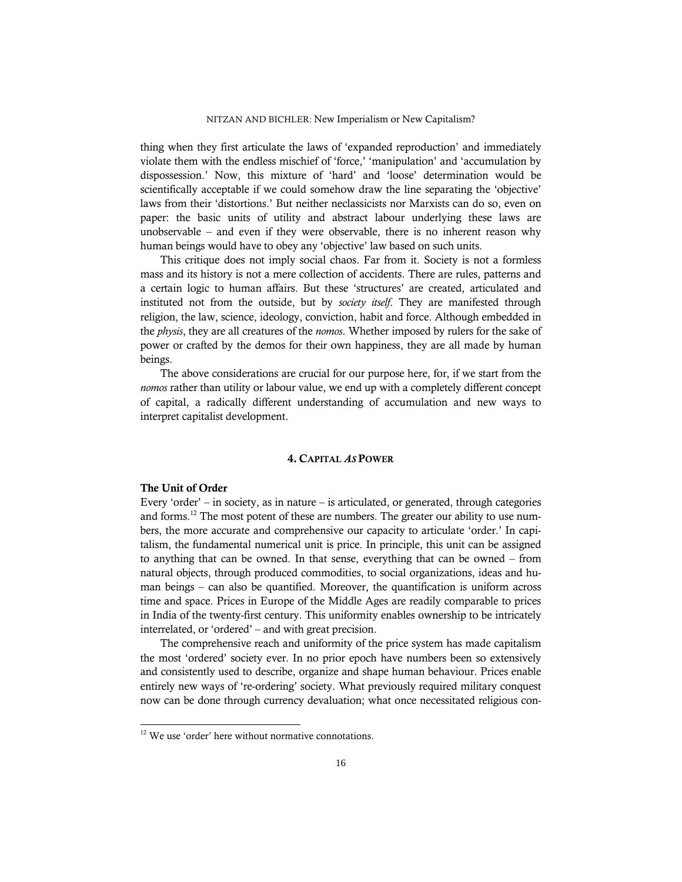thing when they first articulate the laws of 'expanded reproduction' and immediately violate them with the endless mischief of 'force,' 'manipulation' and 'accumulation by dispossession.' Now, this mixture of 'hard' and 'loose' determination would be scientifically acceptable if we could somehow draw the line separating the 'objective' laws from their 'distortions.' But neither neclassicists nor Marxists can do so, even on paper: the basic units of utility and abstract labour underlying these laws are unobservable – and even if they were observable, there is no inherent reason why human beings would have to obey any 'objective' law based on such units.

This critique does not imply social chaos. Far from it. Society is not a formless mass and its history is not a mere collection of accidents. There are rules, patterns and a certain logic to human affairs. But these 'structures' are created, articulated and instituted not from the outside, but by *society itself*. They are manifested through religion, the law, science, ideology, conviction, habit and force. Although embedded in the *physis*, they are all creatures of the *nomos*. Whether imposed by rulers for the sake of power or crafted by the demos for their own happiness, they are all made by human beings.

The above considerations are crucial for our purpose here, for, if we start from the *nomos* rather than utility or labour value, we end up with a completely different concept of capital, a radically different understanding of accumulation and new ways to interpret capitalist development.

## 4. Capital *As* Power

### The Unit of Order

Every 'order' – in society, as in nature – is articulated, or generated, through categories and forms.[12] The most potent of these are numbers. The greater our ability to use numbers, the more accurate and comprehensive our capacity to articulate 'order.' In capitalism, the fundamental numerical unit is price. In principle, this unit can be assigned to anything that can be owned. In that sense, everything that can be owned – from natural objects, through produced commodities, to social organizations, ideas and human beings – can also be quantified. Moreover, the quantification is uniform across time and space. Prices in Europe of the Middle Ages are readily comparable to prices in India of the twenty-first century. This uniformity enables ownership to be intricately interrelated, or 'ordered' – and with great precision.

The comprehensive reach and uniformity of the price system has made capitalism the most 'ordered' society ever. In no prior epoch have numbers been so extensively and consistently used to describe, organize and shape human behaviour. Prices enable entirely new ways of 're-ordering' society. What previously required military conquest now can be done through currency devaluation; what once necessitated religious con-

[12] We use 'order' here without normative connotations.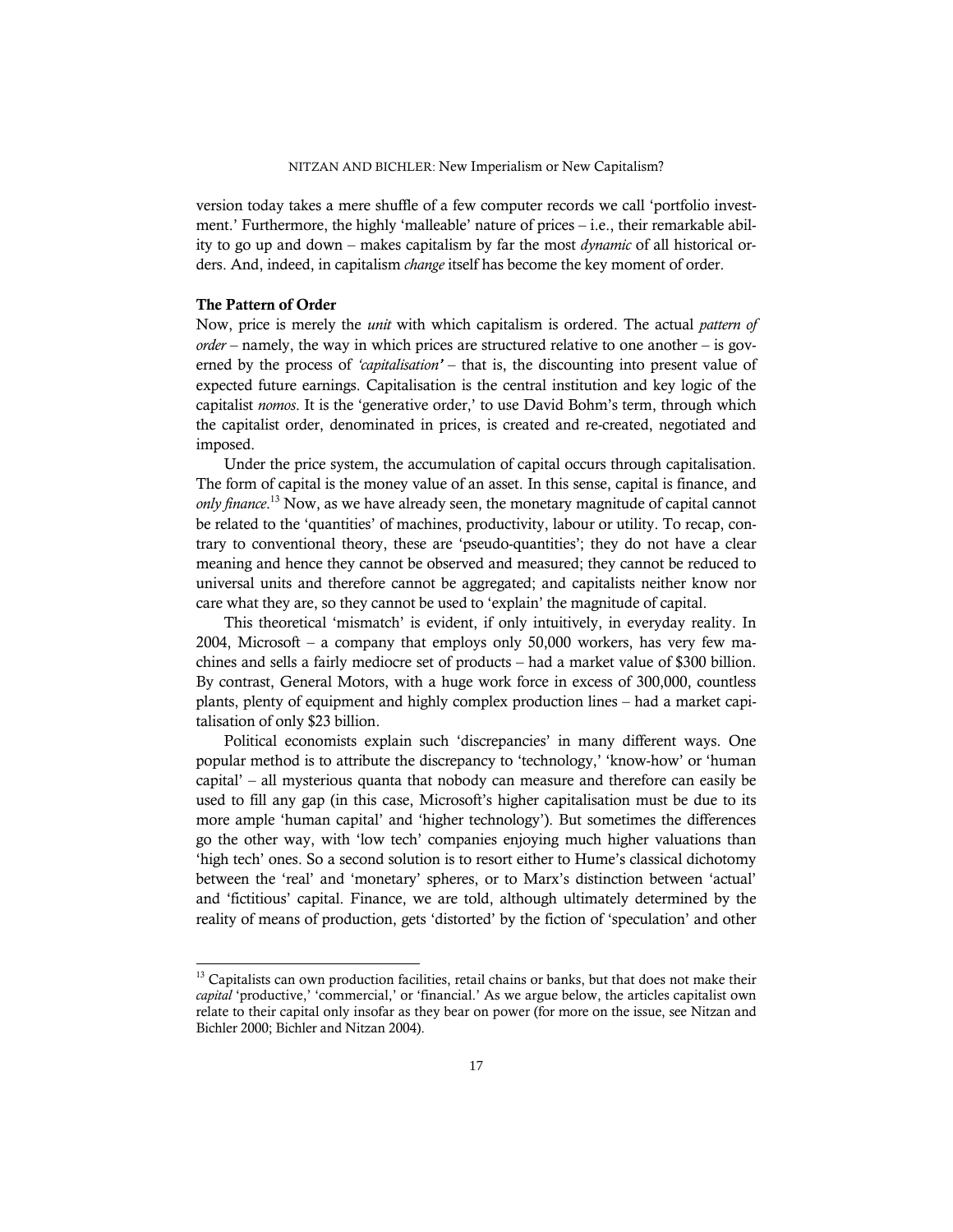version today takes a mere shuffle of a few computer records we call 'portfolio investment.' Furthermore, the highly 'malleable' nature of prices – i.e., their remarkable ability to go up and down – makes capitalism by far the most *dynamic* of all historical orders. And, indeed, in capitalism *change* itself has become the key moment of order.

### The Pattern of Order

Now, price is merely the *unit* with which capitalism is ordered. The actual *pattern of order* – namely, the way in which prices are structured relative to one another – is governed by the process of *'capitalisation'* – that is, the discounting into present value of expected future earnings. Capitalisation is the central institution and key logic of the capitalist *nomos*. It is the 'generative order,' to use David Bohm's term, through which the capitalist order, denominated in prices, is created and re-created, negotiated and imposed.

Under the price system, the accumulation of capital occurs through capitalisation. The form of capital is the money value of an asset. In this sense, capital is finance, and *only finance*.[13] Now, as we have already seen, the monetary magnitude of capital cannot be related to the 'quantities' of machines, productivity, labour or utility. To recap, contrary to conventional theory, these are 'pseudo-quantities'; they do not have a clear meaning and hence they cannot be observed and measured; they cannot be reduced to universal units and therefore cannot be aggregated; and capitalists neither know nor care what they are, so they cannot be used to 'explain' the magnitude of capital.

This theoretical 'mismatch' is evident, if only intuitively, in everyday reality. In 2004, Microsoft – a company that employs only 50,000 workers, has very few machines and sells a fairly mediocre set of products – had a market value of $300 billion. By contrast, General Motors, with a huge work force in excess of 300,000, countless plants, plenty of equipment and highly complex production lines – had a market capitalisation of only $23 billion.

Political economists explain such 'discrepancies' in many different ways. One popular method is to attribute the discrepancy to 'technology,' 'know-how' or 'human capital' – all mysterious quanta that nobody can measure and therefore can easily be used to fill any gap (in this case, Microsoft's higher capitalisation must be due to its more ample 'human capital' and 'higher technology'). But sometimes the differences go the other way, with 'low tech' companies enjoying much higher valuations than 'high tech' ones. So a second solution is to resort either to Hume's classical dichotomy between the 'real' and 'monetary' spheres, or to Marx's distinction between 'actual' and 'fictitious' capital. Finance, we are told, although ultimately determined by the reality of means of production, gets 'distorted' by the fiction of 'speculation' and other

---

[13] Capitalists can own production facilities, retail chains or banks, but that does not make their *capital* 'productive,' 'commercial,' or 'financial.' As we argue below, the articles capitalist own relate to their capital only insofar as they bear on power (for more on the issue, see Nitzan and Bichler 2000; Bichler and Nitzan 2004).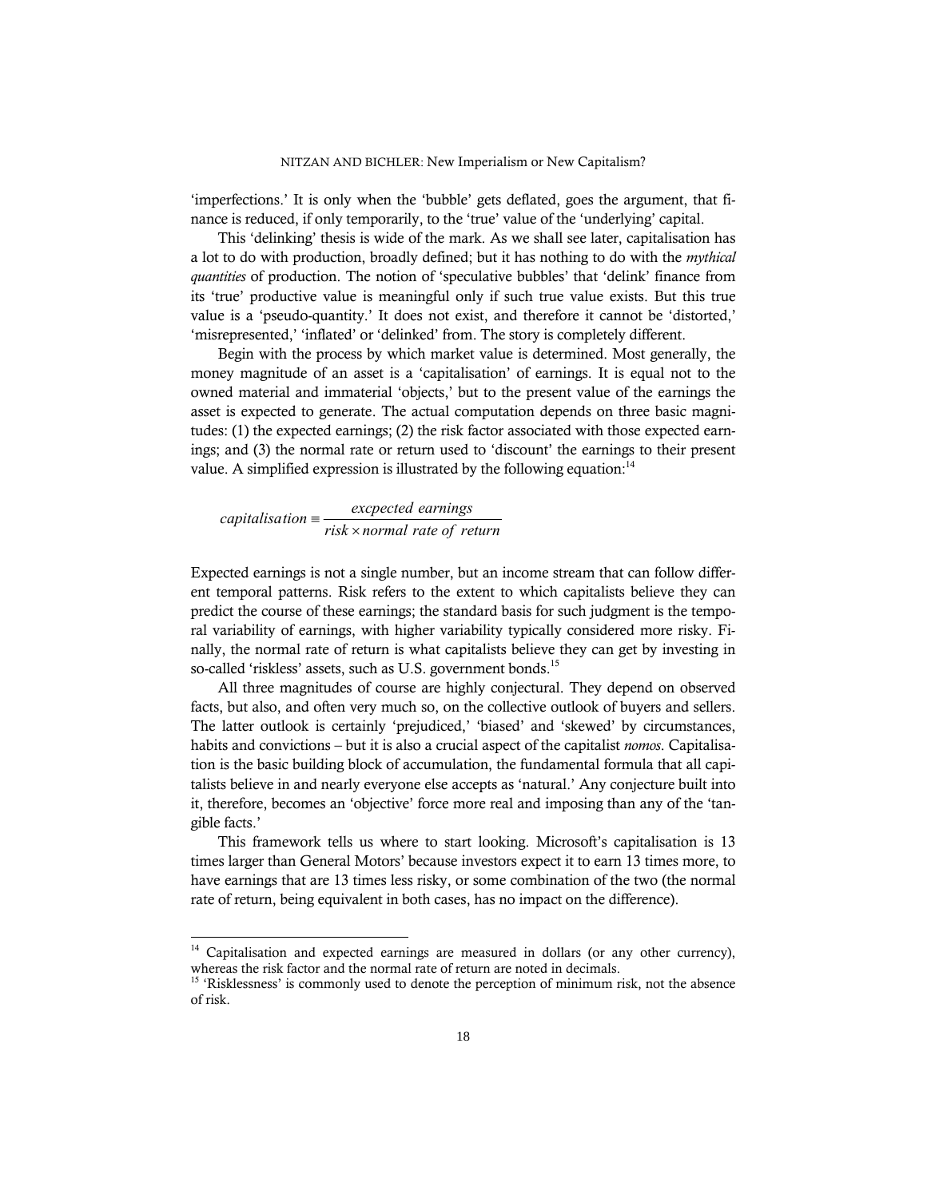'imperfections.' It is only when the 'bubble' gets deflated, goes the argument, that finance is reduced, if only temporarily, to the 'true' value of the 'underlying' capital.

This 'delinking' thesis is wide of the mark. As we shall see later, capitalisation has a lot to do with production, broadly defined; but it has nothing to do with the *mythical quantities* of production. The notion of 'speculative bubbles' that 'delink' finance from its 'true' productive value is meaningful only if such true value exists. But this true value is a 'pseudo-quantity.' It does not exist, and therefore it cannot be 'distorted,' 'misrepresented,' 'inflated' or 'delinked' from. The story is completely different.

Begin with the process by which market value is determined. Most generally, the money magnitude of an asset is a 'capitalisation' of earnings. It is equal not to the owned material and immaterial 'objects,' but to the present value of the earnings the asset is expected to generate. The actual computation depends on three basic magnitudes: (1) the expected earnings; (2) the risk factor associated with those expected earnings; and (3) the normal rate or return used to 'discount' the earnings to their present value. A simplified expression is illustrated by the following equation:[14]

$$capitalisation \equiv \frac{excpected\ earnings}{risk \times normal\ rate\ of\ return}$$

Expected earnings is not a single number, but an income stream that can follow different temporal patterns. Risk refers to the extent to which capitalists believe they can predict the course of these earnings; the standard basis for such judgment is the temporal variability of earnings, with higher variability typically considered more risky. Finally, the normal rate of return is what capitalists believe they can get by investing in so-called 'riskless' assets, such as U.S. government bonds.[15]

All three magnitudes of course are highly conjectural. They depend on observed facts, but also, and often very much so, on the collective outlook of buyers and sellers. The latter outlook is certainly 'prejudiced,' 'biased' and 'skewed' by circumstances, habits and convictions – but it is also a crucial aspect of the capitalist *nomos*. Capitalisation is the basic building block of accumulation, the fundamental formula that all capitalists believe in and nearly everyone else accepts as 'natural.' Any conjecture built into it, therefore, becomes an 'objective' force more real and imposing than any of the 'tangible facts.'

This framework tells us where to start looking. Microsoft's capitalisation is 13 times larger than General Motors' because investors expect it to earn 13 times more, to have earnings that are 13 times less risky, or some combination of the two (the normal rate of return, being equivalent in both cases, has no impact on the difference).

---

[14] Capitalisation and expected earnings are measured in dollars (or any other currency), whereas the risk factor and the normal rate of return are noted in decimals.

[15] 'Risklessness' is commonly used to denote the perception of minimum risk, not the absence of risk.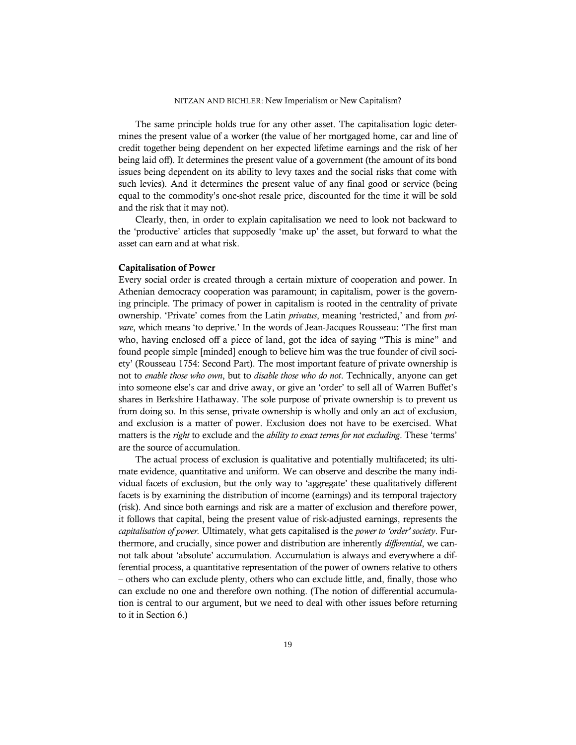The same principle holds true for any other asset. The capitalisation logic determines the present value of a worker (the value of her mortgaged home, car and line of credit together being dependent on her expected lifetime earnings and the risk of her being laid off). It determines the present value of a government (the amount of its bond issues being dependent on its ability to levy taxes and the social risks that come with such levies). And it determines the present value of any final good or service (being equal to the commodity's one-shot resale price, discounted for the time it will be sold and the risk that it may not).

Clearly, then, in order to explain capitalisation we need to look not backward to the 'productive' articles that supposedly 'make up' the asset, but forward to what the asset can earn and at what risk.

**Capitalisation of Power**

Every social order is created through a certain mixture of cooperation and power. In Athenian democracy cooperation was paramount; in capitalism, power is the governing principle. The primacy of power in capitalism is rooted in the centrality of private ownership. 'Private' comes from the Latin *privatus*, meaning 'restricted,' and from *privare*, which means 'to deprive.' In the words of Jean-Jacques Rousseau: 'The first man who, having enclosed off a piece of land, got the idea of saying "This is mine" and found people simple [minded] enough to believe him was the true founder of civil society' (Rousseau 1754: Second Part). The most important feature of private ownership is not to *enable those who own*, but to *disable those who do not*. Technically, anyone can get into someone else's car and drive away, or give an 'order' to sell all of Warren Buffet's shares in Berkshire Hathaway. The sole purpose of private ownership is to prevent us from doing so. In this sense, private ownership is wholly and only an act of exclusion, and exclusion is a matter of power. Exclusion does not have to be exercised. What matters is the *right* to exclude and the *ability to exact terms for not excluding*. These 'terms' are the source of accumulation.

The actual process of exclusion is qualitative and potentially multifaceted; its ultimate evidence, quantitative and uniform. We can observe and describe the many individual facets of exclusion, but the only way to 'aggregate' these qualitatively different facets is by examining the distribution of income (earnings) and its temporal trajectory (risk). And since both earnings and risk are a matter of exclusion and therefore power, it follows that capital, being the present value of risk-adjusted earnings, represents the *capitalisation of power.* Ultimately, what gets capitalised is the *power to 'order' society*. Furthermore, and crucially, since power and distribution are inherently *differential*, we cannot talk about 'absolute' accumulation. Accumulation is always and everywhere a differential process, a quantitative representation of the power of owners relative to others – others who can exclude plenty, others who can exclude little, and, finally, those who can exclude no one and therefore own nothing. (The notion of differential accumulation is central to our argument, but we need to deal with other issues before returning to it in Section 6.)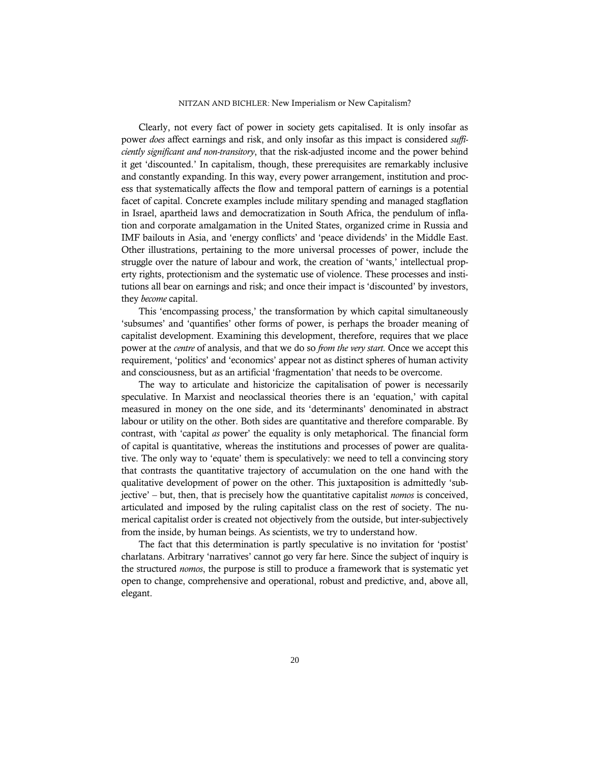Clearly, not every fact of power in society gets capitalised. It is only insofar as power *does* affect earnings and risk, and only insofar as this impact is considered *sufficiently significant and non-transitory*, that the risk-adjusted income and the power behind it get 'discounted.' In capitalism, though, these prerequisites are remarkably inclusive and constantly expanding. In this way, every power arrangement, institution and process that systematically affects the flow and temporal pattern of earnings is a potential facet of capital. Concrete examples include military spending and managed stagflation in Israel, apartheid laws and democratization in South Africa, the pendulum of inflation and corporate amalgamation in the United States, organized crime in Russia and IMF bailouts in Asia, and 'energy conflicts' and 'peace dividends' in the Middle East. Other illustrations, pertaining to the more universal processes of power, include the struggle over the nature of labour and work, the creation of 'wants,' intellectual property rights, protectionism and the systematic use of violence. These processes and institutions all bear on earnings and risk; and once their impact is 'discounted' by investors, they *become* capital.

This 'encompassing process,' the transformation by which capital simultaneously 'subsumes' and 'quantifies' other forms of power, is perhaps the broader meaning of capitalist development. Examining this development, therefore, requires that we place power at the *centre* of analysis, and that we do so *from the very start.* Once we accept this requirement, 'politics' and 'economics' appear not as distinct spheres of human activity and consciousness, but as an artificial 'fragmentation' that needs to be overcome.

The way to articulate and historicize the capitalisation of power is necessarily speculative. In Marxist and neoclassical theories there is an 'equation,' with capital measured in money on the one side, and its 'determinants' denominated in abstract labour or utility on the other. Both sides are quantitative and therefore comparable. By contrast, with 'capital *as* power' the equality is only metaphorical. The financial form of capital is quantitative, whereas the institutions and processes of power are qualitative. The only way to 'equate' them is speculatively: we need to tell a convincing story that contrasts the quantitative trajectory of accumulation on the one hand with the qualitative development of power on the other. This juxtaposition is admittedly 'subjective' – but, then, that is precisely how the quantitative capitalist *nomos* is conceived, articulated and imposed by the ruling capitalist class on the rest of society. The numerical capitalist order is created not objectively from the outside, but inter-subjectively from the inside, by human beings. As scientists, we try to understand how.

The fact that this determination is partly speculative is no invitation for 'postist' charlatans. Arbitrary 'narratives' cannot go very far here. Since the subject of inquiry is the structured *nomos*, the purpose is still to produce a framework that is systematic yet open to change, comprehensive and operational, robust and predictive, and, above all, elegant.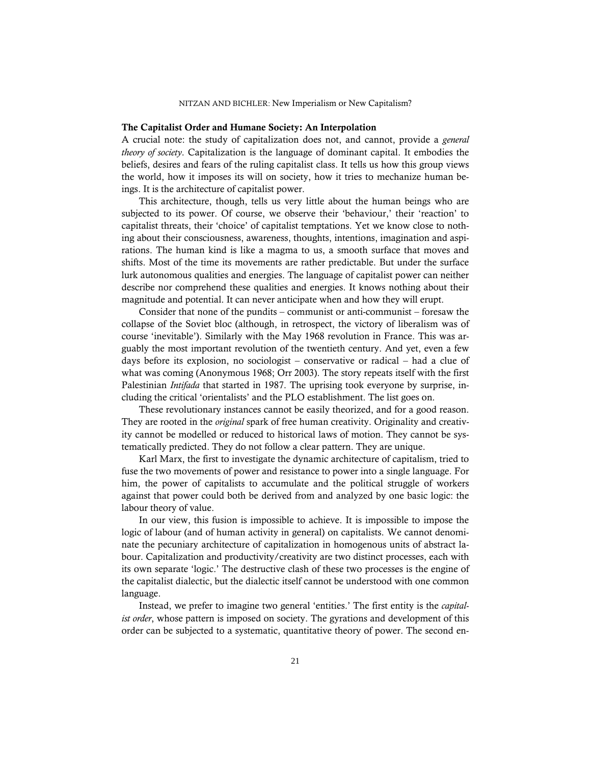### The Capitalist Order and Humane Society: An Interpolation

A crucial note: the study of capitalization does not, and cannot, provide a *general theory of society*. Capitalization is the language of dominant capital. It embodies the beliefs, desires and fears of the ruling capitalist class. It tells us how this group views the world, how it imposes its will on society, how it tries to mechanize human beings. It is the architecture of capitalist power.

This architecture, though, tells us very little about the human beings who are subjected to its power. Of course, we observe their 'behaviour,' their 'reaction' to capitalist threats, their 'choice' of capitalist temptations. Yet we know close to nothing about their consciousness, awareness, thoughts, intentions, imagination and aspirations. The human kind is like a magma to us, a smooth surface that moves and shifts. Most of the time its movements are rather predictable. But under the surface lurk autonomous qualities and energies. The language of capitalist power can neither describe nor comprehend these qualities and energies. It knows nothing about their magnitude and potential. It can never anticipate when and how they will erupt.

Consider that none of the pundits – communist or anti-communist – foresaw the collapse of the Soviet bloc (although, in retrospect, the victory of liberalism was of course 'inevitable'). Similarly with the May 1968 revolution in France. This was arguably the most important revolution of the twentieth century. And yet, even a few days before its explosion, no sociologist – conservative or radical – had a clue of what was coming (Anonymous 1968; Orr 2003). The story repeats itself with the first Palestinian *Intifada* that started in 1987. The uprising took everyone by surprise, including the critical 'orientalists' and the PLO establishment. The list goes on.

These revolutionary instances cannot be easily theorized, and for a good reason. They are rooted in the *original* spark of free human creativity. Originality and creativity cannot be modelled or reduced to historical laws of motion. They cannot be systematically predicted. They do not follow a clear pattern. They are unique.

Karl Marx, the first to investigate the dynamic architecture of capitalism, tried to fuse the two movements of power and resistance to power into a single language. For him, the power of capitalists to accumulate and the political struggle of workers against that power could both be derived from and analyzed by one basic logic: the labour theory of value.

In our view, this fusion is impossible to achieve. It is impossible to impose the logic of labour (and of human activity in general) on capitalists. We cannot denominate the pecuniary architecture of capitalization in homogenous units of abstract labour. Capitalization and productivity/creativity are two distinct processes, each with its own separate 'logic.' The destructive clash of these two processes is the engine of the capitalist dialectic, but the dialectic itself cannot be understood with one common language.

Instead, we prefer to imagine two general 'entities.' The first entity is the *capitalist order*, whose pattern is imposed on society. The gyrations and development of this order can be subjected to a systematic, quantitative theory of power. The second en-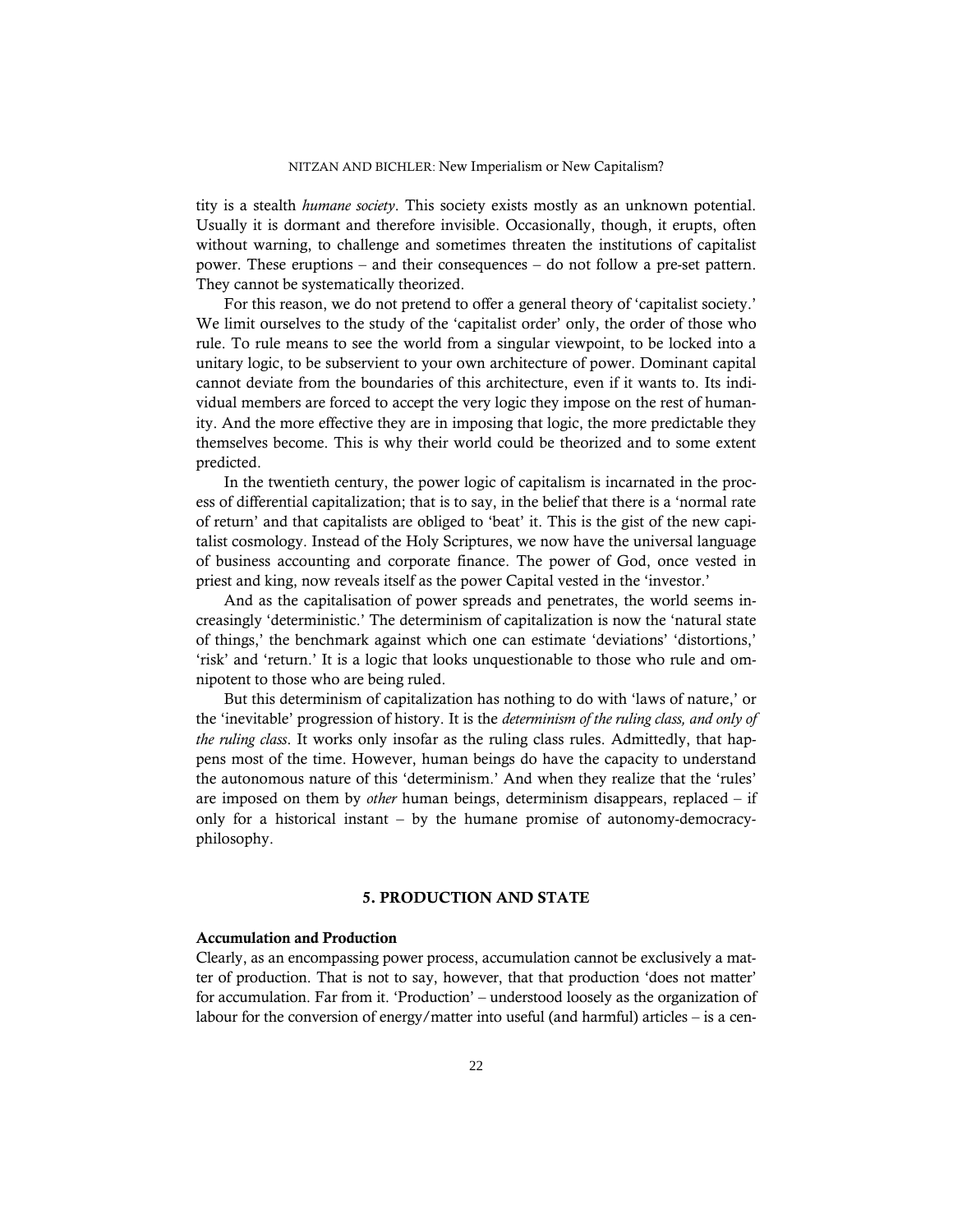tity is a stealth *humane society*. This society exists mostly as an unknown potential. Usually it is dormant and therefore invisible. Occasionally, though, it erupts, often without warning, to challenge and sometimes threaten the institutions of capitalist power. These eruptions – and their consequences – do not follow a pre-set pattern. They cannot be systematically theorized.

For this reason, we do not pretend to offer a general theory of 'capitalist society.' We limit ourselves to the study of the 'capitalist order' only, the order of those who rule. To rule means to see the world from a singular viewpoint, to be locked into a unitary logic, to be subservient to your own architecture of power. Dominant capital cannot deviate from the boundaries of this architecture, even if it wants to. Its individual members are forced to accept the very logic they impose on the rest of humanity. And the more effective they are in imposing that logic, the more predictable they themselves become. This is why their world could be theorized and to some extent predicted.

In the twentieth century, the power logic of capitalism is incarnated in the process of differential capitalization; that is to say, in the belief that there is a 'normal rate of return' and that capitalists are obliged to 'beat' it. This is the gist of the new capitalist cosmology. Instead of the Holy Scriptures, we now have the universal language of business accounting and corporate finance. The power of God, once vested in priest and king, now reveals itself as the power Capital vested in the 'investor.'

And as the capitalisation of power spreads and penetrates, the world seems increasingly 'deterministic.' The determinism of capitalization is now the 'natural state of things,' the benchmark against which one can estimate 'deviations' 'distortions,' 'risk' and 'return.' It is a logic that looks unquestionable to those who rule and omnipotent to those who are being ruled.

But this determinism of capitalization has nothing to do with 'laws of nature,' or the 'inevitable' progression of history. It is the *determinism of the ruling class, and only of the ruling class*. It works only insofar as the ruling class rules. Admittedly, that happens most of the time. However, human beings do have the capacity to understand the autonomous nature of this 'determinism.' And when they realize that the 'rules' are imposed on them by *other* human beings, determinism disappears, replaced – if only for a historical instant – by the humane promise of autonomy-democracy-philosophy.

## 5. PRODUCTION AND STATE

### Accumulation and Production

Clearly, as an encompassing power process, accumulation cannot be exclusively a matter of production. That is not to say, however, that that production 'does not matter' for accumulation. Far from it. 'Production' – understood loosely as the organization of labour for the conversion of energy/matter into useful (and harmful) articles – is a cen-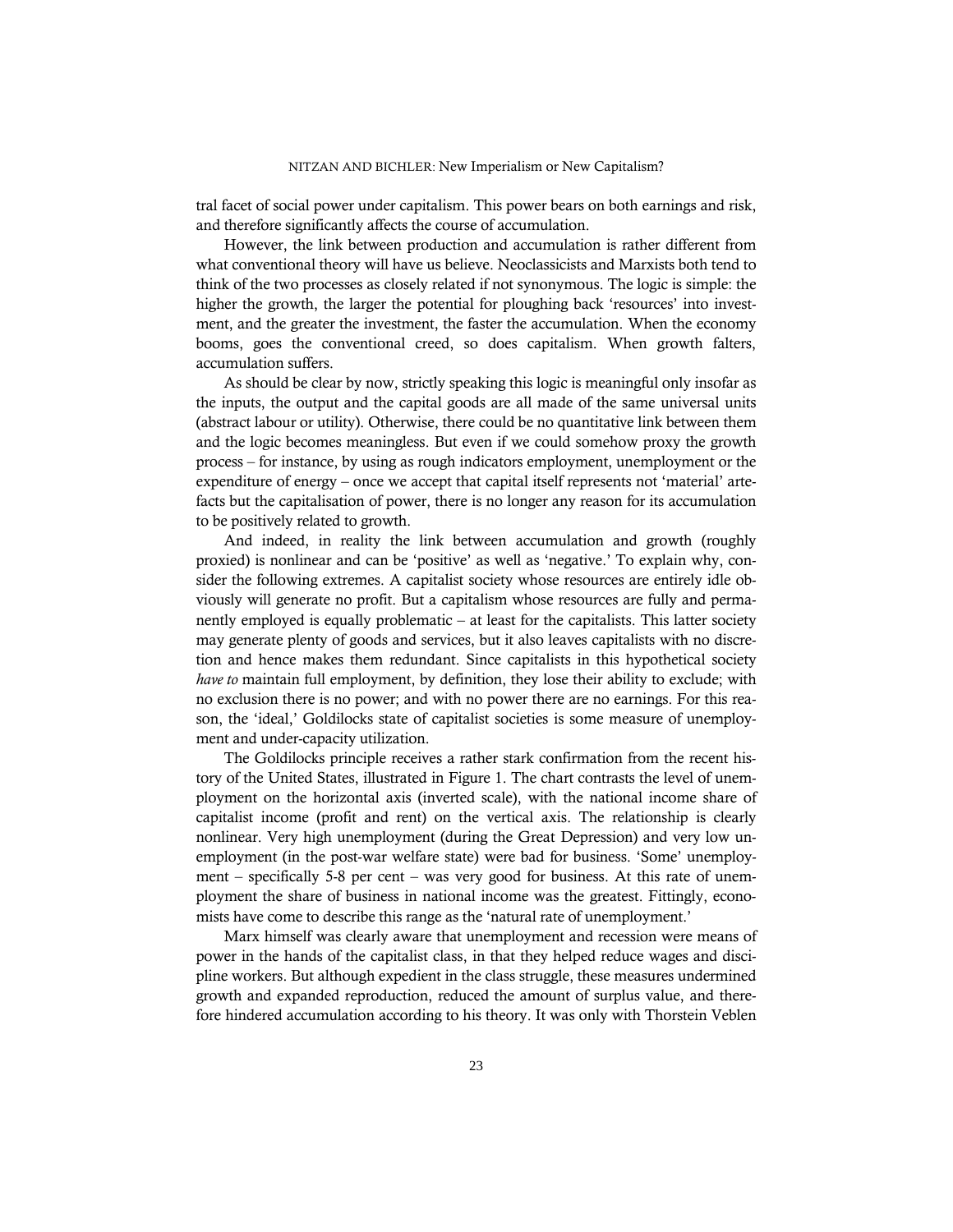tral facet of social power under capitalism. This power bears on both earnings and risk, and therefore significantly affects the course of accumulation.

However, the link between production and accumulation is rather different from what conventional theory will have us believe. Neoclassicists and Marxists both tend to think of the two processes as closely related if not synonymous. The logic is simple: the higher the growth, the larger the potential for ploughing back 'resources' into investment, and the greater the investment, the faster the accumulation. When the economy booms, goes the conventional creed, so does capitalism. When growth falters, accumulation suffers.

As should be clear by now, strictly speaking this logic is meaningful only insofar as the inputs, the output and the capital goods are all made of the same universal units (abstract labour or utility). Otherwise, there could be no quantitative link between them and the logic becomes meaningless. But even if we could somehow proxy the growth process – for instance, by using as rough indicators employment, unemployment or the expenditure of energy – once we accept that capital itself represents not 'material' artefacts but the capitalisation of power, there is no longer any reason for its accumulation to be positively related to growth.

And indeed, in reality the link between accumulation and growth (roughly proxied) is nonlinear and can be 'positive' as well as 'negative.' To explain why, consider the following extremes. A capitalist society whose resources are entirely idle obviously will generate no profit. But a capitalism whose resources are fully and permanently employed is equally problematic – at least for the capitalists. This latter society may generate plenty of goods and services, but it also leaves capitalists with no discretion and hence makes them redundant. Since capitalists in this hypothetical society *have to* maintain full employment, by definition, they lose their ability to exclude; with no exclusion there is no power; and with no power there are no earnings. For this reason, the 'ideal,' Goldilocks state of capitalist societies is some measure of unemployment and under-capacity utilization.

The Goldilocks principle receives a rather stark confirmation from the recent history of the United States, illustrated in Figure 1. The chart contrasts the level of unemployment on the horizontal axis (inverted scale), with the national income share of capitalist income (profit and rent) on the vertical axis. The relationship is clearly nonlinear. Very high unemployment (during the Great Depression) and very low unemployment (in the post-war welfare state) were bad for business. 'Some' unemployment – specifically 5-8 per cent – was very good for business. At this rate of unemployment the share of business in national income was the greatest. Fittingly, economists have come to describe this range as the 'natural rate of unemployment.'

Marx himself was clearly aware that unemployment and recession were means of power in the hands of the capitalist class, in that they helped reduce wages and discipline workers. But although expedient in the class struggle, these measures undermined growth and expanded reproduction, reduced the amount of surplus value, and therefore hindered accumulation according to his theory. It was only with Thorstein Veblen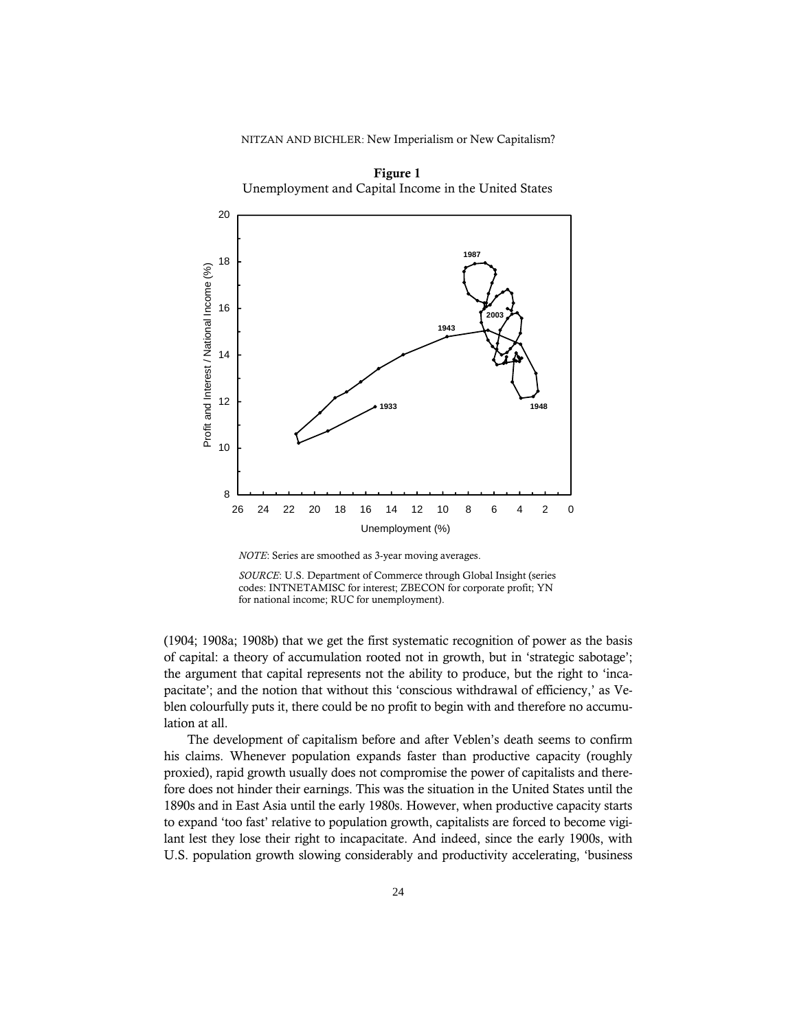**Figure 1**
Unemployment and Capital Income in the United States

*NOTE*: Series are smoothed as 3-year moving averages.

*SOURCE*: U.S. Department of Commerce through Global Insight (series codes: INTNETAMISC for interest; ZBECON for corporate profit; YN for national income; RUC for unemployment).

(1904; 1908a; 1908b) that we get the first systematic recognition of power as the basis of capital: a theory of accumulation rooted not in growth, but in 'strategic sabotage'; the argument that capital represents not the ability to produce, but the right to 'incapacitate'; and the notion that without this 'conscious withdrawal of efficiency,' as Veblen colourfully puts it, there could be no profit to begin with and therefore no accumulation at all.

The development of capitalism before and after Veblen's death seems to confirm his claims. Whenever population expands faster than productive capacity (roughly proxied), rapid growth usually does not compromise the power of capitalists and therefore does not hinder their earnings. This was the situation in the United States until the 1890s and in East Asia until the early 1980s. However, when productive capacity starts to expand 'too fast' relative to population growth, capitalists are forced to become vigilant lest they lose their right to incapacitate. And indeed, since the early 1900s, with U.S. population growth slowing considerably and productivity accelerating, 'business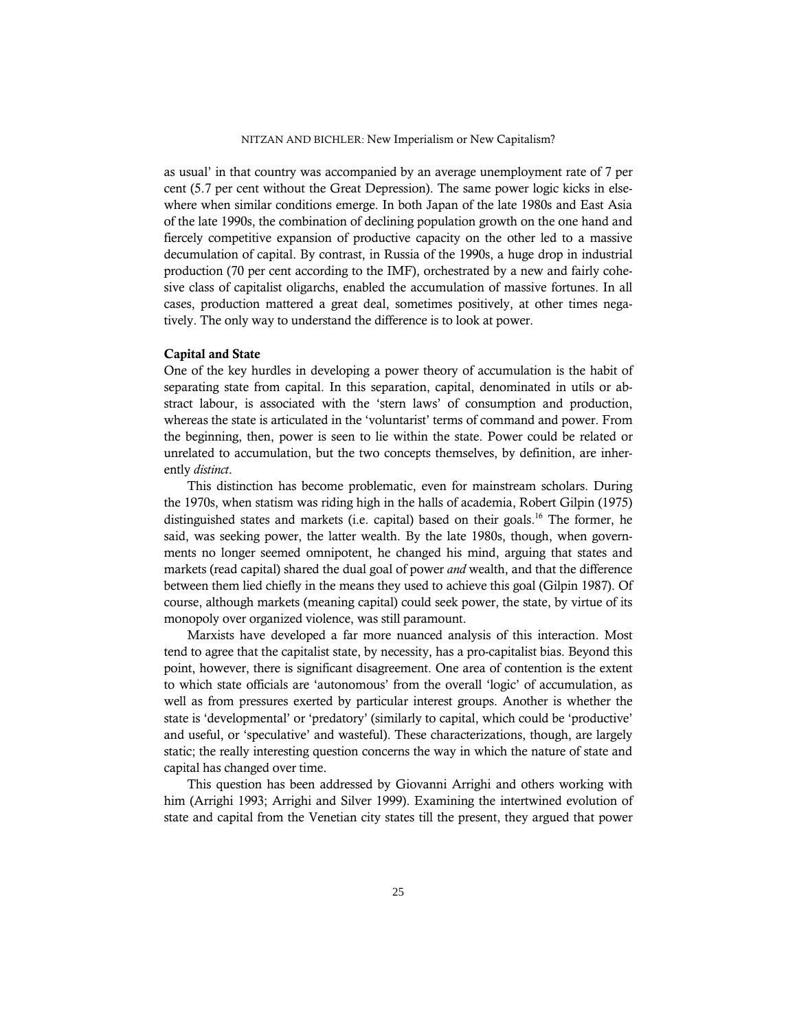as usual' in that country was accompanied by an average unemployment rate of 7 per cent (5.7 per cent without the Great Depression). The same power logic kicks in elsewhere when similar conditions emerge. In both Japan of the late 1980s and East Asia of the late 1990s, the combination of declining population growth on the one hand and fiercely competitive expansion of productive capacity on the other led to a massive decumulation of capital. By contrast, in Russia of the 1990s, a huge drop in industrial production (70 per cent according to the IMF), orchestrated by a new and fairly cohesive class of capitalist oligarchs, enabled the accumulation of massive fortunes. In all cases, production mattered a great deal, sometimes positively, at other times negatively. The only way to understand the difference is to look at power.

### Capital and State

One of the key hurdles in developing a power theory of accumulation is the habit of separating state from capital. In this separation, capital, denominated in utils or abstract labour, is associated with the 'stern laws' of consumption and production, whereas the state is articulated in the 'voluntarist' terms of command and power. From the beginning, then, power is seen to lie within the state. Power could be related or unrelated to accumulation, but the two concepts themselves, by definition, are inherently *distinct*.

This distinction has become problematic, even for mainstream scholars. During the 1970s, when statism was riding high in the halls of academia, Robert Gilpin (1975) distinguished states and markets (i.e. capital) based on their goals.[16] The former, he said, was seeking power, the latter wealth. By the late 1980s, though, when governments no longer seemed omnipotent, he changed his mind, arguing that states and markets (read capital) shared the dual goal of power *and* wealth, and that the difference between them lied chiefly in the means they used to achieve this goal (Gilpin 1987). Of course, although markets (meaning capital) could seek power, the state, by virtue of its monopoly over organized violence, was still paramount.

Marxists have developed a far more nuanced analysis of this interaction. Most tend to agree that the capitalist state, by necessity, has a pro-capitalist bias. Beyond this point, however, there is significant disagreement. One area of contention is the extent to which state officials are 'autonomous' from the overall 'logic' of accumulation, as well as from pressures exerted by particular interest groups. Another is whether the state is 'developmental' or 'predatory' (similarly to capital, which could be 'productive' and useful, or 'speculative' and wasteful). These characterizations, though, are largely static; the really interesting question concerns the way in which the nature of state and capital has changed over time.

This question has been addressed by Giovanni Arrighi and others working with him (Arrighi 1993; Arrighi and Silver 1999). Examining the intertwined evolution of state and capital from the Venetian city states till the present, they argued that power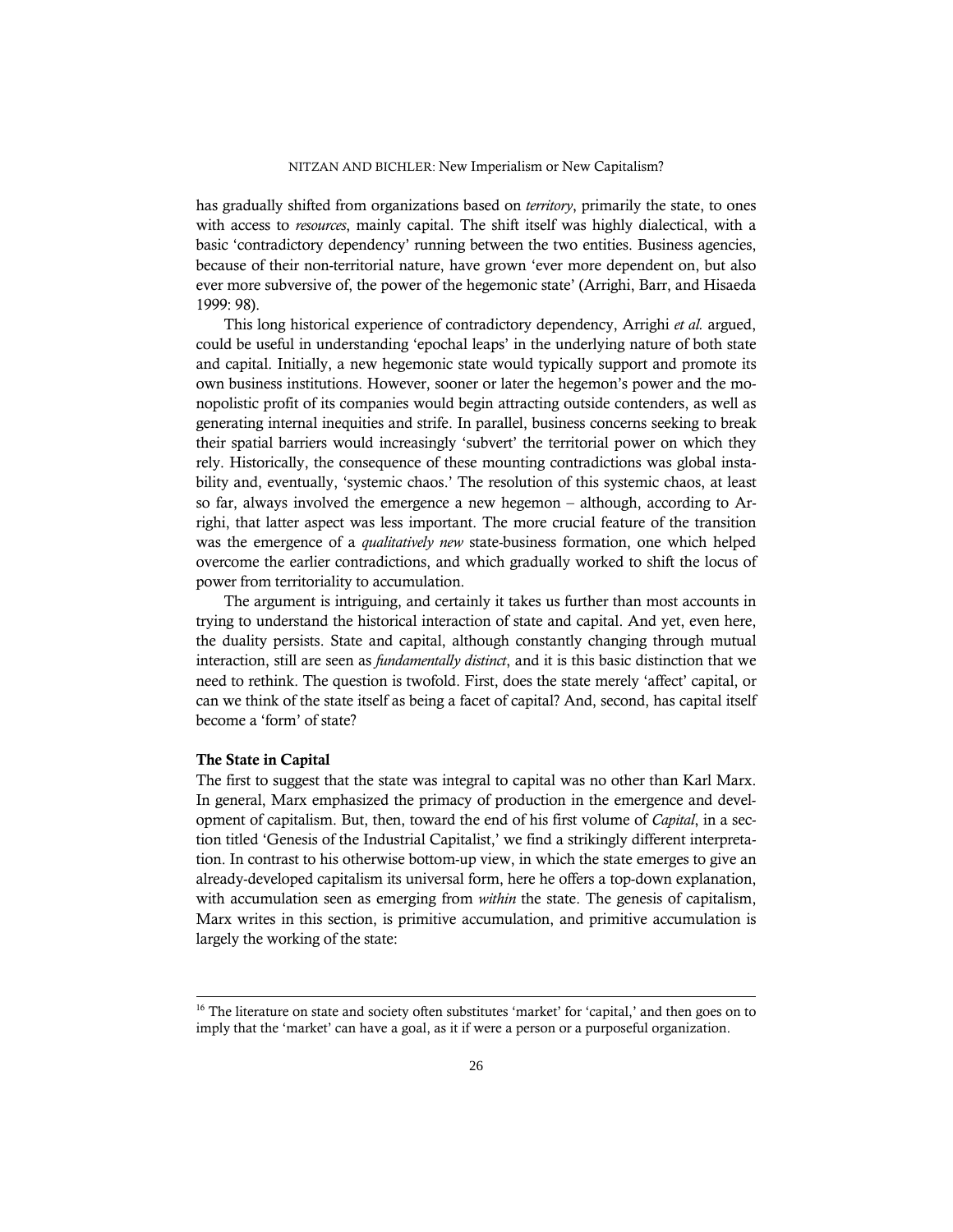has gradually shifted from organizations based on *territory*, primarily the state, to ones with access to *resources*, mainly capital. The shift itself was highly dialectical, with a basic 'contradictory dependency' running between the two entities. Business agencies, because of their non-territorial nature, have grown 'ever more dependent on, but also ever more subversive of, the power of the hegemonic state' (Arrighi, Barr, and Hisaeda 1999: 98).

This long historical experience of contradictory dependency, Arrighi *et al.* argued, could be useful in understanding 'epochal leaps' in the underlying nature of both state and capital. Initially, a new hegemonic state would typically support and promote its own business institutions. However, sooner or later the hegemon's power and the monopolistic profit of its companies would begin attracting outside contenders, as well as generating internal inequities and strife. In parallel, business concerns seeking to break their spatial barriers would increasingly 'subvert' the territorial power on which they rely. Historically, the consequence of these mounting contradictions was global instability and, eventually, 'systemic chaos.' The resolution of this systemic chaos, at least so far, always involved the emergence a new hegemon – although, according to Arrighi, that latter aspect was less important. The more crucial feature of the transition was the emergence of a *qualitatively new* state-business formation, one which helped overcome the earlier contradictions, and which gradually worked to shift the locus of power from territoriality to accumulation.

The argument is intriguing, and certainly it takes us further than most accounts in trying to understand the historical interaction of state and capital. And yet, even here, the duality persists. State and capital, although constantly changing through mutual interaction, still are seen as *fundamentally distinct*, and it is this basic distinction that we need to rethink. The question is twofold. First, does the state merely 'affect' capital, or can we think of the state itself as being a facet of capital? And, second, has capital itself become a 'form' of state?

**The State in Capital**

The first to suggest that the state was integral to capital was no other than Karl Marx. In general, Marx emphasized the primacy of production in the emergence and development of capitalism. But, then, toward the end of his first volume of *Capital*, in a section titled 'Genesis of the Industrial Capitalist,' we find a strikingly different interpretation. In contrast to his otherwise bottom-up view, in which the state emerges to give an already-developed capitalism its universal form, here he offers a top-down explanation, with accumulation seen as emerging from *within* the state. The genesis of capitalism, Marx writes in this section, is primitive accumulation, and primitive accumulation is largely the working of the state:

[16] The literature on state and society often substitutes 'market' for 'capital,' and then goes on to imply that the 'market' can have a goal, as it if were a person or a purposeful organization.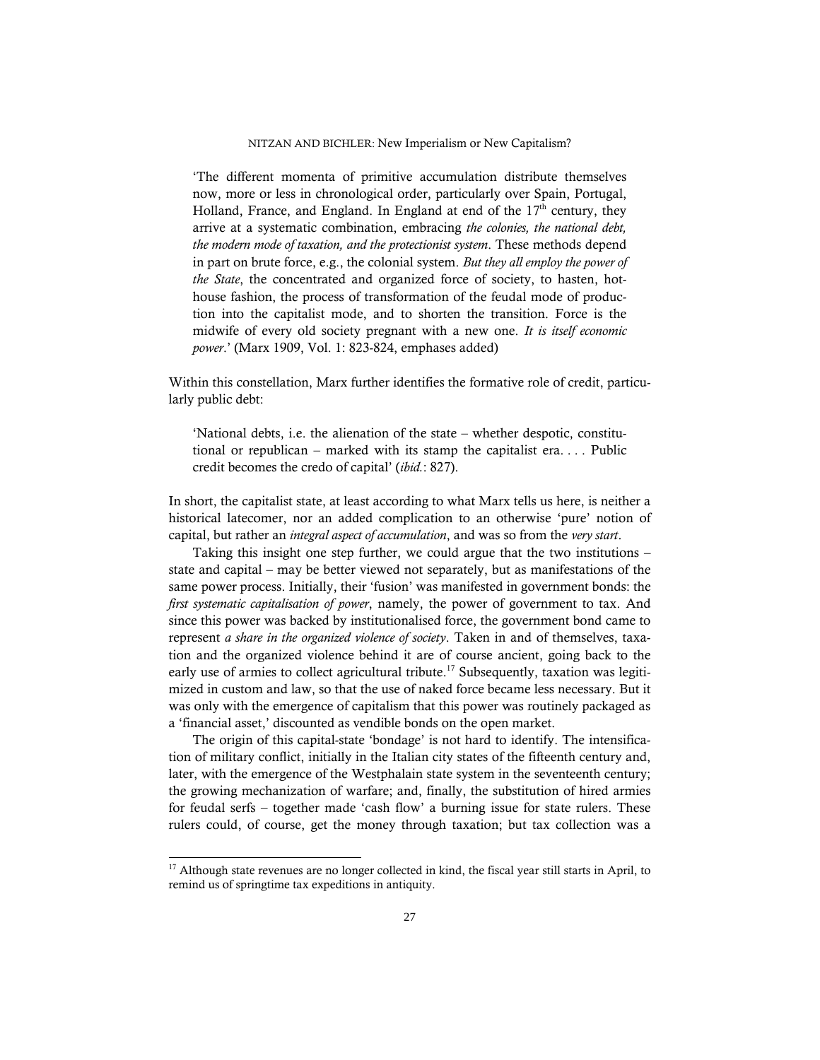> 'The different momenta of primitive accumulation distribute themselves now, more or less in chronological order, particularly over Spain, Portugal, Holland, France, and England. In England at end of the 17th century, they arrive at a systematic combination, embracing *the colonies, the national debt, the modern mode of taxation, and the protectionist system*. These methods depend in part on brute force, e.g., the colonial system. *But they all employ the power of the State*, the concentrated and organized force of society, to hasten, hothouse fashion, the process of transformation of the feudal mode of production into the capitalist mode, and to shorten the transition. Force is the midwife of every old society pregnant with a new one. *It is itself economic power*.' (Marx 1909, Vol. 1: 823-824, emphases added)

Within this constellation, Marx further identifies the formative role of credit, particularly public debt:

> 'National debts, i.e. the alienation of the state – whether despotic, constitutional or republican – marked with its stamp the capitalist era. . . . Public credit becomes the credo of capital' (*ibid.*: 827).

In short, the capitalist state, at least according to what Marx tells us here, is neither a historical latecomer, nor an added complication to an otherwise 'pure' notion of capital, but rather an *integral aspect of accumulation*, and was so from the *very start*.

Taking this insight one step further, we could argue that the two institutions – state and capital – may be better viewed not separately, but as manifestations of the same power process. Initially, their 'fusion' was manifested in government bonds: the *first systematic capitalisation of power*, namely, the power of government to tax. And since this power was backed by institutionalised force, the government bond came to represent *a share in the organized violence of society*. Taken in and of themselves, taxation and the organized violence behind it are of course ancient, going back to the early use of armies to collect agricultural tribute.[17] Subsequently, taxation was legitimized in custom and law, so that the use of naked force became less necessary. But it was only with the emergence of capitalism that this power was routinely packaged as a 'financial asset,' discounted as vendible bonds on the open market.

The origin of this capital-state 'bondage' is not hard to identify. The intensification of military conflict, initially in the Italian city states of the fifteenth century and, later, with the emergence of the Westphalain state system in the seventeenth century; the growing mechanization of warfare; and, finally, the substitution of hired armies for feudal serfs – together made 'cash flow' a burning issue for state rulers. These rulers could, of course, get the money through taxation; but tax collection was a

[17] Although state revenues are no longer collected in kind, the fiscal year still starts in April, to remind us of springtime tax expeditions in antiquity.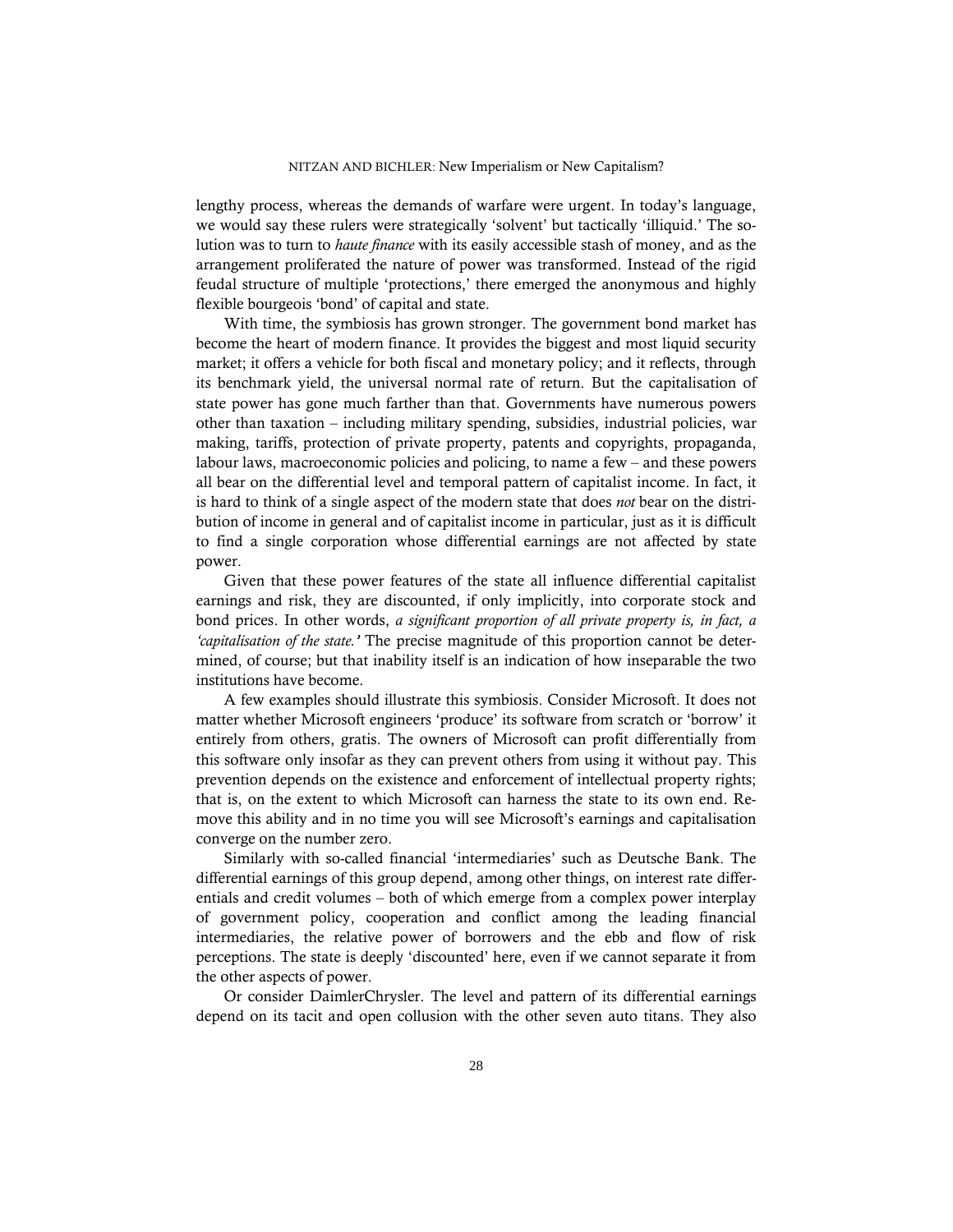lengthy process, whereas the demands of warfare were urgent. In today's language, we would say these rulers were strategically 'solvent' but tactically 'illiquid.' The solution was to turn to *haute finance* with its easily accessible stash of money, and as the arrangement proliferated the nature of power was transformed. Instead of the rigid feudal structure of multiple 'protections,' there emerged the anonymous and highly flexible bourgeois 'bond' of capital and state.

With time, the symbiosis has grown stronger. The government bond market has become the heart of modern finance. It provides the biggest and most liquid security market; it offers a vehicle for both fiscal and monetary policy; and it reflects, through its benchmark yield, the universal normal rate of return. But the capitalisation of state power has gone much farther than that. Governments have numerous powers other than taxation – including military spending, subsidies, industrial policies, war making, tariffs, protection of private property, patents and copyrights, propaganda, labour laws, macroeconomic policies and policing, to name a few – and these powers all bear on the differential level and temporal pattern of capitalist income. In fact, it is hard to think of a single aspect of the modern state that does *not* bear on the distribution of income in general and of capitalist income in particular, just as it is difficult to find a single corporation whose differential earnings are not affected by state power.

Given that these power features of the state all influence differential capitalist earnings and risk, they are discounted, if only implicitly, into corporate stock and bond prices. In other words, *a significant proportion of all private property is, in fact, a 'capitalisation of the state.'* The precise magnitude of this proportion cannot be determined, of course; but that inability itself is an indication of how inseparable the two institutions have become.

A few examples should illustrate this symbiosis. Consider Microsoft. It does not matter whether Microsoft engineers 'produce' its software from scratch or 'borrow' it entirely from others, gratis. The owners of Microsoft can profit differentially from this software only insofar as they can prevent others from using it without pay. This prevention depends on the existence and enforcement of intellectual property rights; that is, on the extent to which Microsoft can harness the state to its own end. Remove this ability and in no time you will see Microsoft's earnings and capitalisation converge on the number zero.

Similarly with so-called financial 'intermediaries' such as Deutsche Bank. The differential earnings of this group depend, among other things, on interest rate differentials and credit volumes – both of which emerge from a complex power interplay of government policy, cooperation and conflict among the leading financial intermediaries, the relative power of borrowers and the ebb and flow of risk perceptions. The state is deeply 'discounted' here, even if we cannot separate it from the other aspects of power.

Or consider DaimlerChrysler. The level and pattern of its differential earnings depend on its tacit and open collusion with the other seven auto titans. They also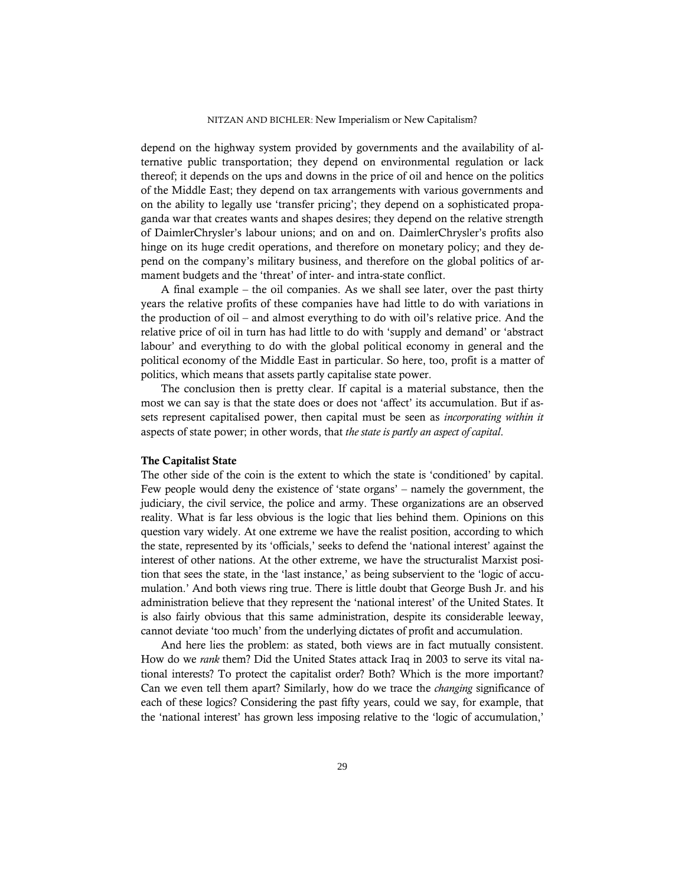depend on the highway system provided by governments and the availability of alternative public transportation; they depend on environmental regulation or lack thereof; it depends on the ups and downs in the price of oil and hence on the politics of the Middle East; they depend on tax arrangements with various governments and on the ability to legally use 'transfer pricing'; they depend on a sophisticated propaganda war that creates wants and shapes desires; they depend on the relative strength of DaimlerChrysler's labour unions; and on and on. DaimlerChrysler's profits also hinge on its huge credit operations, and therefore on monetary policy; and they depend on the company's military business, and therefore on the global politics of armament budgets and the 'threat' of inter- and intra-state conflict.

A final example – the oil companies. As we shall see later, over the past thirty years the relative profits of these companies have had little to do with variations in the production of oil – and almost everything to do with oil's relative price. And the relative price of oil in turn has had little to do with 'supply and demand' or 'abstract labour' and everything to do with the global political economy in general and the political economy of the Middle East in particular. So here, too, profit is a matter of politics, which means that assets partly capitalise state power.

The conclusion then is pretty clear. If capital is a material substance, then the most we can say is that the state does or does not 'affect' its accumulation. But if assets represent capitalised power, then capital must be seen as *incorporating within it* aspects of state power; in other words, that *the state is partly an aspect of capital*.

### The Capitalist State

The other side of the coin is the extent to which the state is 'conditioned' by capital. Few people would deny the existence of 'state organs' – namely the government, the judiciary, the civil service, the police and army. These organizations are an observed reality. What is far less obvious is the logic that lies behind them. Opinions on this question vary widely. At one extreme we have the realist position, according to which the state, represented by its 'officials,' seeks to defend the 'national interest' against the interest of other nations. At the other extreme, we have the structuralist Marxist position that sees the state, in the 'last instance,' as being subservient to the 'logic of accumulation.' And both views ring true. There is little doubt that George Bush Jr. and his administration believe that they represent the 'national interest' of the United States. It is also fairly obvious that this same administration, despite its considerable leeway, cannot deviate 'too much' from the underlying dictates of profit and accumulation.

And here lies the problem: as stated, both views are in fact mutually consistent. How do we *rank* them? Did the United States attack Iraq in 2003 to serve its vital national interests? To protect the capitalist order? Both? Which is the more important? Can we even tell them apart? Similarly, how do we trace the *changing* significance of each of these logics? Considering the past fifty years, could we say, for example, that the 'national interest' has grown less imposing relative to the 'logic of accumulation,'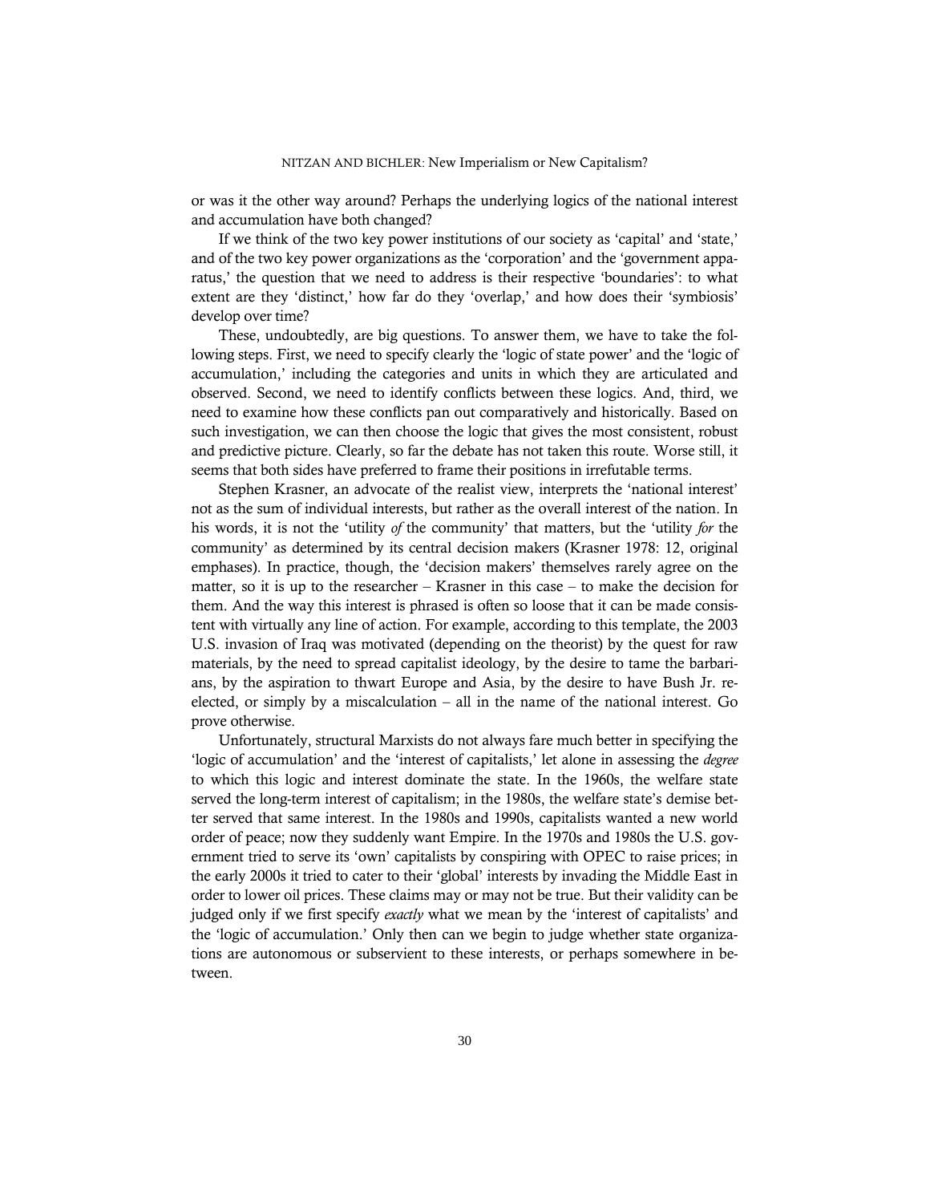or was it the other way around? Perhaps the underlying logics of the national interest and accumulation have both changed?

If we think of the two key power institutions of our society as 'capital' and 'state,' and of the two key power organizations as the 'corporation' and the 'government apparatus,' the question that we need to address is their respective 'boundaries': to what extent are they 'distinct,' how far do they 'overlap,' and how does their 'symbiosis' develop over time?

These, undoubtedly, are big questions. To answer them, we have to take the following steps. First, we need to specify clearly the 'logic of state power' and the 'logic of accumulation,' including the categories and units in which they are articulated and observed. Second, we need to identify conflicts between these logics. And, third, we need to examine how these conflicts pan out comparatively and historically. Based on such investigation, we can then choose the logic that gives the most consistent, robust and predictive picture. Clearly, so far the debate has not taken this route. Worse still, it seems that both sides have preferred to frame their positions in irrefutable terms.

Stephen Krasner, an advocate of the realist view, interprets the 'national interest' not as the sum of individual interests, but rather as the overall interest of the nation. In his words, it is not the 'utility *of* the community' that matters, but the 'utility *for* the community' as determined by its central decision makers (Krasner 1978: 12, original emphases). In practice, though, the 'decision makers' themselves rarely agree on the matter, so it is up to the researcher – Krasner in this case – to make the decision for them. And the way this interest is phrased is often so loose that it can be made consistent with virtually any line of action. For example, according to this template, the 2003 U.S. invasion of Iraq was motivated (depending on the theorist) by the quest for raw materials, by the need to spread capitalist ideology, by the desire to tame the barbarians, by the aspiration to thwart Europe and Asia, by the desire to have Bush Jr. reelected, or simply by a miscalculation – all in the name of the national interest. Go prove otherwise.

Unfortunately, structural Marxists do not always fare much better in specifying the 'logic of accumulation' and the 'interest of capitalists,' let alone in assessing the *degree* to which this logic and interest dominate the state. In the 1960s, the welfare state served the long-term interest of capitalism; in the 1980s, the welfare state's demise better served that same interest. In the 1980s and 1990s, capitalists wanted a new world order of peace; now they suddenly want Empire. In the 1970s and 1980s the U.S. government tried to serve its 'own' capitalists by conspiring with OPEC to raise prices; in the early 2000s it tried to cater to their 'global' interests by invading the Middle East in order to lower oil prices. These claims may or may not be true. But their validity can be judged only if we first specify *exactly* what we mean by the 'interest of capitalists' and the 'logic of accumulation.' Only then can we begin to judge whether state organizations are autonomous or subservient to these interests, or perhaps somewhere in between.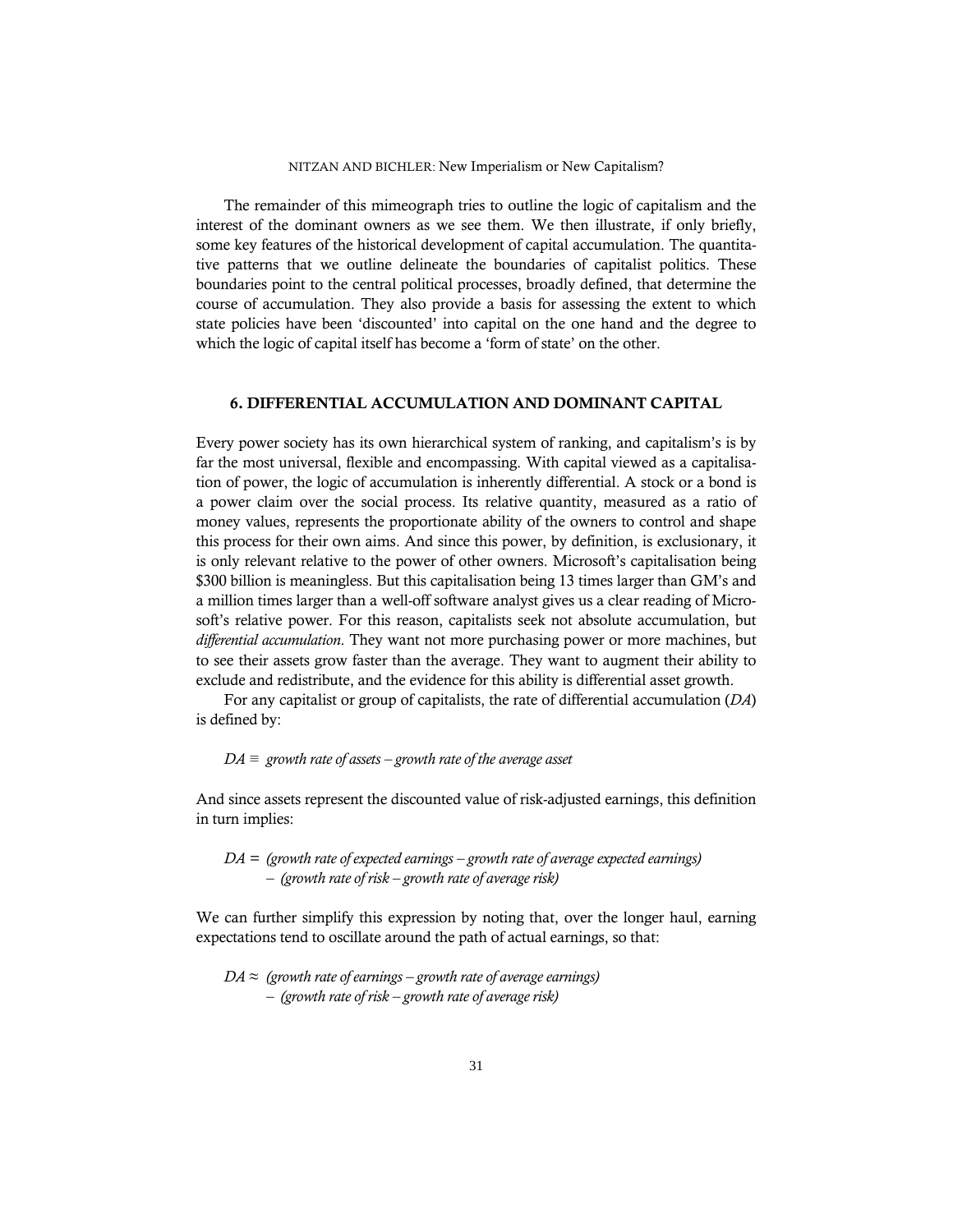The remainder of this mimeograph tries to outline the logic of capitalism and the interest of the dominant owners as we see them. We then illustrate, if only briefly, some key features of the historical development of capital accumulation. The quantitative patterns that we outline delineate the boundaries of capitalist politics. These boundaries point to the central political processes, broadly defined, that determine the course of accumulation. They also provide a basis for assessing the extent to which state policies have been 'discounted' into capital on the one hand and the degree to which the logic of capital itself has become a 'form of state' on the other.

## 6. DIFFERENTIAL ACCUMULATION AND DOMINANT CAPITAL

Every power society has its own hierarchical system of ranking, and capitalism's is by far the most universal, flexible and encompassing. With capital viewed as a capitalisation of power, the logic of accumulation is inherently differential. A stock or a bond is a power claim over the social process. Its relative quantity, measured as a ratio of money values, represents the proportionate ability of the owners to control and shape this process for their own aims. And since this power, by definition, is exclusionary, it is only relevant relative to the power of other owners. Microsoft's capitalisation being $300 billion is meaningless. But this capitalisation being 13 times larger than GM's and a million times larger than a well-off software analyst gives us a clear reading of Microsoft's relative power. For this reason, capitalists seek not absolute accumulation, but *differential accumulation*. They want not more purchasing power or more machines, but to see their assets grow faster than the average. They want to augment their ability to exclude and redistribute, and the evidence for this ability is differential asset growth.

For any capitalist or group of capitalists, the rate of differential accumulation (*DA*) is defined by:

$$DA \equiv \textit{growth rate of assets} - \textit{growth rate of the average asset}$$

And since assets represent the discounted value of risk-adjusted earnings, this definition in turn implies:

$$\begin{aligned} DA = \; & (\textit{growth rate of expected earnings} - \textit{growth rate of average expected earnings}) \\ & - (\textit{growth rate of risk} - \textit{growth rate of average risk}) \end{aligned}$$

We can further simplify this expression by noting that, over the longer haul, earning expectations tend to oscillate around the path of actual earnings, so that:

$$\begin{aligned} DA \approx \; & (\textit{growth rate of earnings} - \textit{growth rate of average earnings}) \\ & - (\textit{growth rate of risk} - \textit{growth rate of average risk}) \end{aligned}$$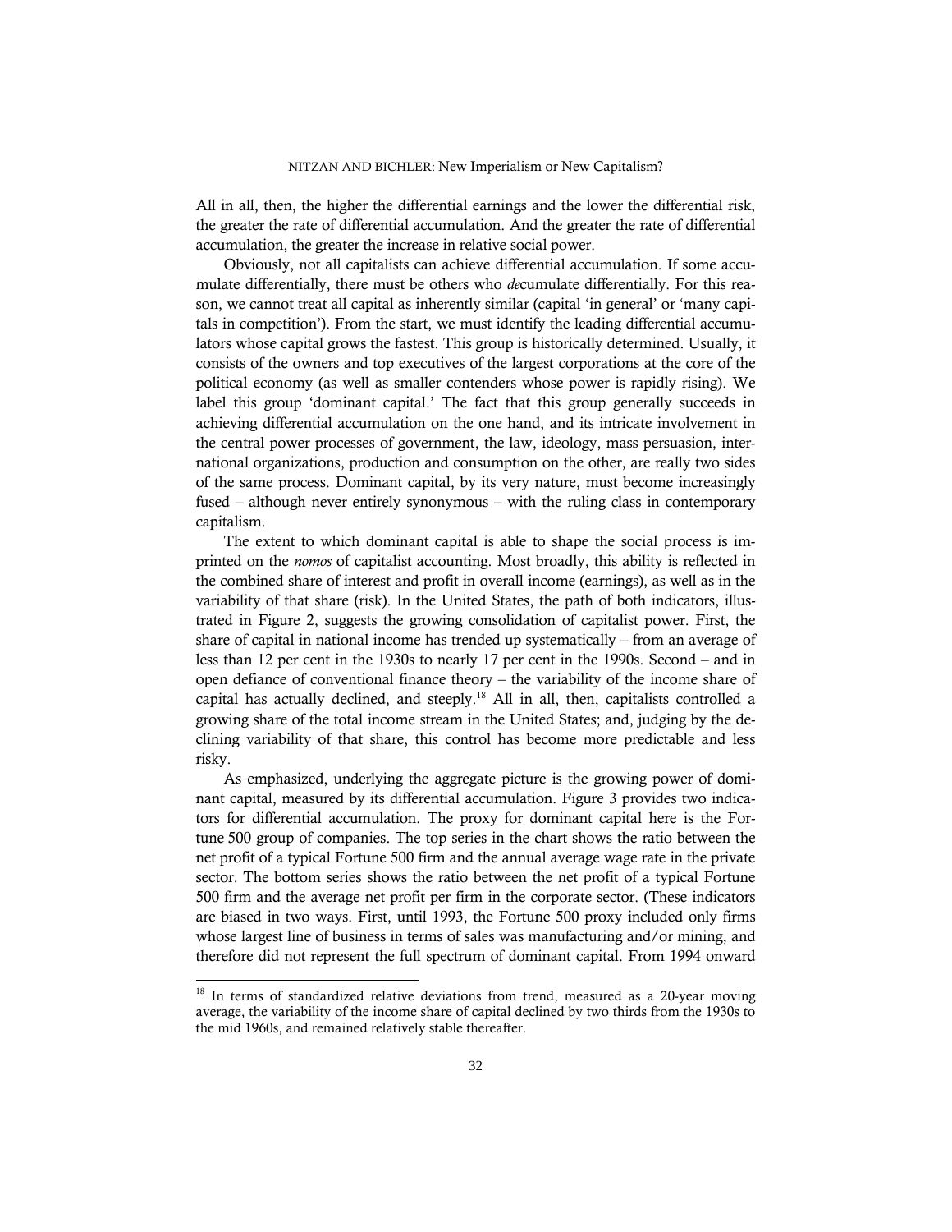All in all, then, the higher the differential earnings and the lower the differential risk, the greater the rate of differential accumulation. And the greater the rate of differential accumulation, the greater the increase in relative social power.

Obviously, not all capitalists can achieve differential accumulation. If some accumulate differentially, there must be others who *de*cumulate differentially. For this reason, we cannot treat all capital as inherently similar (capital 'in general' or 'many capitals in competition'). From the start, we must identify the leading differential accumulators whose capital grows the fastest. This group is historically determined. Usually, it consists of the owners and top executives of the largest corporations at the core of the political economy (as well as smaller contenders whose power is rapidly rising). We label this group 'dominant capital.' The fact that this group generally succeeds in achieving differential accumulation on the one hand, and its intricate involvement in the central power processes of government, the law, ideology, mass persuasion, international organizations, production and consumption on the other, are really two sides of the same process. Dominant capital, by its very nature, must become increasingly fused – although never entirely synonymous – with the ruling class in contemporary capitalism.

The extent to which dominant capital is able to shape the social process is imprinted on the *nomos* of capitalist accounting. Most broadly, this ability is reflected in the combined share of interest and profit in overall income (earnings), as well as in the variability of that share (risk). In the United States, the path of both indicators, illustrated in Figure 2, suggests the growing consolidation of capitalist power. First, the share of capital in national income has trended up systematically – from an average of less than 12 per cent in the 1930s to nearly 17 per cent in the 1990s. Second – and in open defiance of conventional finance theory – the variability of the income share of capital has actually declined, and steeply.[18] All in all, then, capitalists controlled a growing share of the total income stream in the United States; and, judging by the declining variability of that share, this control has become more predictable and less risky.

As emphasized, underlying the aggregate picture is the growing power of dominant capital, measured by its differential accumulation. Figure 3 provides two indicators for differential accumulation. The proxy for dominant capital here is the Fortune 500 group of companies. The top series in the chart shows the ratio between the net profit of a typical Fortune 500 firm and the annual average wage rate in the private sector. The bottom series shows the ratio between the net profit of a typical Fortune 500 firm and the average net profit per firm in the corporate sector. (These indicators are biased in two ways. First, until 1993, the Fortune 500 proxy included only firms whose largest line of business in terms of sales was manufacturing and/or mining, and therefore did not represent the full spectrum of dominant capital. From 1994 onward

[18] In terms of standardized relative deviations from trend, measured as a 20-year moving average, the variability of the income share of capital declined by two thirds from the 1930s to the mid 1960s, and remained relatively stable thereafter.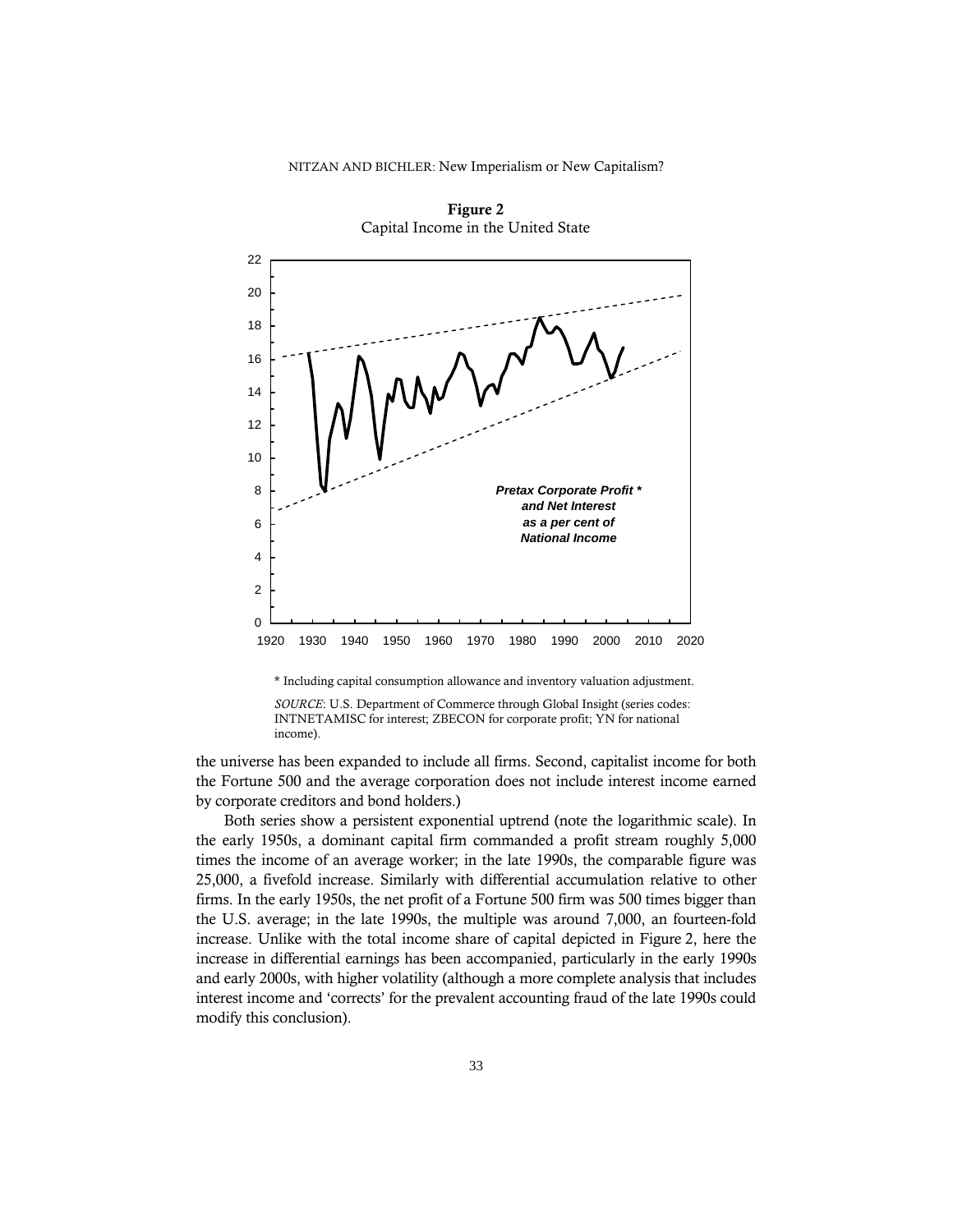**Figure 2**
Capital Income in the United State

\* Including capital consumption allowance and inventory valuation adjustment.

*SOURCE*: U.S. Department of Commerce through Global Insight (series codes: INTNETAMISC for interest; ZBECON for corporate profit; YN for national income).

the universe has been expanded to include all firms. Second, capitalist income for both the Fortune 500 and the average corporation does not include interest income earned by corporate creditors and bond holders.)

Both series show a persistent exponential uptrend (note the logarithmic scale). In the early 1950s, a dominant capital firm commanded a profit stream roughly 5,000 times the income of an average worker; in the late 1990s, the comparable figure was 25,000, a fivefold increase. Similarly with differential accumulation relative to other firms. In the early 1950s, the net profit of a Fortune 500 firm was 500 times bigger than the U.S. average; in the late 1990s, the multiple was around 7,000, an fourteen-fold increase. Unlike with the total income share of capital depicted in Figure 2, here the increase in differential earnings has been accompanied, particularly in the early 1990s and early 2000s, with higher volatility (although a more complete analysis that includes interest income and 'corrects' for the prevalent accounting fraud of the late 1990s could modify this conclusion).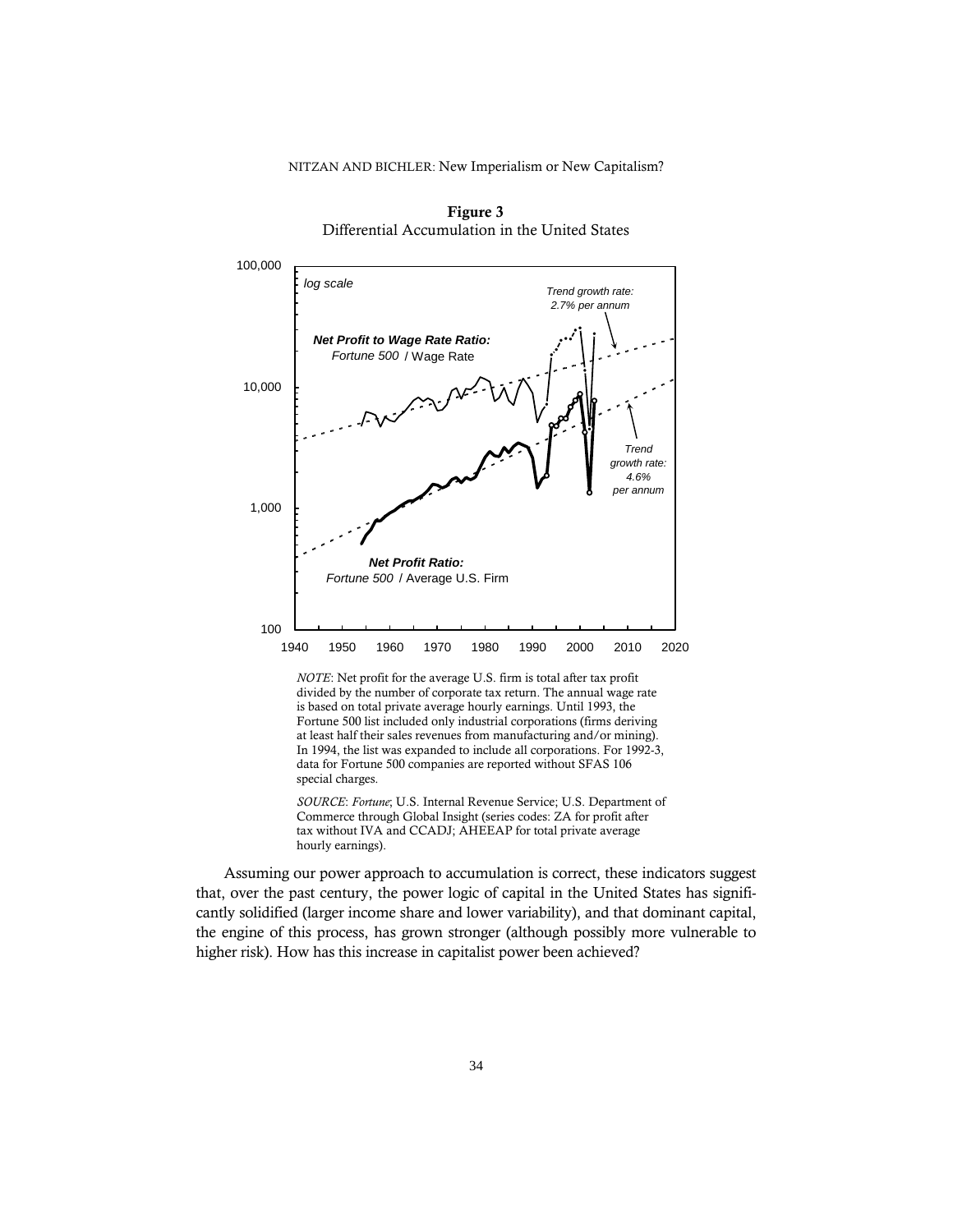**Figure 3**
Differential Accumulation in the United States

*NOTE*: Net profit for the average U.S. firm is total after tax profit divided by the number of corporate tax return. The annual wage rate is based on total private average hourly earnings. Until 1993, the Fortune 500 list included only industrial corporations (firms deriving at least half their sales revenues from manufacturing and/or mining). In 1994, the list was expanded to include all corporations. For 1992-3, data for Fortune 500 companies are reported without SFAS 106 special charges.

*SOURCE*: *Fortune*; U.S. Internal Revenue Service; U.S. Department of Commerce through Global Insight (series codes: ZA for profit after tax without IVA and CCADJ; AHEEAP for total private average hourly earnings).

Assuming our power approach to accumulation is correct, these indicators suggest that, over the past century, the power logic of capital in the United States has significantly solidified (larger income share and lower variability), and that dominant capital, the engine of this process, has grown stronger (although possibly more vulnerable to higher risk). How has this increase in capitalist power been achieved?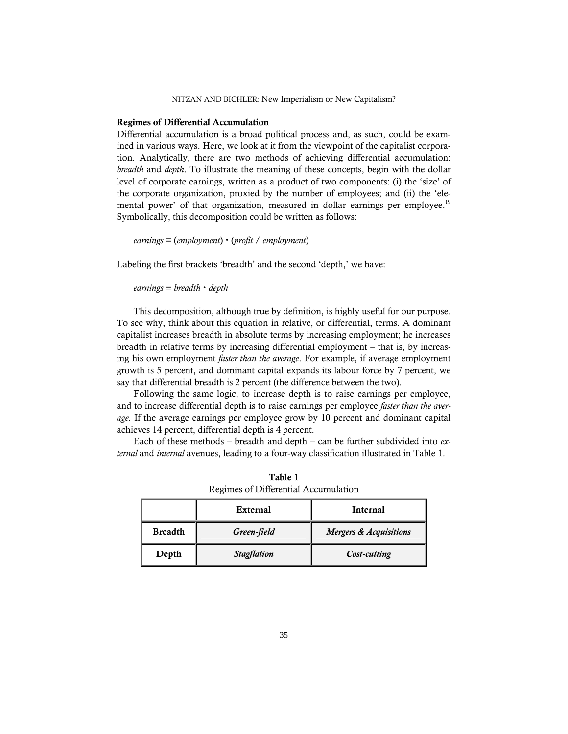## Regimes of Differential Accumulation

Differential accumulation is a broad political process and, as such, could be examined in various ways. Here, we look at it from the viewpoint of the capitalist corporation. Analytically, there are two methods of achieving differential accumulation: *breadth* and *depth*. To illustrate the meaning of these concepts, begin with the dollar level of corporate earnings, written as a product of two components: (i) the 'size' of the corporate organization, proxied by the number of employees; and (ii) the 'elemental power' of that organization, measured in dollar earnings per employee.[19] Symbolically, this decomposition could be written as follows:

*earnings* ≡ (*employment*) • (*profit* / *employment*)

Labeling the first brackets 'breadth' and the second 'depth,' we have:

*earnings* ≡ *breadth* • *depth*

This decomposition, although true by definition, is highly useful for our purpose. To see why, think about this equation in relative, or differential, terms. A dominant capitalist increases breadth in absolute terms by increasing employment; he increases breadth in relative terms by increasing differential employment – that is, by increasing his own employment *faster than the average*. For example, if average employment growth is 5 percent, and dominant capital expands its labour force by 7 percent, we say that differential breadth is 2 percent (the difference between the two).

Following the same logic, to increase depth is to raise earnings per employee, and to increase differential depth is to raise earnings per employee *faster than the average*. If the average earnings per employee grow by 10 percent and dominant capital achieves 14 percent, differential depth is 4 percent.

Each of these methods – breadth and depth – can be further subdivided into *external* and *internal* avenues, leading to a four-way classification illustrated in Table 1.

**Table 1**
Regimes of Differential Accumulation

| | **External** | **Internal** |
|---|---|---|
| **Breadth** | ***Green-field*** | ***Mergers & Acquisitions*** |
| **Depth** | ***Stagflation*** | ***Cost-cutting*** |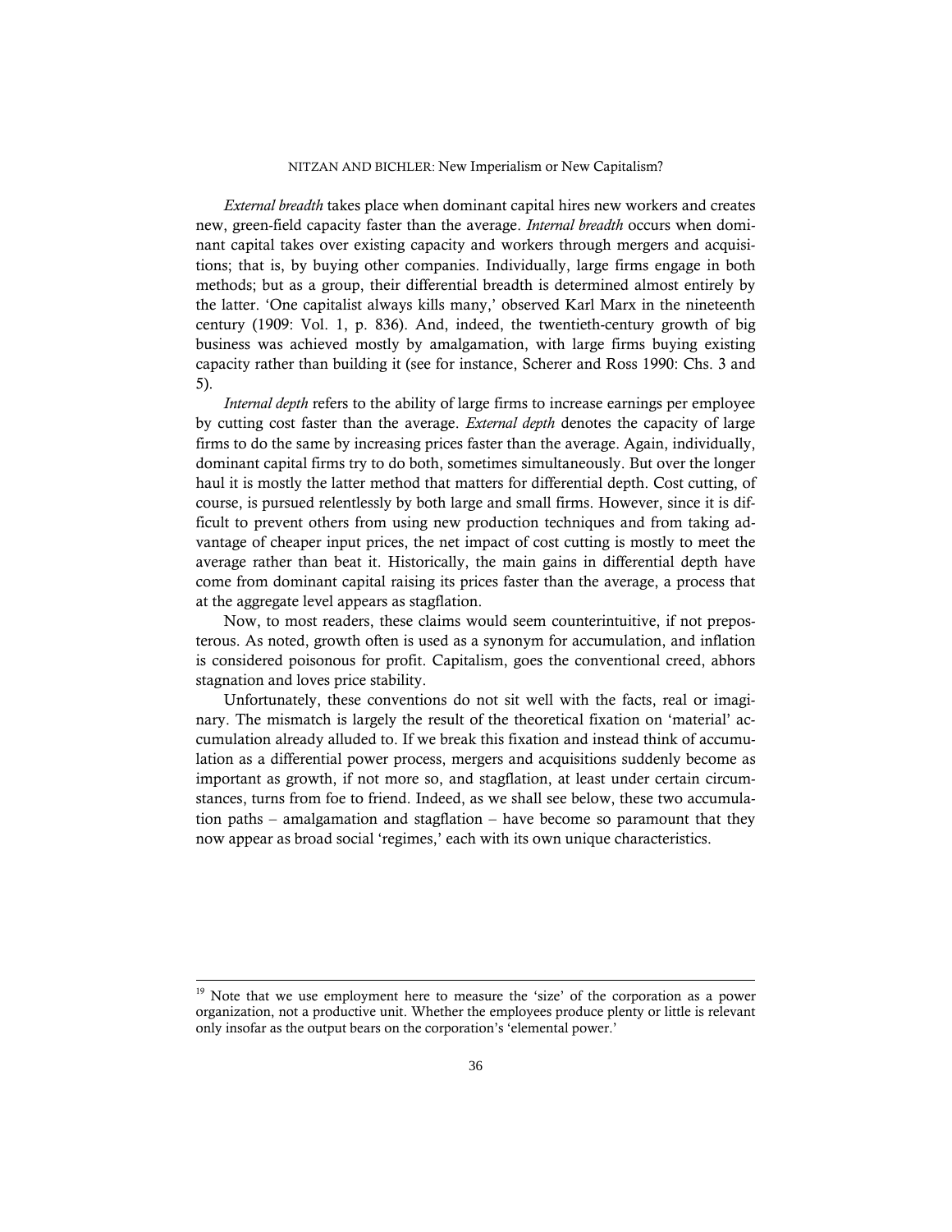*External breadth* takes place when dominant capital hires new workers and creates new, green-field capacity faster than the average. *Internal breadth* occurs when dominant capital takes over existing capacity and workers through mergers and acquisitions; that is, by buying other companies. Individually, large firms engage in both methods; but as a group, their differential breadth is determined almost entirely by the latter. 'One capitalist always kills many,' observed Karl Marx in the nineteenth century (1909: Vol. 1, p. 836). And, indeed, the twentieth-century growth of big business was achieved mostly by amalgamation, with large firms buying existing capacity rather than building it (see for instance, Scherer and Ross 1990: Chs. 3 and 5).

*Internal depth* refers to the ability of large firms to increase earnings per employee by cutting cost faster than the average. *External depth* denotes the capacity of large firms to do the same by increasing prices faster than the average. Again, individually, dominant capital firms try to do both, sometimes simultaneously. But over the longer haul it is mostly the latter method that matters for differential depth. Cost cutting, of course, is pursued relentlessly by both large and small firms. However, since it is difficult to prevent others from using new production techniques and from taking advantage of cheaper input prices, the net impact of cost cutting is mostly to meet the average rather than beat it. Historically, the main gains in differential depth have come from dominant capital raising its prices faster than the average, a process that at the aggregate level appears as stagflation.

Now, to most readers, these claims would seem counterintuitive, if not preposterous. As noted, growth often is used as a synonym for accumulation, and inflation is considered poisonous for profit. Capitalism, goes the conventional creed, abhors stagnation and loves price stability.

Unfortunately, these conventions do not sit well with the facts, real or imaginary. The mismatch is largely the result of the theoretical fixation on 'material' accumulation already alluded to. If we break this fixation and instead think of accumulation as a differential power process, mergers and acquisitions suddenly become as important as growth, if not more so, and stagflation, at least under certain circumstances, turns from foe to friend. Indeed, as we shall see below, these two accumulation paths – amalgamation and stagflation – have become so paramount that they now appear as broad social 'regimes,' each with its own unique characteristics.

---

[19] Note that we use employment here to measure the 'size' of the corporation as a power organization, not a productive unit. Whether the employees produce plenty or little is relevant only insofar as the output bears on the corporation's 'elemental power.'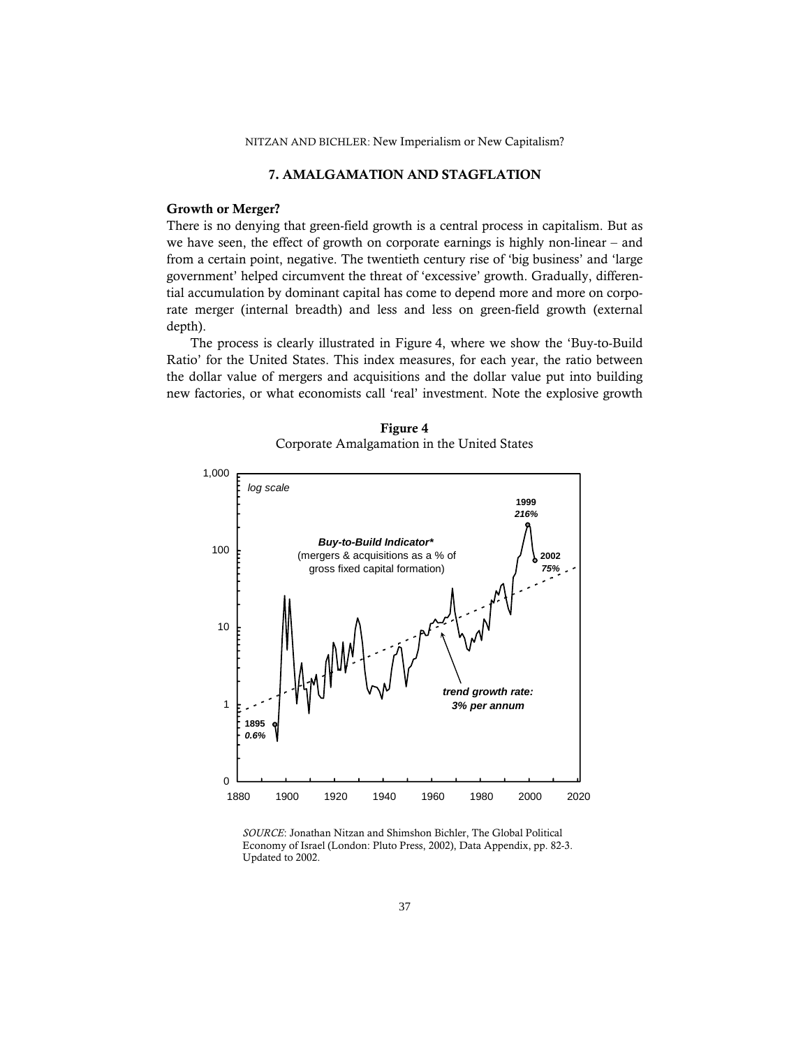## 7. AMALGAMATION AND STAGFLATION

### Growth or Merger?

There is no denying that green-field growth is a central process in capitalism. But as we have seen, the effect of growth on corporate earnings is highly non-linear – and from a certain point, negative. The twentieth century rise of 'big business' and 'large government' helped circumvent the threat of 'excessive' growth. Gradually, differential accumulation by dominant capital has come to depend more and more on corporate merger (internal breadth) and less and less on green-field growth (external depth).

The process is clearly illustrated in Figure 4, where we show the 'Buy-to-Build Ratio' for the United States. This index measures, for each year, the ratio between the dollar value of mergers and acquisitions and the dollar value put into building new factories, or what economists call 'real' investment. Note the explosive growth

**Figure 4**
Corporate Amalgamation in the United States

*SOURCE*: Jonathan Nitzan and Shimshon Bichler, The Global Political Economy of Israel (London: Pluto Press, 2002), Data Appendix, pp. 82-3. Updated to 2002.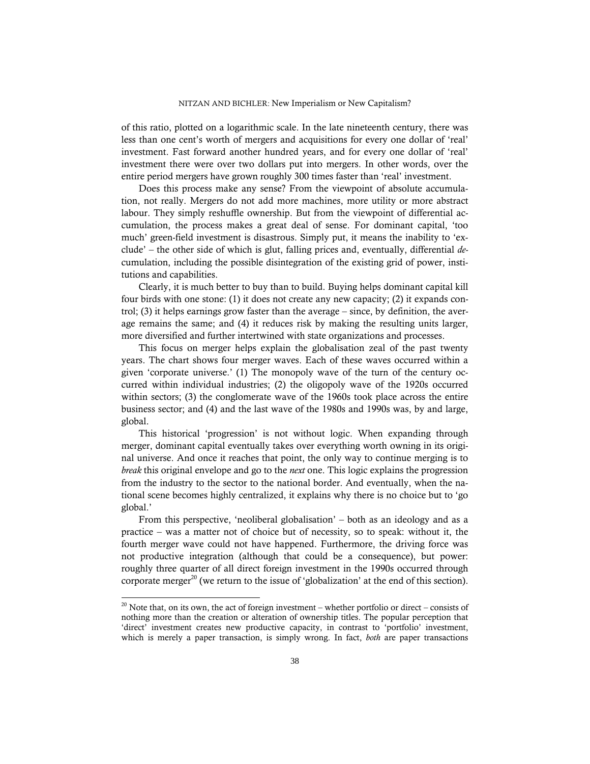of this ratio, plotted on a logarithmic scale. In the late nineteenth century, there was less than one cent's worth of mergers and acquisitions for every one dollar of 'real' investment. Fast forward another hundred years, and for every one dollar of 'real' investment there were over two dollars put into mergers. In other words, over the entire period mergers have grown roughly 300 times faster than 'real' investment.

Does this process make any sense? From the viewpoint of absolute accumulation, not really. Mergers do not add more machines, more utility or more abstract labour. They simply reshuffle ownership. But from the viewpoint of differential accumulation, the process makes a great deal of sense. For dominant capital, 'too much' green-field investment is disastrous. Simply put, it means the inability to 'exclude' – the other side of which is glut, falling prices and, eventually, differential *de*-cumulation, including the possible disintegration of the existing grid of power, institutions and capabilities.

Clearly, it is much better to buy than to build. Buying helps dominant capital kill four birds with one stone: (1) it does not create any new capacity; (2) it expands control; (3) it helps earnings grow faster than the average – since, by definition, the average remains the same; and (4) it reduces risk by making the resulting units larger, more diversified and further intertwined with state organizations and processes.

This focus on merger helps explain the globalisation zeal of the past twenty years. The chart shows four merger waves. Each of these waves occurred within a given 'corporate universe.' (1) The monopoly wave of the turn of the century occurred within individual industries; (2) the oligopoly wave of the 1920s occurred within sectors; (3) the conglomerate wave of the 1960s took place across the entire business sector; and (4) and the last wave of the 1980s and 1990s was, by and large, global.

This historical 'progression' is not without logic. When expanding through merger, dominant capital eventually takes over everything worth owning in its original universe. And once it reaches that point, the only way to continue merging is to *break* this original envelope and go to the *next* one. This logic explains the progression from the industry to the sector to the national border. And eventually, when the national scene becomes highly centralized, it explains why there is no choice but to 'go global.'

From this perspective, 'neoliberal globalisation' – both as an ideology and as a practice – was a matter not of choice but of necessity, so to speak: without it, the fourth merger wave could not have happened. Furthermore, the driving force was not productive integration (although that could be a consequence), but power: roughly three quarter of all direct foreign investment in the 1990s occurred through corporate merger[20] (we return to the issue of 'globalization' at the end of this section).

---

[20] Note that, on its own, the act of foreign investment – whether portfolio or direct – consists of nothing more than the creation or alteration of ownership titles. The popular perception that 'direct' investment creates new productive capacity, in contrast to 'portfolio' investment, which is merely a paper transaction, is simply wrong. In fact, *both* are paper transactions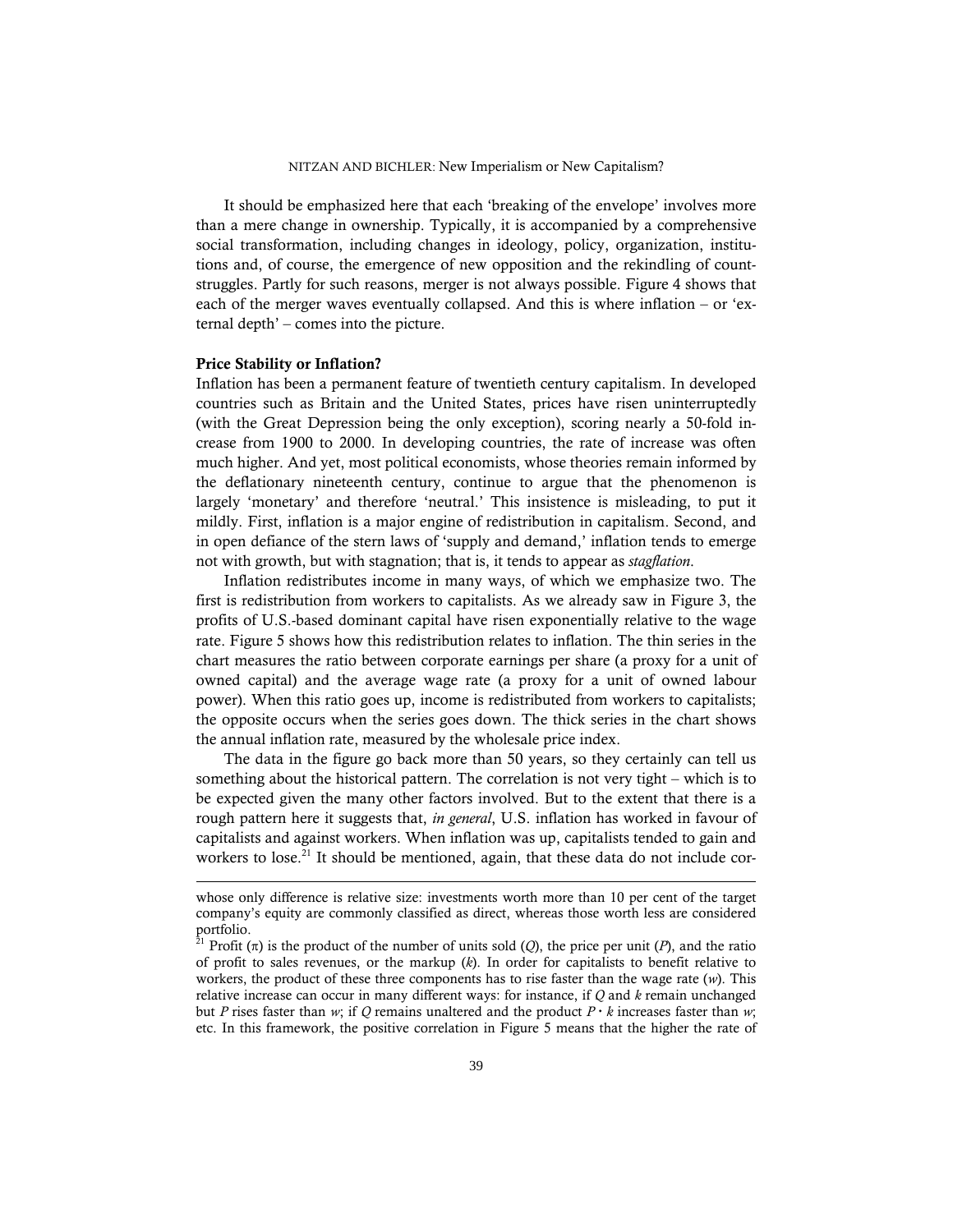It should be emphasized here that each 'breaking of the envelope' involves more than a mere change in ownership. Typically, it is accompanied by a comprehensive social transformation, including changes in ideology, policy, organization, institutions and, of course, the emergence of new opposition and the rekindling of count-struggles. Partly for such reasons, merger is not always possible. Figure 4 shows that each of the merger waves eventually collapsed. And this is where inflation – or 'external depth' – comes into the picture.

**Price Stability or Inflation?**

Inflation has been a permanent feature of twentieth century capitalism. In developed countries such as Britain and the United States, prices have risen uninterruptedly (with the Great Depression being the only exception), scoring nearly a 50-fold increase from 1900 to 2000. In developing countries, the rate of increase was often much higher. And yet, most political economists, whose theories remain informed by the deflationary nineteenth century, continue to argue that the phenomenon is largely 'monetary' and therefore 'neutral.' This insistence is misleading, to put it mildly. First, inflation is a major engine of redistribution in capitalism. Second, and in open defiance of the stern laws of 'supply and demand,' inflation tends to emerge not with growth, but with stagnation; that is, it tends to appear as *stagflation*.

Inflation redistributes income in many ways, of which we emphasize two. The first is redistribution from workers to capitalists. As we already saw in Figure 3, the profits of U.S.-based dominant capital have risen exponentially relative to the wage rate. Figure 5 shows how this redistribution relates to inflation. The thin series in the chart measures the ratio between corporate earnings per share (a proxy for a unit of owned capital) and the average wage rate (a proxy for a unit of owned labour power). When this ratio goes up, income is redistributed from workers to capitalists; the opposite occurs when the series goes down. The thick series in the chart shows the annual inflation rate, measured by the wholesale price index.

The data in the figure go back more than 50 years, so they certainly can tell us something about the historical pattern. The correlation is not very tight – which is to be expected given the many other factors involved. But to the extent that there is a rough pattern here it suggests that, *in general*, U.S. inflation has worked in favour of capitalists and against workers. When inflation was up, capitalists tended to gain and workers to lose.[21] It should be mentioned, again, that these data do not include cor-

---

whose only difference is relative size: investments worth more than 10 per cent of the target company's equity are commonly classified as direct, whereas those worth less are considered portfolio.

[21] Profit ($\pi$) is the product of the number of units sold ($Q$), the price per unit ($P$), and the ratio of profit to sales revenues, or the markup ($k$). In order for capitalists to benefit relative to workers, the product of these three components has to rise faster than the wage rate ($w$). This relative increase can occur in many different ways: for instance, if $Q$ and $k$ remain unchanged but $P$ rises faster than $w$; if $Q$ remains unaltered and the product $P \cdot k$ increases faster than $w$; etc. In this framework, the positive correlation in Figure 5 means that the higher the rate of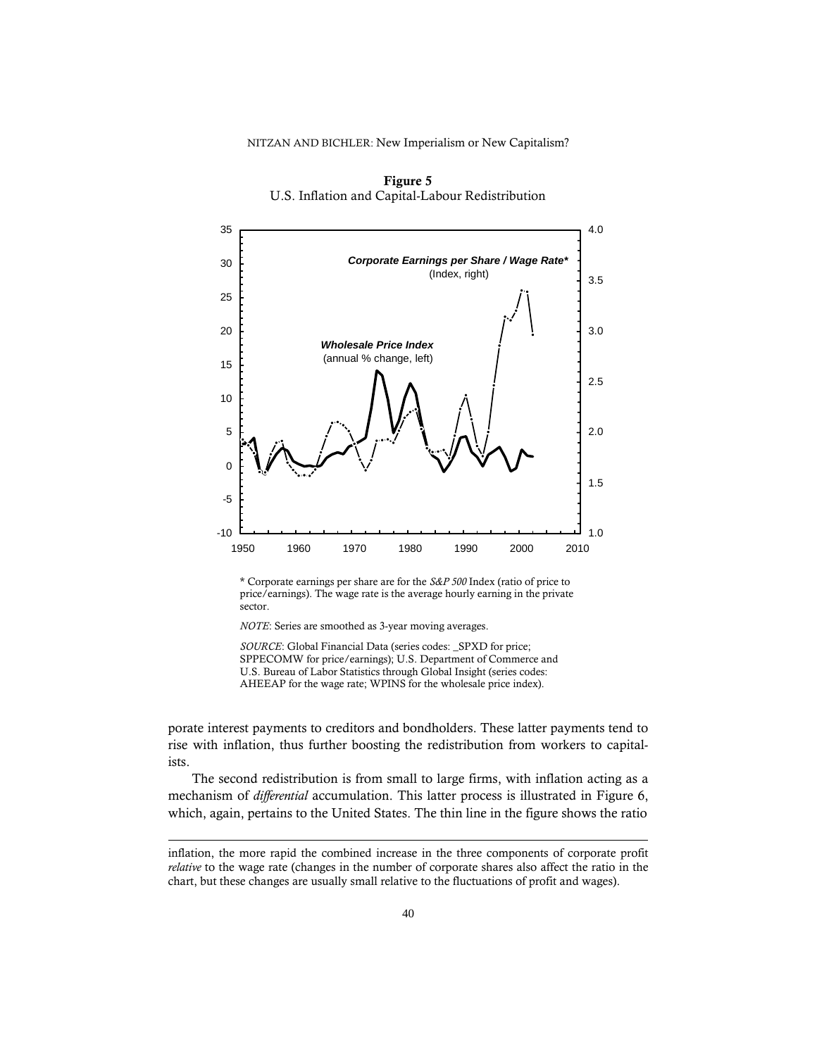**Figure 5**
U.S. Inflation and Capital-Labour Redistribution

\* Corporate earnings per share are for the *S&P 500* Index (ratio of price to price/earnings). The wage rate is the average hourly earning in the private sector.

*NOTE*: Series are smoothed as 3-year moving averages.

*SOURCE*: Global Financial Data (series codes: _SPXD for price; SPPECOMW for price/earnings); U.S. Department of Commerce and U.S. Bureau of Labor Statistics through Global Insight (series codes: AHEEAP for the wage rate; WPINS for the wholesale price index).

porate interest payments to creditors and bondholders. These latter payments tend to rise with inflation, thus further boosting the redistribution from workers to capitalists.

The second redistribution is from small to large firms, with inflation acting as a mechanism of *differential* accumulation. This latter process is illustrated in Figure 6, which, again, pertains to the United States. The thin line in the figure shows the ratio

---

inflation, the more rapid the combined increase in the three components of corporate profit *relative* to the wage rate (changes in the number of corporate shares also affect the ratio in the chart, but these changes are usually small relative to the fluctuations of profit and wages).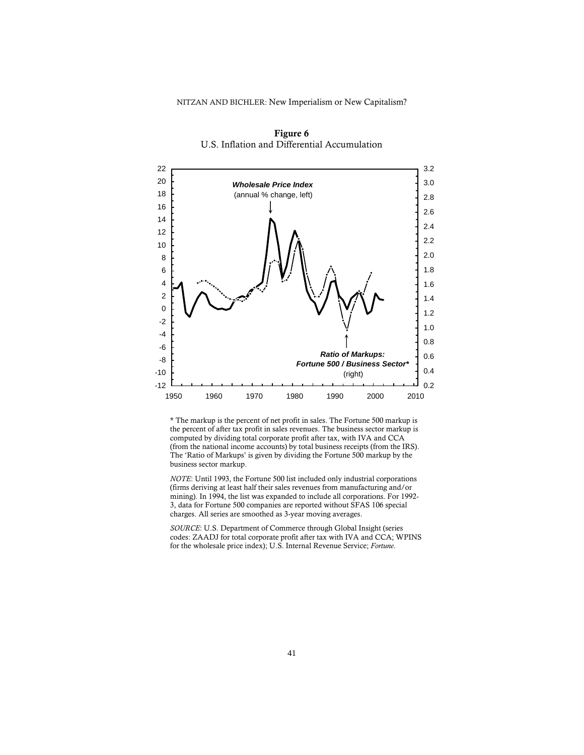**Figure 6**
U.S. Inflation and Differential Accumulation

\* The markup is the percent of net profit in sales. The Fortune 500 markup is the percent of after tax profit in sales revenues. The business sector markup is computed by dividing total corporate profit after tax, with IVA and CCA (from the national income accounts) by total business receipts (from the IRS). The 'Ratio of Markups' is given by dividing the Fortune 500 markup by the business sector markup.

*NOTE*: Until 1993, the Fortune 500 list included only industrial corporations (firms deriving at least half their sales revenues from manufacturing and/or mining). In 1994, the list was expanded to include all corporations. For 1992-3, data for Fortune 500 companies are reported without SFAS 106 special charges. All series are smoothed as 3-year moving averages.

*SOURCE*: U.S. Department of Commerce through Global Insight (series codes: ZAADJ for total corporate profit after tax with IVA and CCA; WPINS for the wholesale price index); U.S. Internal Revenue Service; *Fortune*.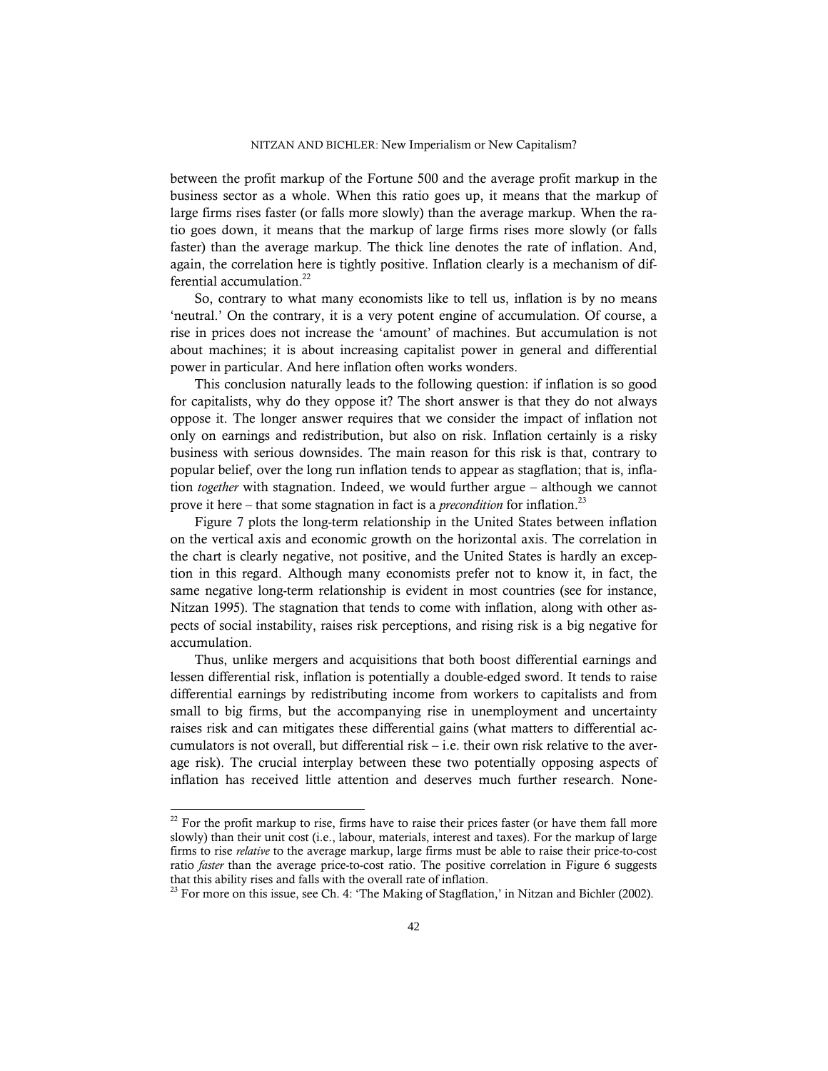between the profit markup of the Fortune 500 and the average profit markup in the business sector as a whole. When this ratio goes up, it means that the markup of large firms rises faster (or falls more slowly) than the average markup. When the ratio goes down, it means that the markup of large firms rises more slowly (or falls faster) than the average markup. The thick line denotes the rate of inflation. And, again, the correlation here is tightly positive. Inflation clearly is a mechanism of differential accumulation.[22]

So, contrary to what many economists like to tell us, inflation is by no means 'neutral.' On the contrary, it is a very potent engine of accumulation. Of course, a rise in prices does not increase the 'amount' of machines. But accumulation is not about machines; it is about increasing capitalist power in general and differential power in particular. And here inflation often works wonders.

This conclusion naturally leads to the following question: if inflation is so good for capitalists, why do they oppose it? The short answer is that they do not always oppose it. The longer answer requires that we consider the impact of inflation not only on earnings and redistribution, but also on risk. Inflation certainly is a risky business with serious downsides. The main reason for this risk is that, contrary to popular belief, over the long run inflation tends to appear as stagflation; that is, inflation *together* with stagnation. Indeed, we would further argue – although we cannot prove it here – that some stagnation in fact is a *precondition* for inflation.[23]

Figure 7 plots the long-term relationship in the United States between inflation on the vertical axis and economic growth on the horizontal axis. The correlation in the chart is clearly negative, not positive, and the United States is hardly an exception in this regard. Although many economists prefer not to know it, in fact, the same negative long-term relationship is evident in most countries (see for instance, Nitzan 1995). The stagnation that tends to come with inflation, along with other aspects of social instability, raises risk perceptions, and rising risk is a big negative for accumulation.

Thus, unlike mergers and acquisitions that both boost differential earnings and lessen differential risk, inflation is potentially a double-edged sword. It tends to raise differential earnings by redistributing income from workers to capitalists and from small to big firms, but the accompanying rise in unemployment and uncertainty raises risk and can mitigates these differential gains (what matters to differential accumulators is not overall, but differential risk – i.e. their own risk relative to the average risk). The crucial interplay between these two potentially opposing aspects of inflation has received little attention and deserves much further research. None-

---

[22] For the profit markup to rise, firms have to raise their prices faster (or have them fall more slowly) than their unit cost (i.e., labour, materials, interest and taxes). For the markup of large firms to rise *relative* to the average markup, large firms must be able to raise their price-to-cost ratio *faster* than the average price-to-cost ratio. The positive correlation in Figure 6 suggests that this ability rises and falls with the overall rate of inflation.

[23] For more on this issue, see Ch. 4: 'The Making of Stagflation,' in Nitzan and Bichler (2002).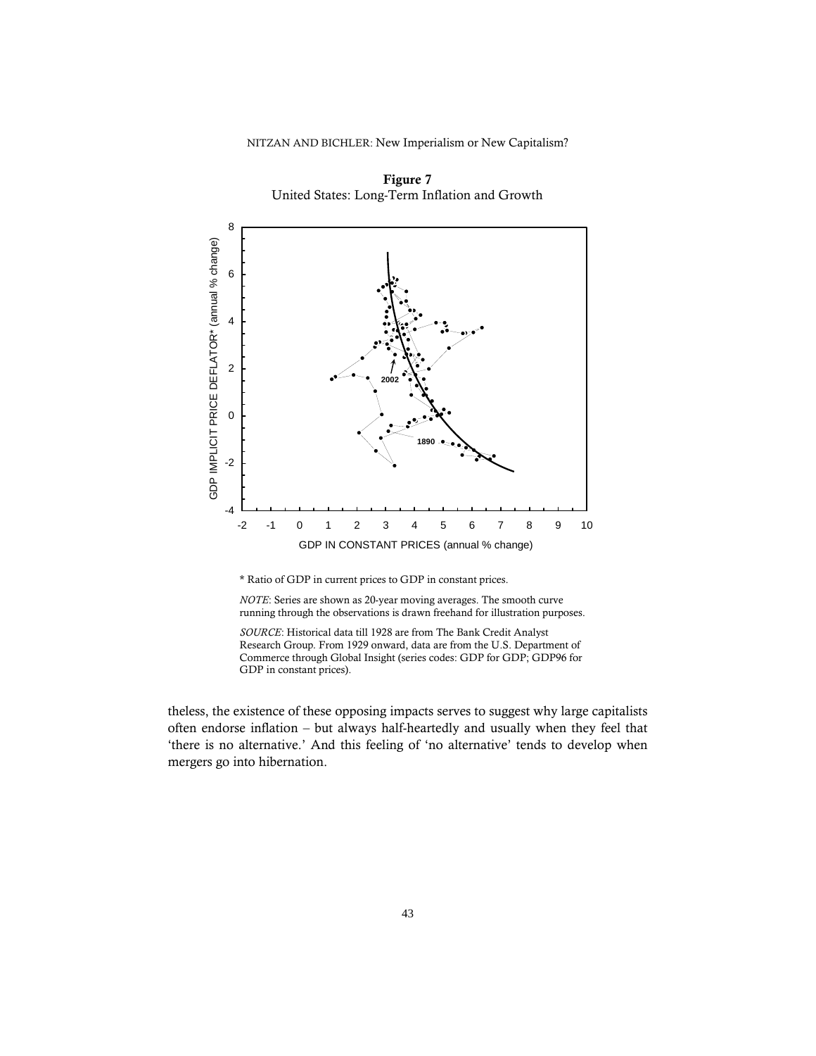**Figure 7**
United States: Long-Term Inflation and Growth

\* Ratio of GDP in current prices to GDP in constant prices.

*NOTE*: Series are shown as 20-year moving averages. The smooth curve running through the observations is drawn freehand for illustration purposes.

*SOURCE*: Historical data till 1928 are from The Bank Credit Analyst Research Group. From 1929 onward, data are from the U.S. Department of Commerce through Global Insight (series codes: GDP for GDP; GDP96 for GDP in constant prices).

theless, the existence of these opposing impacts serves to suggest why large capitalists often endorse inflation – but always half-heartedly and usually when they feel that 'there is no alternative.' And this feeling of 'no alternative' tends to develop when mergers go into hibernation.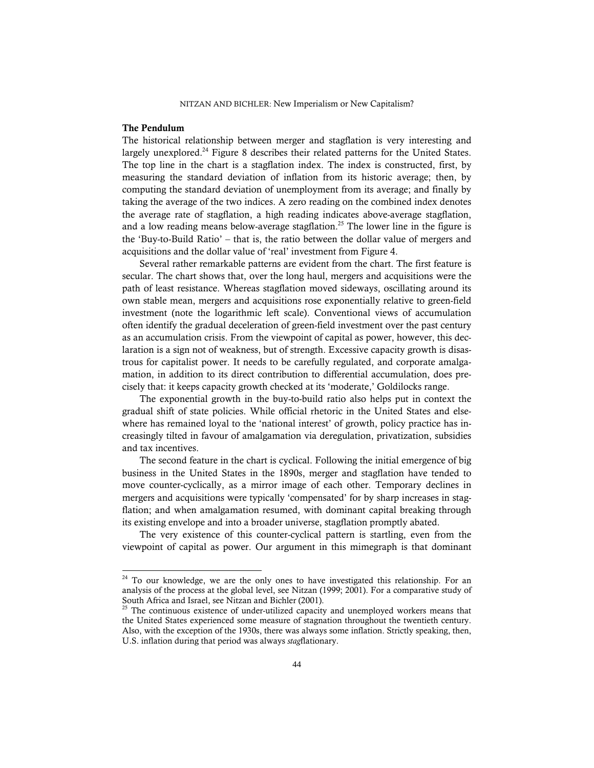### The Pendulum

The historical relationship between merger and stagflation is very interesting and largely unexplored.[24] Figure 8 describes their related patterns for the United States. The top line in the chart is a stagflation index. The index is constructed, first, by measuring the standard deviation of inflation from its historic average; then, by computing the standard deviation of unemployment from its average; and finally by taking the average of the two indices. A zero reading on the combined index denotes the average rate of stagflation, a high reading indicates above-average stagflation, and a low reading means below-average stagflation.[25] The lower line in the figure is the 'Buy-to-Build Ratio' – that is, the ratio between the dollar value of mergers and acquisitions and the dollar value of 'real' investment from Figure 4.

Several rather remarkable patterns are evident from the chart. The first feature is secular. The chart shows that, over the long haul, mergers and acquisitions were the path of least resistance. Whereas stagflation moved sideways, oscillating around its own stable mean, mergers and acquisitions rose exponentially relative to green-field investment (note the logarithmic left scale). Conventional views of accumulation often identify the gradual deceleration of green-field investment over the past century as an accumulation crisis. From the viewpoint of capital as power, however, this declaration is a sign not of weakness, but of strength. Excessive capacity growth is disastrous for capitalist power. It needs to be carefully regulated, and corporate amalgamation, in addition to its direct contribution to differential accumulation, does precisely that: it keeps capacity growth checked at its 'moderate,' Goldilocks range.

The exponential growth in the buy-to-build ratio also helps put in context the gradual shift of state policies. While official rhetoric in the United States and elsewhere has remained loyal to the 'national interest' of growth, policy practice has increasingly tilted in favour of amalgamation via deregulation, privatization, subsidies and tax incentives.

The second feature in the chart is cyclical. Following the initial emergence of big business in the United States in the 1890s, merger and stagflation have tended to move counter-cyclically, as a mirror image of each other. Temporary declines in mergers and acquisitions were typically 'compensated' for by sharp increases in stagflation; and when amalgamation resumed, with dominant capital breaking through its existing envelope and into a broader universe, stagflation promptly abated.

The very existence of this counter-cyclical pattern is startling, even from the viewpoint of capital as power. Our argument in this mimegraph is that dominant

---

[24] To our knowledge, we are the only ones to have investigated this relationship. For an analysis of the process at the global level, see Nitzan (1999; 2001). For a comparative study of South Africa and Israel, see Nitzan and Bichler (2001).

[25] The continuous existence of under-utilized capacity and unemployed workers means that the United States experienced some measure of stagnation throughout the twentieth century. Also, with the exception of the 1930s, there was always some inflation. Strictly speaking, then, U.S. inflation during that period was always *stag*flationary.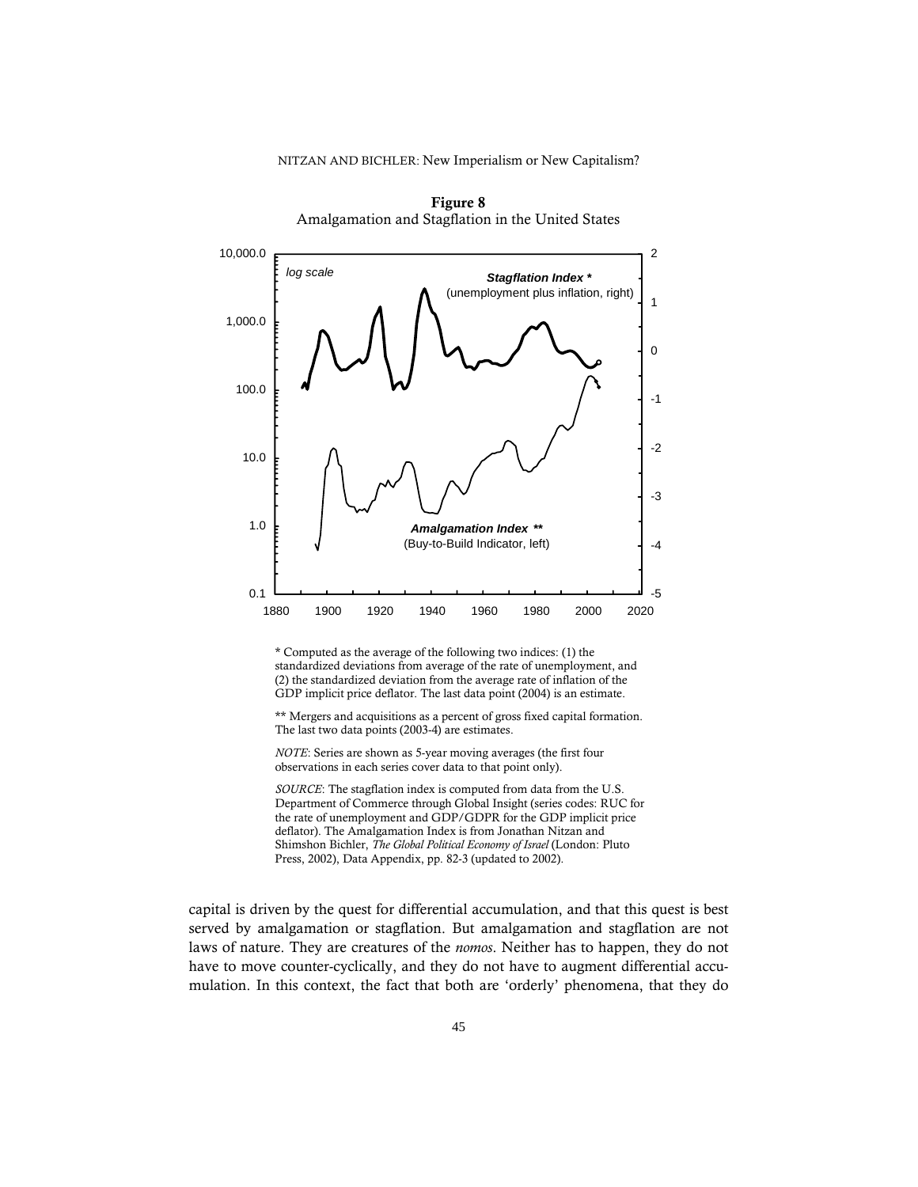**Figure 8**
Amalgamation and Stagflation in the United States

\* Computed as the average of the following two indices: (1) the standardized deviations from average of the rate of unemployment, and (2) the standardized deviation from the average rate of inflation of the GDP implicit price deflator. The last data point (2004) is an estimate.

\*\* Mergers and acquisitions as a percent of gross fixed capital formation. The last two data points (2003-4) are estimates.

*NOTE*: Series are shown as 5-year moving averages (the first four observations in each series cover data to that point only).

*SOURCE*: The stagflation index is computed from data from the U.S. Department of Commerce through Global Insight (series codes: RUC for the rate of unemployment and GDP/GDPR for the GDP implicit price deflator). The Amalgamation Index is from Jonathan Nitzan and Shimshon Bichler, *The Global Political Economy of Israel* (London: Pluto Press, 2002), Data Appendix, pp. 82-3 (updated to 2002).

capital is driven by the quest for differential accumulation, and that this quest is best served by amalgamation or stagflation. But amalgamation and stagflation are not laws of nature. They are creatures of the *nomos*. Neither has to happen, they do not have to move counter-cyclically, and they do not have to augment differential accumulation. In this context, the fact that both are 'orderly' phenomena, that they do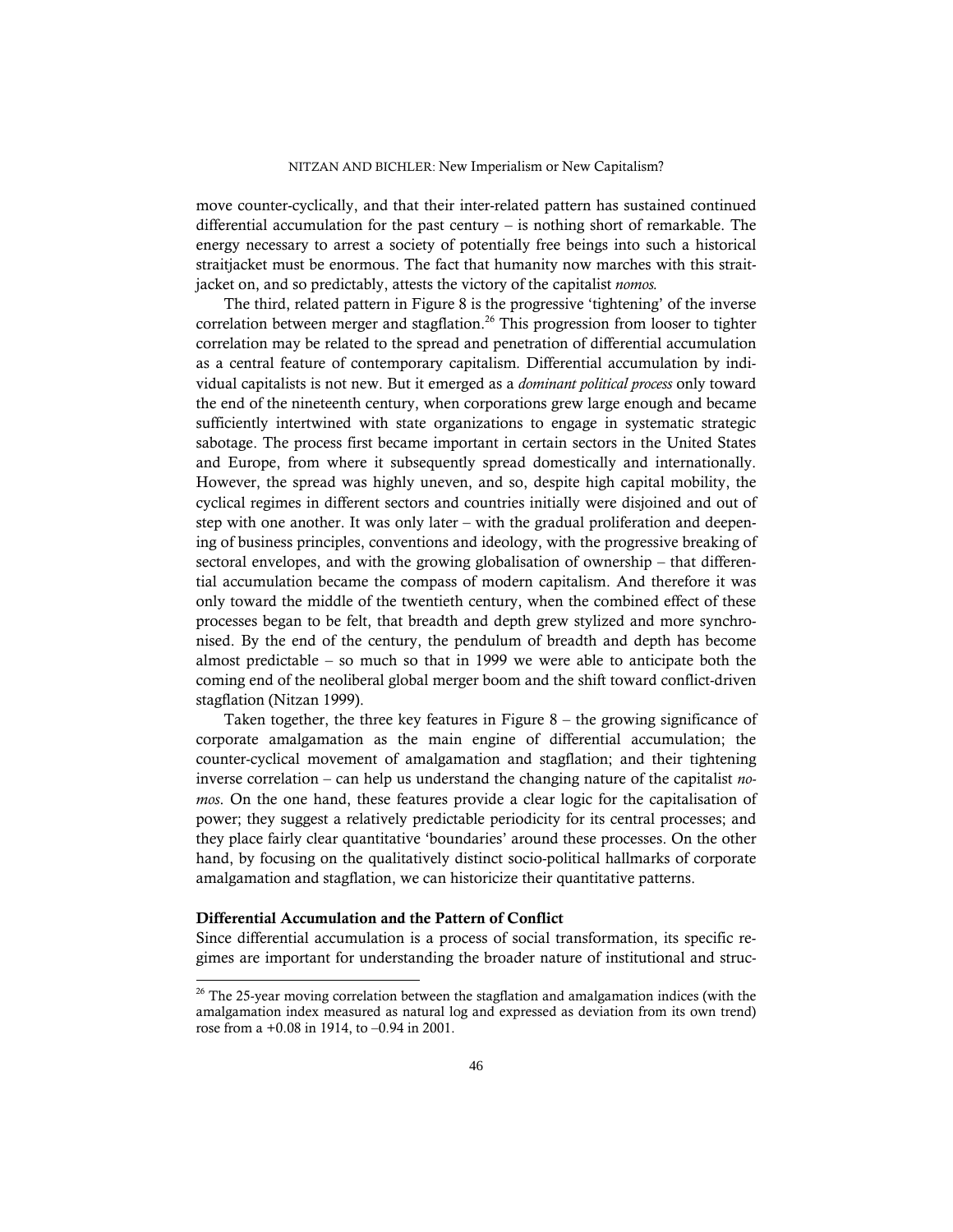move counter-cyclically, and that their inter-related pattern has sustained continued differential accumulation for the past century – is nothing short of remarkable. The energy necessary to arrest a society of potentially free beings into such a historical straitjacket must be enormous. The fact that humanity now marches with this straitjacket on, and so predictably, attests the victory of the capitalist *nomos.*

The third, related pattern in Figure 8 is the progressive 'tightening' of the inverse correlation between merger and stagflation.[26] This progression from looser to tighter correlation may be related to the spread and penetration of differential accumulation as a central feature of contemporary capitalism. Differential accumulation by individual capitalists is not new. But it emerged as a *dominant political process* only toward the end of the nineteenth century, when corporations grew large enough and became sufficiently intertwined with state organizations to engage in systematic strategic sabotage. The process first became important in certain sectors in the United States and Europe, from where it subsequently spread domestically and internationally. However, the spread was highly uneven, and so, despite high capital mobility, the cyclical regimes in different sectors and countries initially were disjoined and out of step with one another. It was only later – with the gradual proliferation and deepening of business principles, conventions and ideology, with the progressive breaking of sectoral envelopes, and with the growing globalisation of ownership – that differential accumulation became the compass of modern capitalism. And therefore it was only toward the middle of the twentieth century, when the combined effect of these processes began to be felt, that breadth and depth grew stylized and more synchronised. By the end of the century, the pendulum of breadth and depth has become almost predictable – so much so that in 1999 we were able to anticipate both the coming end of the neoliberal global merger boom and the shift toward conflict-driven stagflation (Nitzan 1999).

Taken together, the three key features in Figure 8 – the growing significance of corporate amalgamation as the main engine of differential accumulation; the counter-cyclical movement of amalgamation and stagflation; and their tightening inverse correlation – can help us understand the changing nature of the capitalist *nomos*. On the one hand, these features provide a clear logic for the capitalisation of power; they suggest a relatively predictable periodicity for its central processes; and they place fairly clear quantitative 'boundaries' around these processes. On the other hand, by focusing on the qualitatively distinct socio-political hallmarks of corporate amalgamation and stagflation, we can historicize their quantitative patterns.

### Differential Accumulation and the Pattern of Conflict

Since differential accumulation is a process of social transformation, its specific regimes are important for understanding the broader nature of institutional and struc-

[26] The 25-year moving correlation between the stagflation and amalgamation indices (with the amalgamation index measured as natural log and expressed as deviation from its own trend) rose from a +0.08 in 1914, to –0.94 in 2001.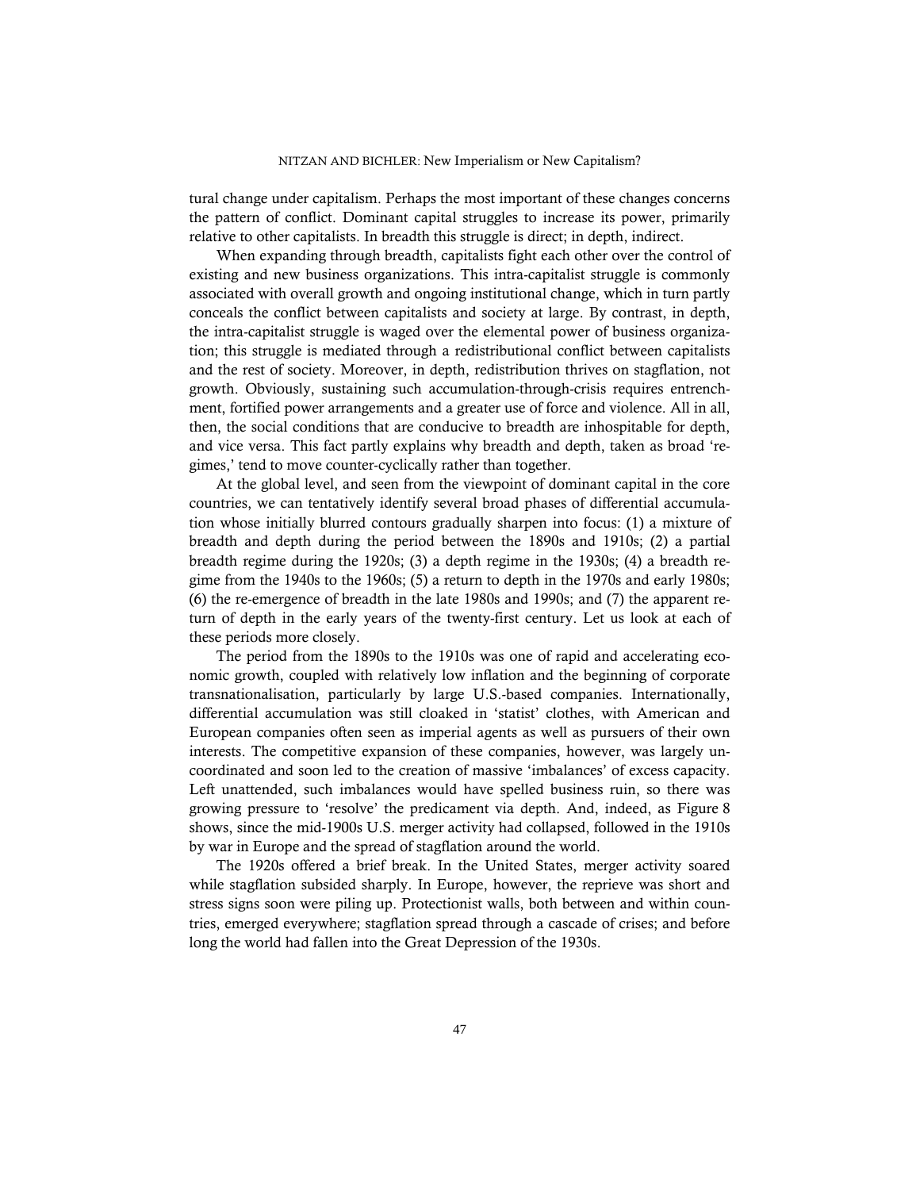tural change under capitalism. Perhaps the most important of these changes concerns the pattern of conflict. Dominant capital struggles to increase its power, primarily relative to other capitalists. In breadth this struggle is direct; in depth, indirect.

When expanding through breadth, capitalists fight each other over the control of existing and new business organizations. This intra-capitalist struggle is commonly associated with overall growth and ongoing institutional change, which in turn partly conceals the conflict between capitalists and society at large. By contrast, in depth, the intra-capitalist struggle is waged over the elemental power of business organization; this struggle is mediated through a redistributional conflict between capitalists and the rest of society. Moreover, in depth, redistribution thrives on stagflation, not growth. Obviously, sustaining such accumulation-through-crisis requires entrenchment, fortified power arrangements and a greater use of force and violence. All in all, then, the social conditions that are conducive to breadth are inhospitable for depth, and vice versa. This fact partly explains why breadth and depth, taken as broad 'regimes,' tend to move counter-cyclically rather than together.

At the global level, and seen from the viewpoint of dominant capital in the core countries, we can tentatively identify several broad phases of differential accumulation whose initially blurred contours gradually sharpen into focus: (1) a mixture of breadth and depth during the period between the 1890s and 1910s; (2) a partial breadth regime during the 1920s; (3) a depth regime in the 1930s; (4) a breadth regime from the 1940s to the 1960s; (5) a return to depth in the 1970s and early 1980s; (6) the re-emergence of breadth in the late 1980s and 1990s; and (7) the apparent return of depth in the early years of the twenty-first century. Let us look at each of these periods more closely.

The period from the 1890s to the 1910s was one of rapid and accelerating economic growth, coupled with relatively low inflation and the beginning of corporate transnationalisation, particularly by large U.S.-based companies. Internationally, differential accumulation was still cloaked in 'statist' clothes, with American and European companies often seen as imperial agents as well as pursuers of their own interests. The competitive expansion of these companies, however, was largely uncoordinated and soon led to the creation of massive 'imbalances' of excess capacity. Left unattended, such imbalances would have spelled business ruin, so there was growing pressure to 'resolve' the predicament via depth. And, indeed, as Figure 8 shows, since the mid-1900s U.S. merger activity had collapsed, followed in the 1910s by war in Europe and the spread of stagflation around the world.

The 1920s offered a brief break. In the United States, merger activity soared while stagflation subsided sharply. In Europe, however, the reprieve was short and stress signs soon were piling up. Protectionist walls, both between and within countries, emerged everywhere; stagflation spread through a cascade of crises; and before long the world had fallen into the Great Depression of the 1930s.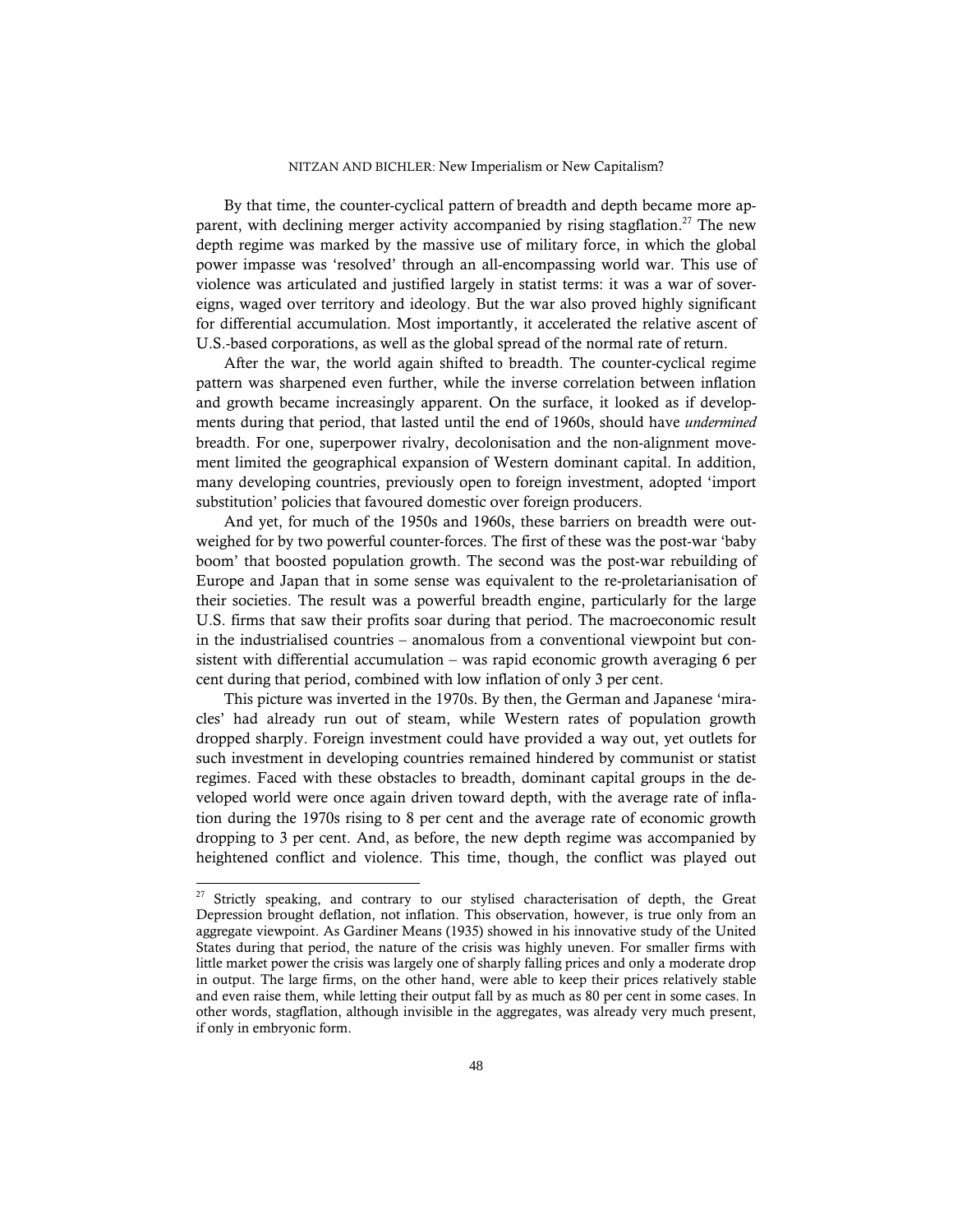By that time, the counter-cyclical pattern of breadth and depth became more apparent, with declining merger activity accompanied by rising stagflation.[27] The new depth regime was marked by the massive use of military force, in which the global power impasse was 'resolved' through an all-encompassing world war. This use of violence was articulated and justified largely in statist terms: it was a war of sovereigns, waged over territory and ideology. But the war also proved highly significant for differential accumulation. Most importantly, it accelerated the relative ascent of U.S.-based corporations, as well as the global spread of the normal rate of return.

After the war, the world again shifted to breadth. The counter-cyclical regime pattern was sharpened even further, while the inverse correlation between inflation and growth became increasingly apparent. On the surface, it looked as if developments during that period, that lasted until the end of 1960s, should have *undermined* breadth. For one, superpower rivalry, decolonisation and the non-alignment movement limited the geographical expansion of Western dominant capital. In addition, many developing countries, previously open to foreign investment, adopted 'import substitution' policies that favoured domestic over foreign producers.

And yet, for much of the 1950s and 1960s, these barriers on breadth were outweighed for by two powerful counter-forces. The first of these was the post-war 'baby boom' that boosted population growth. The second was the post-war rebuilding of Europe and Japan that in some sense was equivalent to the re-proletarianisation of their societies. The result was a powerful breadth engine, particularly for the large U.S. firms that saw their profits soar during that period. The macroeconomic result in the industrialised countries – anomalous from a conventional viewpoint but consistent with differential accumulation – was rapid economic growth averaging 6 per cent during that period, combined with low inflation of only 3 per cent.

This picture was inverted in the 1970s. By then, the German and Japanese 'miracles' had already run out of steam, while Western rates of population growth dropped sharply. Foreign investment could have provided a way out, yet outlets for such investment in developing countries remained hindered by communist or statist regimes. Faced with these obstacles to breadth, dominant capital groups in the developed world were once again driven toward depth, with the average rate of inflation during the 1970s rising to 8 per cent and the average rate of economic growth dropping to 3 per cent. And, as before, the new depth regime was accompanied by heightened conflict and violence. This time, though, the conflict was played out

---

[27] Strictly speaking, and contrary to our stylised characterisation of depth, the Great Depression brought deflation, not inflation. This observation, however, is true only from an aggregate viewpoint. As Gardiner Means (1935) showed in his innovative study of the United States during that period, the nature of the crisis was highly uneven. For smaller firms with little market power the crisis was largely one of sharply falling prices and only a moderate drop in output. The large firms, on the other hand, were able to keep their prices relatively stable and even raise them, while letting their output fall by as much as 80 per cent in some cases. In other words, stagflation, although invisible in the aggregates, was already very much present, if only in embryonic form.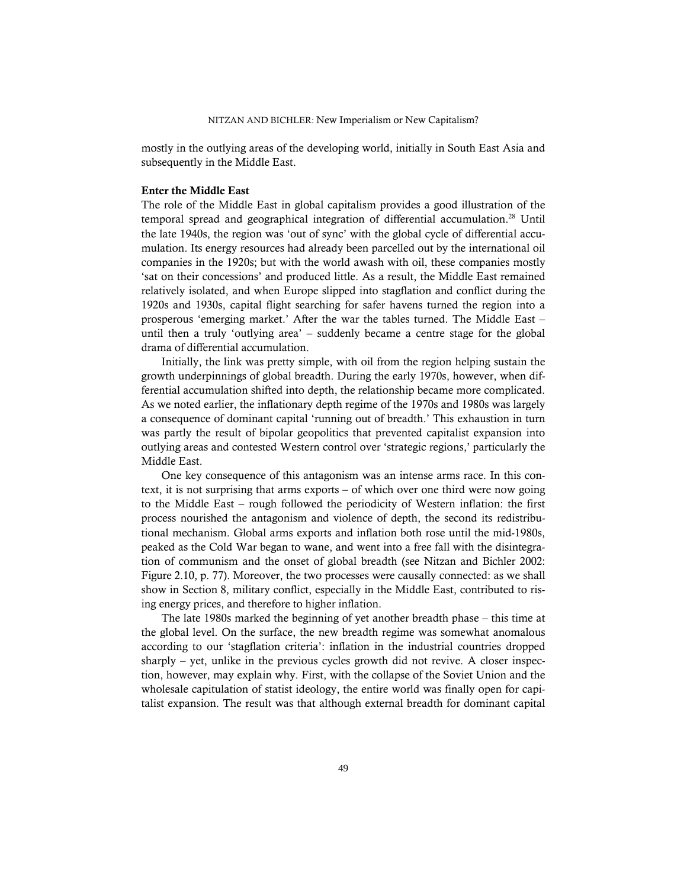mostly in the outlying areas of the developing world, initially in South East Asia and subsequently in the Middle East.

**Enter the Middle East**

The role of the Middle East in global capitalism provides a good illustration of the temporal spread and geographical integration of differential accumulation.[28] Until the late 1940s, the region was 'out of sync' with the global cycle of differential accumulation. Its energy resources had already been parcelled out by the international oil companies in the 1920s; but with the world awash with oil, these companies mostly 'sat on their concessions' and produced little. As a result, the Middle East remained relatively isolated, and when Europe slipped into stagflation and conflict during the 1920s and 1930s, capital flight searching for safer havens turned the region into a prosperous 'emerging market.' After the war the tables turned. The Middle East – until then a truly 'outlying area' – suddenly became a centre stage for the global drama of differential accumulation.

Initially, the link was pretty simple, with oil from the region helping sustain the growth underpinnings of global breadth. During the early 1970s, however, when differential accumulation shifted into depth, the relationship became more complicated. As we noted earlier, the inflationary depth regime of the 1970s and 1980s was largely a consequence of dominant capital 'running out of breadth.' This exhaustion in turn was partly the result of bipolar geopolitics that prevented capitalist expansion into outlying areas and contested Western control over 'strategic regions,' particularly the Middle East.

One key consequence of this antagonism was an intense arms race. In this context, it is not surprising that arms exports – of which over one third were now going to the Middle East – rough followed the periodicity of Western inflation: the first process nourished the antagonism and violence of depth, the second its redistributional mechanism. Global arms exports and inflation both rose until the mid-1980s, peaked as the Cold War began to wane, and went into a free fall with the disintegration of communism and the onset of global breadth (see Nitzan and Bichler 2002: Figure 2.10, p. 77). Moreover, the two processes were causally connected: as we shall show in Section 8, military conflict, especially in the Middle East, contributed to rising energy prices, and therefore to higher inflation.

The late 1980s marked the beginning of yet another breadth phase – this time at the global level. On the surface, the new breadth regime was somewhat anomalous according to our 'stagflation criteria': inflation in the industrial countries dropped sharply – yet, unlike in the previous cycles growth did not revive. A closer inspection, however, may explain why. First, with the collapse of the Soviet Union and the wholesale capitulation of statist ideology, the entire world was finally open for capitalist expansion. The result was that although external breadth for dominant capital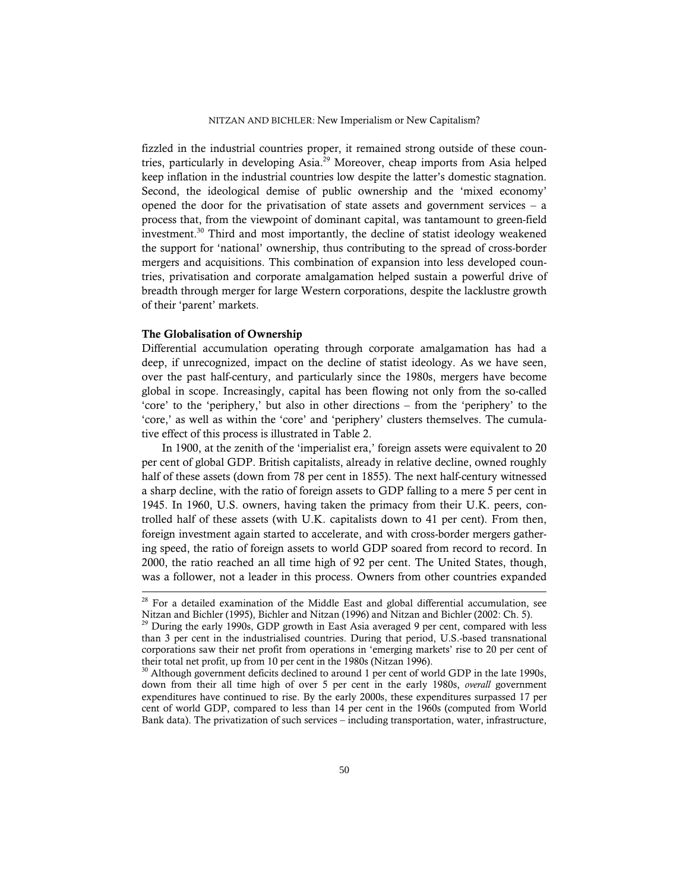fizzled in the industrial countries proper, it remained strong outside of these countries, particularly in developing Asia.[29] Moreover, cheap imports from Asia helped keep inflation in the industrial countries low despite the latter's domestic stagnation. Second, the ideological demise of public ownership and the 'mixed economy' opened the door for the privatisation of state assets and government services – a process that, from the viewpoint of dominant capital, was tantamount to green-field investment.[30] Third and most importantly, the decline of statist ideology weakened the support for 'national' ownership, thus contributing to the spread of cross-border mergers and acquisitions. This combination of expansion into less developed countries, privatisation and corporate amalgamation helped sustain a powerful drive of breadth through merger for large Western corporations, despite the lacklustre growth of their 'parent' markets.

### The Globalisation of Ownership

Differential accumulation operating through corporate amalgamation has had a deep, if unrecognized, impact on the decline of statist ideology. As we have seen, over the past half-century, and particularly since the 1980s, mergers have become global in scope. Increasingly, capital has been flowing not only from the so-called 'core' to the 'periphery,' but also in other directions – from the 'periphery' to the 'core,' as well as within the 'core' and 'periphery' clusters themselves. The cumulative effect of this process is illustrated in Table 2.

In 1900, at the zenith of the 'imperialist era,' foreign assets were equivalent to 20 per cent of global GDP. British capitalists, already in relative decline, owned roughly half of these assets (down from 78 per cent in 1855). The next half-century witnessed a sharp decline, with the ratio of foreign assets to GDP falling to a mere 5 per cent in 1945. In 1960, U.S. owners, having taken the primacy from their U.K. peers, controlled half of these assets (with U.K. capitalists down to 41 per cent). From then, foreign investment again started to accelerate, and with cross-border mergers gathering speed, the ratio of foreign assets to world GDP soared from record to record. In 2000, the ratio reached an all time high of 92 per cent. The United States, though, was a follower, not a leader in this process. Owners from other countries expanded

---

[28] For a detailed examination of the Middle East and global differential accumulation, see Nitzan and Bichler (1995), Bichler and Nitzan (1996) and Nitzan and Bichler (2002: Ch. 5).

[29] During the early 1990s, GDP growth in East Asia averaged 9 per cent, compared with less than 3 per cent in the industrialised countries. During that period, U.S.-based transnational corporations saw their net profit from operations in 'emerging markets' rise to 20 per cent of their total net profit, up from 10 per cent in the 1980s (Nitzan 1996).

[30] Although government deficits declined to around 1 per cent of world GDP in the late 1990s, down from their all time high of over 5 per cent in the early 1980s, *overall* government expenditures have continued to rise. By the early 2000s, these expenditures surpassed 17 per cent of world GDP, compared to less than 14 per cent in the 1960s (computed from World Bank data). The privatization of such services – including transportation, water, infrastructure,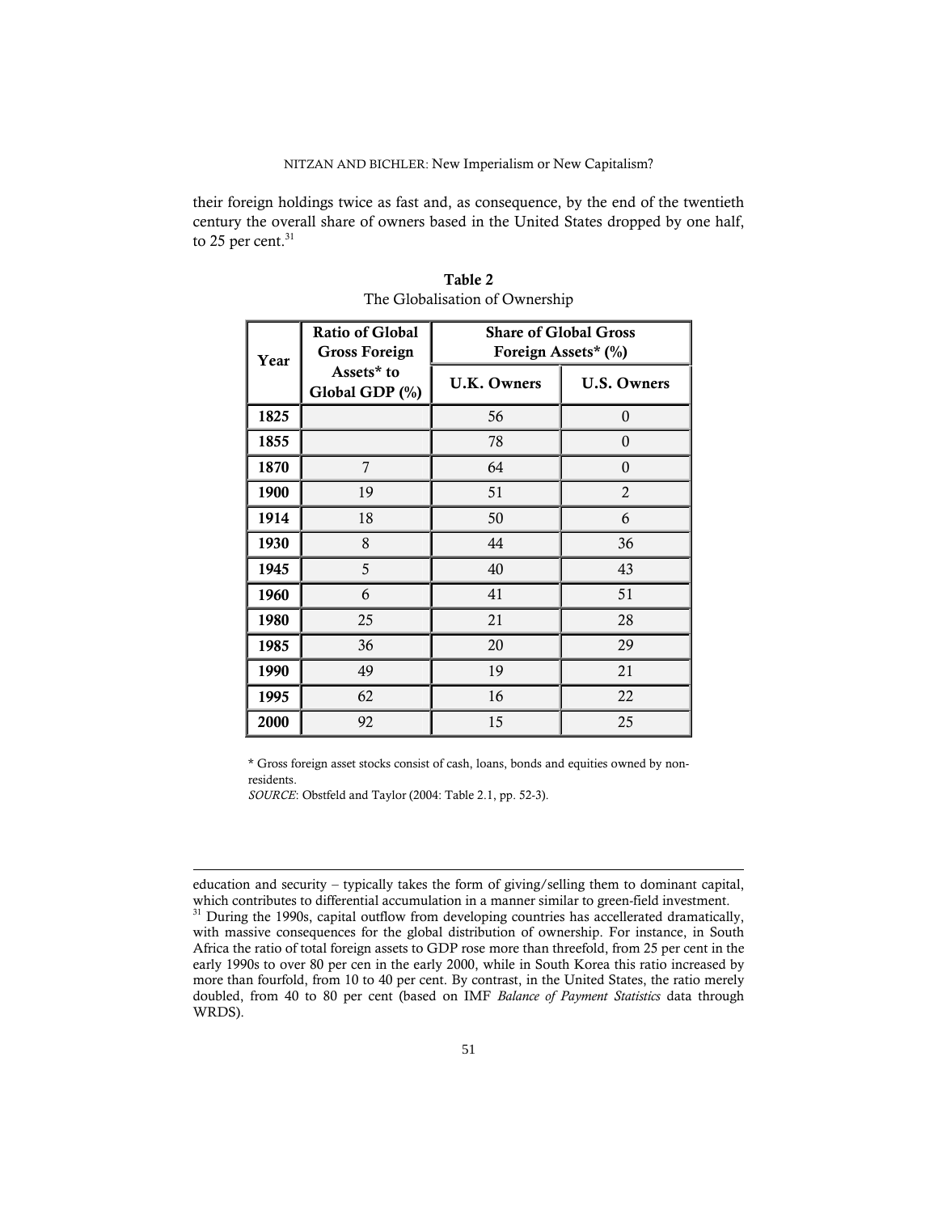their foreign holdings twice as fast and, as consequence, by the end of the twentieth century the overall share of owners based in the United States dropped by one half, to 25 per cent.[31]

**Table 2**
The Globalisation of Ownership

| Year | Ratio of Global Gross Foreign Assets* to Global GDP (%) | Share of Global Gross Foreign Assets* (%) | |
|---|---|---|---|
| | | U.K. Owners | U.S. Owners |
| **1825** | | 56 | 0 |
| **1855** | | 78 | 0 |
| **1870** | 7 | 64 | 0 |
| **1900** | 19 | 51 | 2 |
| **1914** | 18 | 50 | 6 |
| **1930** | 8 | 44 | 36 |
| **1945** | 5 | 40 | 43 |
| **1960** | 6 | 41 | 51 |
| **1980** | 25 | 21 | 28 |
| **1985** | 36 | 20 | 29 |
| **1990** | 49 | 19 | 21 |
| **1995** | 62 | 16 | 22 |
| **2000** | 92 | 15 | 25 |

\* Gross foreign asset stocks consist of cash, loans, bonds and equities owned by non-residents.
*SOURCE*: Obstfeld and Taylor (2004: Table 2.1, pp. 52-3).

---

education and security – typically takes the form of giving/selling them to dominant capital, which contributes to differential accumulation in a manner similar to green-field investment.

[31] During the 1990s, capital outflow from developing countries has accellerated dramatically, with massive consequences for the global distribution of ownership. For instance, in South Africa the ratio of total foreign assets to GDP rose more than threefold, from 25 per cent in the early 1990s to over 80 per cen in the early 2000, while in South Korea this ratio increased by more than fourfold, from 10 to 40 per cent. By contrast, in the United States, the ratio merely doubled, from 40 to 80 per cent (based on IMF *Balance of Payment Statistics* data through WRDS).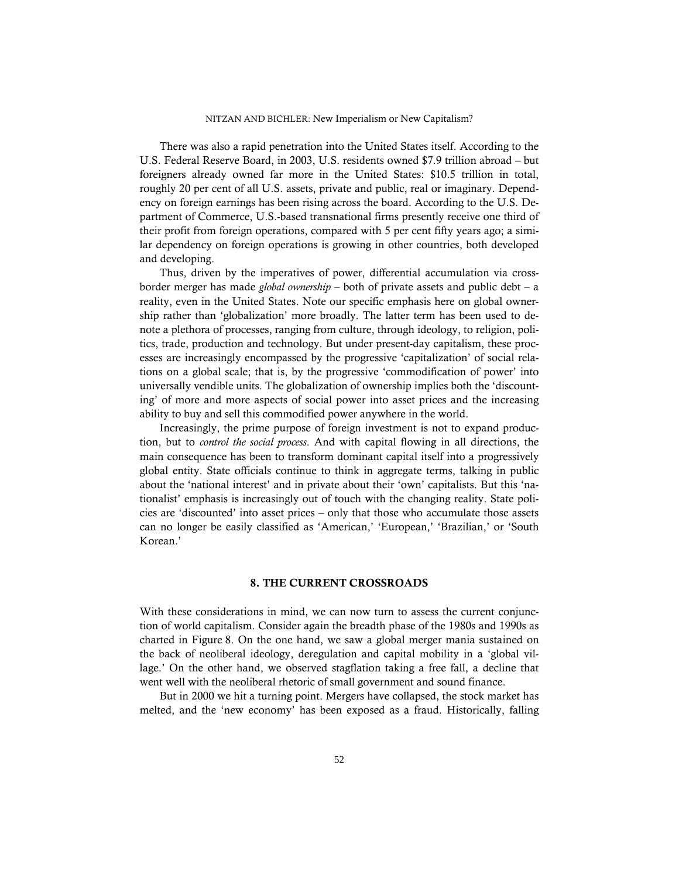There was also a rapid penetration into the United States itself. According to the U.S. Federal Reserve Board, in 2003, U.S. residents owned $7.9 trillion abroad – but foreigners already owned far more in the United States: $10.5 trillion in total, roughly 20 per cent of all U.S. assets, private and public, real or imaginary. Dependency on foreign earnings has been rising across the board. According to the U.S. Department of Commerce, U.S.-based transnational firms presently receive one third of their profit from foreign operations, compared with 5 per cent fifty years ago; a similar dependency on foreign operations is growing in other countries, both developed and developing.

Thus, driven by the imperatives of power, differential accumulation via cross-border merger has made *global ownership* – both of private assets and public debt – a reality, even in the United States. Note our specific emphasis here on global ownership rather than 'globalization' more broadly. The latter term has been used to denote a plethora of processes, ranging from culture, through ideology, to religion, politics, trade, production and technology. But under present-day capitalism, these processes are increasingly encompassed by the progressive 'capitalization' of social relations on a global scale; that is, by the progressive 'commodification of power' into universally vendible units. The globalization of ownership implies both the 'discounting' of more and more aspects of social power into asset prices and the increasing ability to buy and sell this commodified power anywhere in the world.

Increasingly, the prime purpose of foreign investment is not to expand production, but to *control the social process*. And with capital flowing in all directions, the main consequence has been to transform dominant capital itself into a progressively global entity. State officials continue to think in aggregate terms, talking in public about the 'national interest' and in private about their 'own' capitalists. But this 'nationalist' emphasis is increasingly out of touch with the changing reality. State policies are 'discounted' into asset prices – only that those who accumulate those assets can no longer be easily classified as 'American,' 'European,' 'Brazilian,' or 'South Korean.'

## 8. THE CURRENT CROSSROADS

With these considerations in mind, we can now turn to assess the current conjunction of world capitalism. Consider again the breadth phase of the 1980s and 1990s as charted in Figure 8. On the one hand, we saw a global merger mania sustained on the back of neoliberal ideology, deregulation and capital mobility in a 'global village.' On the other hand, we observed stagflation taking a free fall, a decline that went well with the neoliberal rhetoric of small government and sound finance.

But in 2000 we hit a turning point. Mergers have collapsed, the stock market has melted, and the 'new economy' has been exposed as a fraud. Historically, falling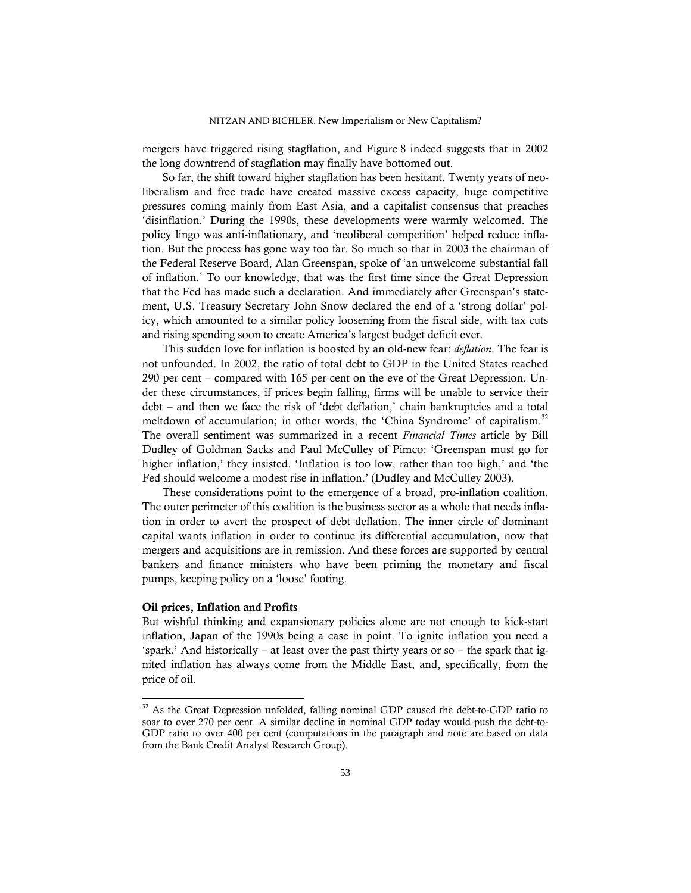mergers have triggered rising stagflation, and Figure 8 indeed suggests that in 2002 the long downtrend of stagflation may finally have bottomed out.

So far, the shift toward higher stagflation has been hesitant. Twenty years of neoliberalism and free trade have created massive excess capacity, huge competitive pressures coming mainly from East Asia, and a capitalist consensus that preaches 'disinflation.' During the 1990s, these developments were warmly welcomed. The policy lingo was anti-inflationary, and 'neoliberal competition' helped reduce inflation. But the process has gone way too far. So much so that in 2003 the chairman of the Federal Reserve Board, Alan Greenspan, spoke of 'an unwelcome substantial fall of inflation.' To our knowledge, that was the first time since the Great Depression that the Fed has made such a declaration. And immediately after Greenspan's statement, U.S. Treasury Secretary John Snow declared the end of a 'strong dollar' policy, which amounted to a similar policy loosening from the fiscal side, with tax cuts and rising spending soon to create America's largest budget deficit ever.

This sudden love for inflation is boosted by an old-new fear: *deflation*. The fear is not unfounded. In 2002, the ratio of total debt to GDP in the United States reached 290 per cent – compared with 165 per cent on the eve of the Great Depression. Under these circumstances, if prices begin falling, firms will be unable to service their debt – and then we face the risk of 'debt deflation,' chain bankruptcies and a total meltdown of accumulation; in other words, the 'China Syndrome' of capitalism.[32] The overall sentiment was summarized in a recent *Financial Times* article by Bill Dudley of Goldman Sacks and Paul McCulley of Pimco: 'Greenspan must go for higher inflation,' they insisted. 'Inflation is too low, rather than too high,' and 'the Fed should welcome a modest rise in inflation.' (Dudley and McCulley 2003).

These considerations point to the emergence of a broad, pro-inflation coalition. The outer perimeter of this coalition is the business sector as a whole that needs inflation in order to avert the prospect of debt deflation. The inner circle of dominant capital wants inflation in order to continue its differential accumulation, now that mergers and acquisitions are in remission. And these forces are supported by central bankers and finance ministers who have been priming the monetary and fiscal pumps, keeping policy on a 'loose' footing.

### Oil prices, Inflation and Profits

But wishful thinking and expansionary policies alone are not enough to kick-start inflation, Japan of the 1990s being a case in point. To ignite inflation you need a 'spark.' And historically – at least over the past thirty years or so – the spark that ignited inflation has always come from the Middle East, and, specifically, from the price of oil.

---

[32] As the Great Depression unfolded, falling nominal GDP caused the debt-to-GDP ratio to soar to over 270 per cent. A similar decline in nominal GDP today would push the debt-to-GDP ratio to over 400 per cent (computations in the paragraph and note are based on data from the Bank Credit Analyst Research Group).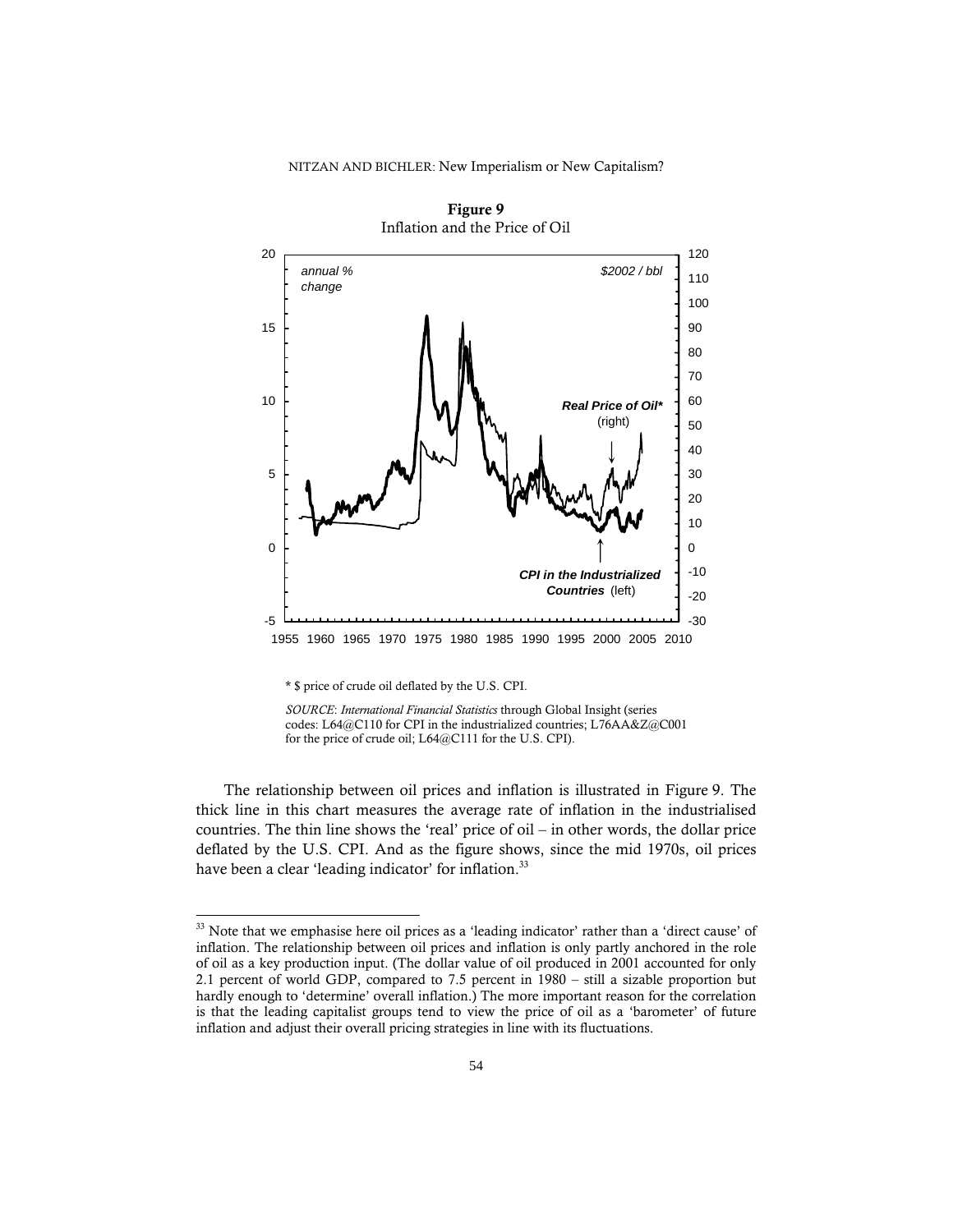**Figure 9**
Inflation and the Price of Oil

\* $ price of crude oil deflated by the U.S. CPI.

*SOURCE*: *International Financial Statistics* through Global Insight (series codes: L64@C110 for CPI in the industrialized countries; L76AA&Z@C001 for the price of crude oil; L64@C111 for the U.S. CPI).

The relationship between oil prices and inflation is illustrated in Figure 9. The thick line in this chart measures the average rate of inflation in the industrialised countries. The thin line shows the 'real' price of oil – in other words, the dollar price deflated by the U.S. CPI. And as the figure shows, since the mid 1970s, oil prices have been a clear 'leading indicator' for inflation.[33]

---

[33] Note that we emphasise here oil prices as a 'leading indicator' rather than a 'direct cause' of inflation. The relationship between oil prices and inflation is only partly anchored in the role of oil as a key production input. (The dollar value of oil produced in 2001 accounted for only 2.1 percent of world GDP, compared to 7.5 percent in 1980 – still a sizable proportion but hardly enough to 'determine' overall inflation.) The more important reason for the correlation is that the leading capitalist groups tend to view the price of oil as a 'barometer' of future inflation and adjust their overall pricing strategies in line with its fluctuations.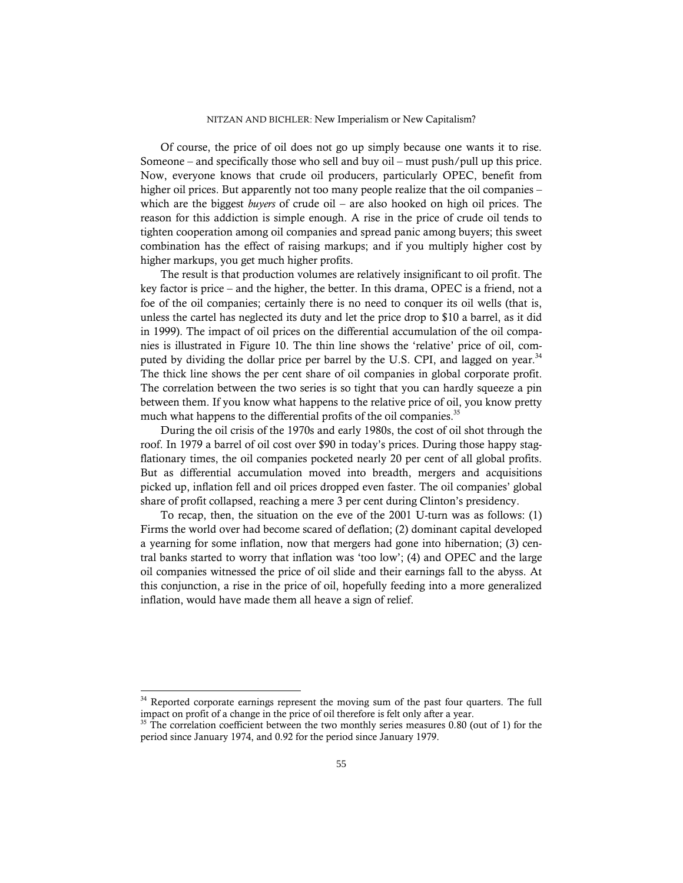Of course, the price of oil does not go up simply because one wants it to rise. Someone – and specifically those who sell and buy oil – must push/pull up this price. Now, everyone knows that crude oil producers, particularly OPEC, benefit from higher oil prices. But apparently not too many people realize that the oil companies – which are the biggest *buyers* of crude oil – are also hooked on high oil prices. The reason for this addiction is simple enough. A rise in the price of crude oil tends to tighten cooperation among oil companies and spread panic among buyers; this sweet combination has the effect of raising markups; and if you multiply higher cost by higher markups, you get much higher profits.

The result is that production volumes are relatively insignificant to oil profit. The key factor is price – and the higher, the better. In this drama, OPEC is a friend, not a foe of the oil companies; certainly there is no need to conquer its oil wells (that is, unless the cartel has neglected its duty and let the price drop to $10 a barrel, as it did in 1999). The impact of oil prices on the differential accumulation of the oil companies is illustrated in Figure 10. The thin line shows the 'relative' price of oil, computed by dividing the dollar price per barrel by the U.S. CPI, and lagged on year.[34] The thick line shows the per cent share of oil companies in global corporate profit. The correlation between the two series is so tight that you can hardly squeeze a pin between them. If you know what happens to the relative price of oil, you know pretty much what happens to the differential profits of the oil companies.[35]

During the oil crisis of the 1970s and early 1980s, the cost of oil shot through the roof. In 1979 a barrel of oil cost over $90 in today's prices. During those happy stagflationary times, the oil companies pocketed nearly 20 per cent of all global profits. But as differential accumulation moved into breadth, mergers and acquisitions picked up, inflation fell and oil prices dropped even faster. The oil companies' global share of profit collapsed, reaching a mere 3 per cent during Clinton's presidency.

To recap, then, the situation on the eve of the 2001 U-turn was as follows: (1) Firms the world over had become scared of deflation; (2) dominant capital developed a yearning for some inflation, now that mergers had gone into hibernation; (3) central banks started to worry that inflation was 'too low'; (4) and OPEC and the large oil companies witnessed the price of oil slide and their earnings fall to the abyss. At this conjunction, a rise in the price of oil, hopefully feeding into a more generalized inflation, would have made them all heave a sign of relief.

---

[34] Reported corporate earnings represent the moving sum of the past four quarters. The full impact on profit of a change in the price of oil therefore is felt only after a year.

[35] The correlation coefficient between the two monthly series measures 0.80 (out of 1) for the period since January 1974, and 0.92 for the period since January 1979.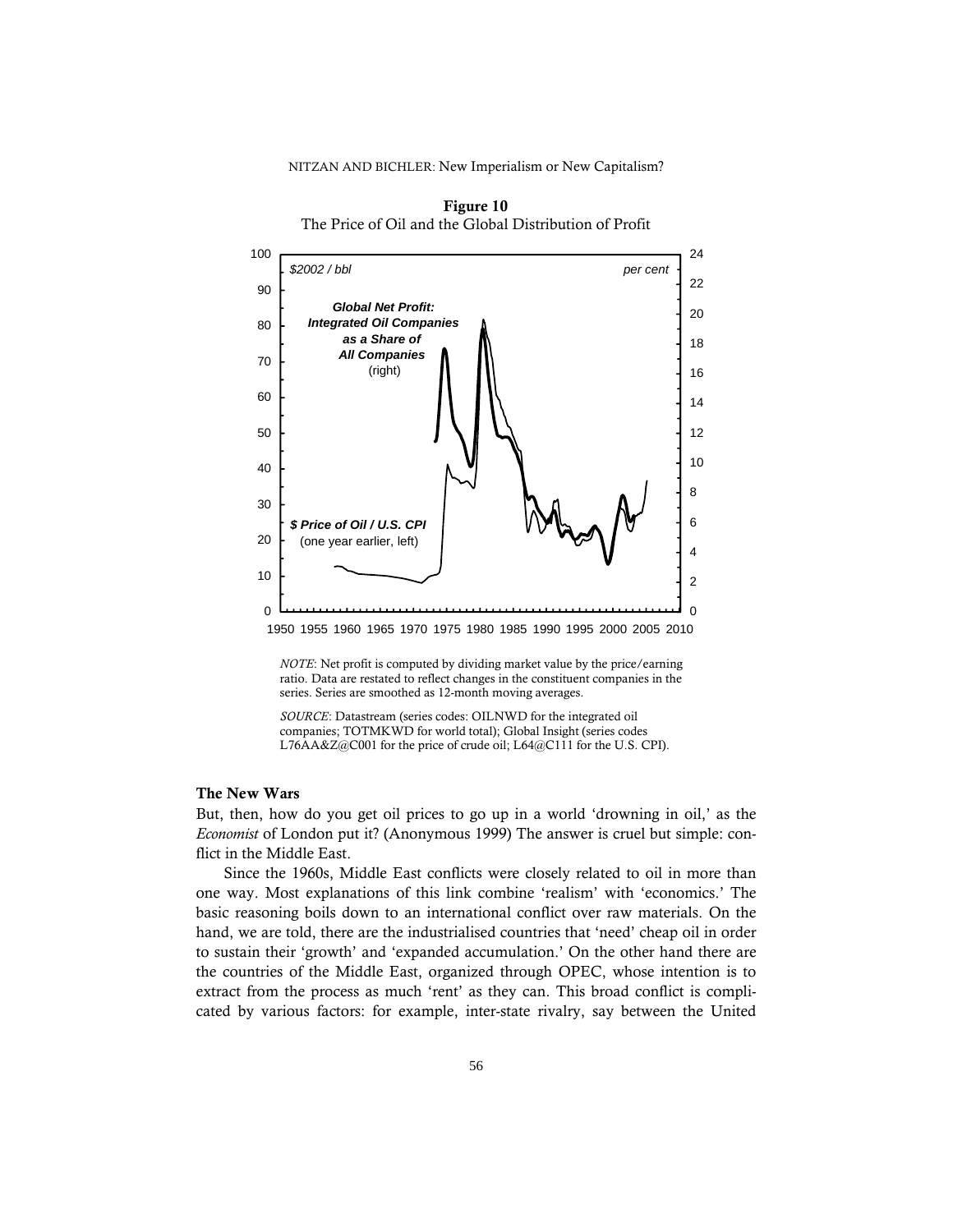**Figure 10**
The Price of Oil and the Global Distribution of Profit

*NOTE*: Net profit is computed by dividing market value by the price/earning ratio. Data are restated to reflect changes in the constituent companies in the series. Series are smoothed as 12-month moving averages.

*SOURCE*: Datastream (series codes: OILNWD for the integrated oil companies; TOTMKWD for world total); Global Insight (series codes L76AA&Z@C001 for the price of crude oil; L64@C111 for the U.S. CPI).

## The New Wars

But, then, how do you get oil prices to go up in a world 'drowning in oil,' as the *Economist* of London put it? (Anonymous 1999) The answer is cruel but simple: conflict in the Middle East.

Since the 1960s, Middle East conflicts were closely related to oil in more than one way. Most explanations of this link combine 'realism' with 'economics.' The basic reasoning boils down to an international conflict over raw materials. On the hand, we are told, there are the industrialised countries that 'need' cheap oil in order to sustain their 'growth' and 'expanded accumulation.' On the other hand there are the countries of the Middle East, organized through OPEC, whose intention is to extract from the process as much 'rent' as they can. This broad conflict is complicated by various factors: for example, inter-state rivalry, say between the United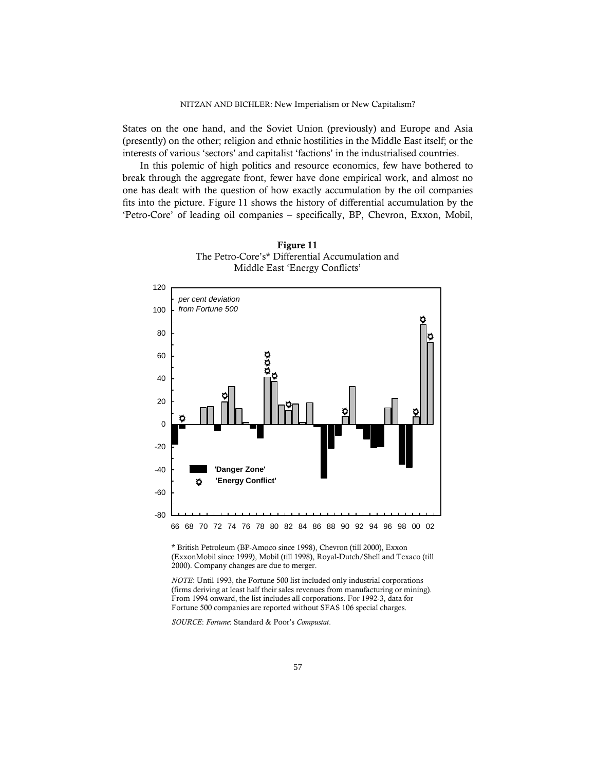States on the one hand, and the Soviet Union (previously) and Europe and Asia (presently) on the other; religion and ethnic hostilities in the Middle East itself; or the interests of various 'sectors' and capitalist 'factions' in the industrialised countries.

In this polemic of high politics and resource economics, few have bothered to break through the aggregate front, fewer have done empirical work, and almost no one has dealt with the question of how exactly accumulation by the oil companies fits into the picture. Figure 11 shows the history of differential accumulation by the 'Petro-Core' of leading oil companies – specifically, BP, Chevron, Exxon, Mobil,

**Figure 11**
The Petro-Core's* Differential Accumulation and Middle East 'Energy Conflicts'

\* British Petroleum (BP-Amoco since 1998), Chevron (till 2000), Exxon (ExxonMobil since 1999), Mobil (till 1998), Royal-Dutch/Shell and Texaco (till 2000). Company changes are due to merger.

*NOTE*: Until 1993, the Fortune 500 list included only industrial corporations (firms deriving at least half their sales revenues from manufacturing or mining). From 1994 onward, the list includes all corporations. For 1992-3, data for Fortune 500 companies are reported without SFAS 106 special charges.

*SOURCE*: *Fortune*: Standard & Poor's *Compustat*.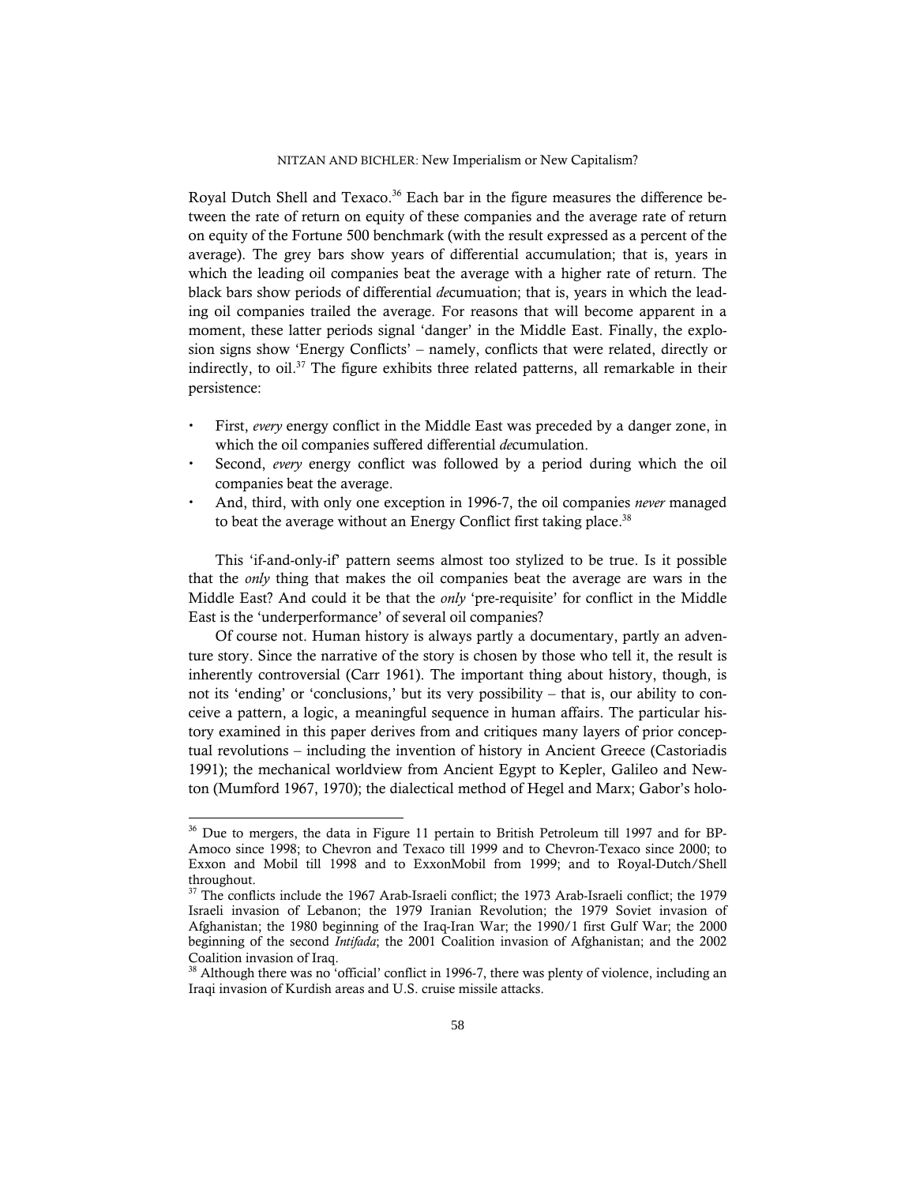Royal Dutch Shell and Texaco.[36] Each bar in the figure measures the difference between the rate of return on equity of these companies and the average rate of return on equity of the Fortune 500 benchmark (with the result expressed as a percent of the average). The grey bars show years of differential accumulation; that is, years in which the leading oil companies beat the average with a higher rate of return. The black bars show periods of differential *de*cumuation; that is, years in which the leading oil companies trailed the average. For reasons that will become apparent in a moment, these latter periods signal 'danger' in the Middle East. Finally, the explosion signs show 'Energy Conflicts' – namely, conflicts that were related, directly or indirectly, to oil.[37] The figure exhibits three related patterns, all remarkable in their persistence:

- First, *every* energy conflict in the Middle East was preceded by a danger zone, in which the oil companies suffered differential *de*cumulation.
- Second, *every* energy conflict was followed by a period during which the oil companies beat the average.
- And, third, with only one exception in 1996-7, the oil companies *never* managed to beat the average without an Energy Conflict first taking place.[38]

This 'if-and-only-if' pattern seems almost too stylized to be true. Is it possible that the *only* thing that makes the oil companies beat the average are wars in the Middle East? And could it be that the *only* 'pre-requisite' for conflict in the Middle East is the 'underperformance' of several oil companies?

Of course not. Human history is always partly a documentary, partly an adventure story. Since the narrative of the story is chosen by those who tell it, the result is inherently controversial (Carr 1961). The important thing about history, though, is not its 'ending' or 'conclusions,' but its very possibility – that is, our ability to conceive a pattern, a logic, a meaningful sequence in human affairs. The particular history examined in this paper derives from and critiques many layers of prior conceptual revolutions – including the invention of history in Ancient Greece (Castoriadis 1991); the mechanical worldview from Ancient Egypt to Kepler, Galileo and Newton (Mumford 1967, 1970); the dialectical method of Hegel and Marx; Gabor's holo-

---

[36] Due to mergers, the data in Figure 11 pertain to British Petroleum till 1997 and for BP-Amoco since 1998; to Chevron and Texaco till 1999 and to Chevron-Texaco since 2000; to Exxon and Mobil till 1998 and to ExxonMobil from 1999; and to Royal-Dutch/Shell throughout.

[37] The conflicts include the 1967 Arab-Israeli conflict; the 1973 Arab-Israeli conflict; the 1979 Israeli invasion of Lebanon; the 1979 Iranian Revolution; the 1979 Soviet invasion of Afghanistan; the 1980 beginning of the Iraq-Iran War; the 1990/1 first Gulf War; the 2000 beginning of the second *Intifada*; the 2001 Coalition invasion of Afghanistan; and the 2002 Coalition invasion of Iraq.

[38] Although there was no 'official' conflict in 1996-7, there was plenty of violence, including an Iraqi invasion of Kurdish areas and U.S. cruise missile attacks.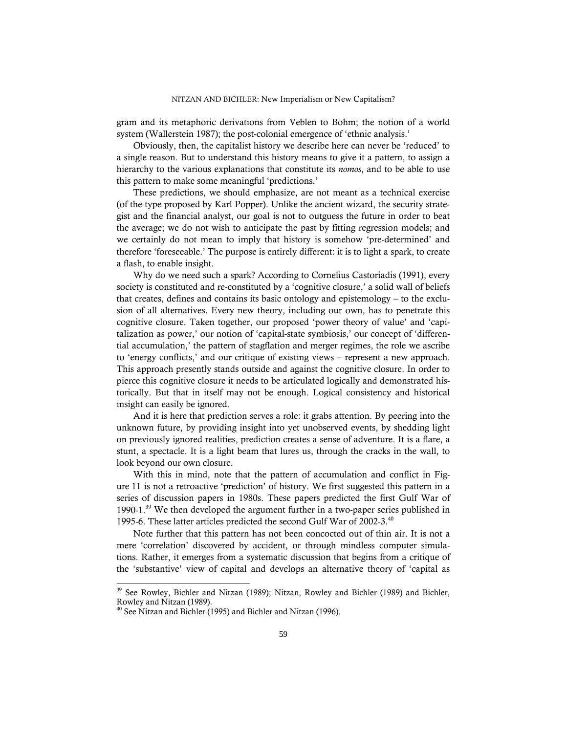gram and its metaphoric derivations from Veblen to Bohm; the notion of a world system (Wallerstein 1987); the post-colonial emergence of 'ethnic analysis.'

Obviously, then, the capitalist history we describe here can never be 'reduced' to a single reason. But to understand this history means to give it a pattern, to assign a hierarchy to the various explanations that constitute its *nomos*, and to be able to use this pattern to make some meaningful 'predictions.'

These predictions, we should emphasize, are not meant as a technical exercise (of the type proposed by Karl Popper). Unlike the ancient wizard, the security strategist and the financial analyst, our goal is not to outguess the future in order to beat the average; we do not wish to anticipate the past by fitting regression models; and we certainly do not mean to imply that history is somehow 'pre-determined' and therefore 'foreseeable.' The purpose is entirely different: it is to light a spark, to create a flash, to enable insight.

Why do we need such a spark? According to Cornelius Castoriadis (1991), every society is constituted and re-constituted by a 'cognitive closure,' a solid wall of beliefs that creates, defines and contains its basic ontology and epistemology – to the exclusion of all alternatives. Every new theory, including our own, has to penetrate this cognitive closure. Taken together, our proposed 'power theory of value' and 'capitalization as power,' our notion of 'capital-state symbiosis,' our concept of 'differential accumulation,' the pattern of stagflation and merger regimes, the role we ascribe to 'energy conflicts,' and our critique of existing views – represent a new approach. This approach presently stands outside and against the cognitive closure. In order to pierce this cognitive closure it needs to be articulated logically and demonstrated historically. But that in itself may not be enough. Logical consistency and historical insight can easily be ignored.

And it is here that prediction serves a role: it grabs attention. By peering into the unknown future, by providing insight into yet unobserved events, by shedding light on previously ignored realities, prediction creates a sense of adventure. It is a flare, a stunt, a spectacle. It is a light beam that lures us, through the cracks in the wall, to look beyond our own closure.

With this in mind, note that the pattern of accumulation and conflict in Figure 11 is not a retroactive 'prediction' of history. We first suggested this pattern in a series of discussion papers in 1980s. These papers predicted the first Gulf War of 1990-1.[39] We then developed the argument further in a two-paper series published in 1995-6. These latter articles predicted the second Gulf War of 2002-3.[40]

Note further that this pattern has not been concocted out of thin air. It is not a mere 'correlation' discovered by accident, or through mindless computer simulations. Rather, it emerges from a systematic discussion that begins from a critique of the 'substantive' view of capital and develops an alternative theory of 'capital as

---

[39] See Rowley, Bichler and Nitzan (1989); Nitzan, Rowley and Bichler (1989) and Bichler, Rowley and Nitzan (1989).

[40] See Nitzan and Bichler (1995) and Bichler and Nitzan (1996).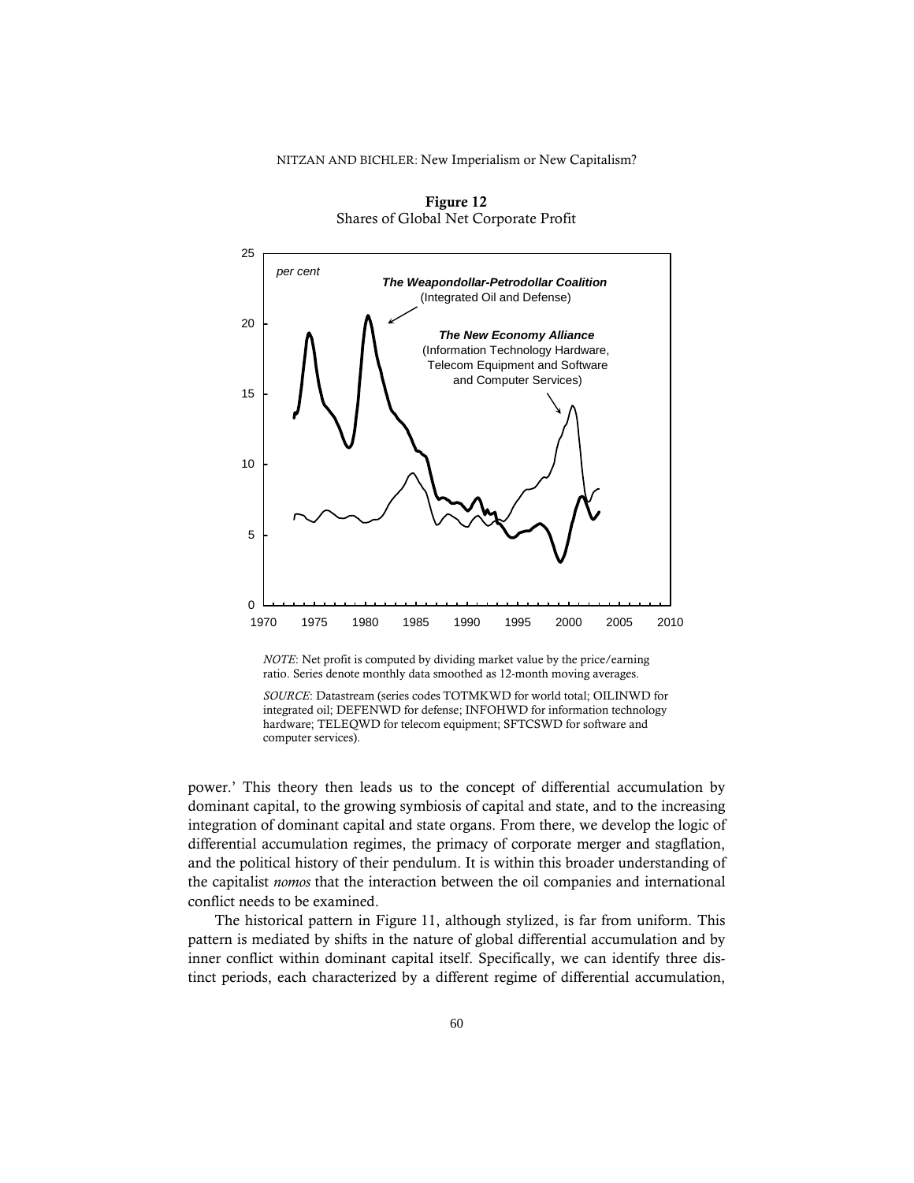**Figure 12**
Shares of Global Net Corporate Profit

*NOTE*: Net profit is computed by dividing market value by the price/earning ratio. Series denote monthly data smoothed as 12-month moving averages.

*SOURCE*: Datastream (series codes TOTMKWD for world total; OILINWD for integrated oil; DEFENWD for defense; INFOHWD for information technology hardware; TELEQWD for telecom equipment; SFTCSWD for software and computer services).

power.' This theory then leads us to the concept of differential accumulation by dominant capital, to the growing symbiosis of capital and state, and to the increasing integration of dominant capital and state organs. From there, we develop the logic of differential accumulation regimes, the primacy of corporate merger and stagflation, and the political history of their pendulum. It is within this broader understanding of the capitalist *nomos* that the interaction between the oil companies and international conflict needs to be examined.

The historical pattern in Figure 11, although stylized, is far from uniform. This pattern is mediated by shifts in the nature of global differential accumulation and by inner conflict within dominant capital itself. Specifically, we can identify three distinct periods, each characterized by a different regime of differential accumulation,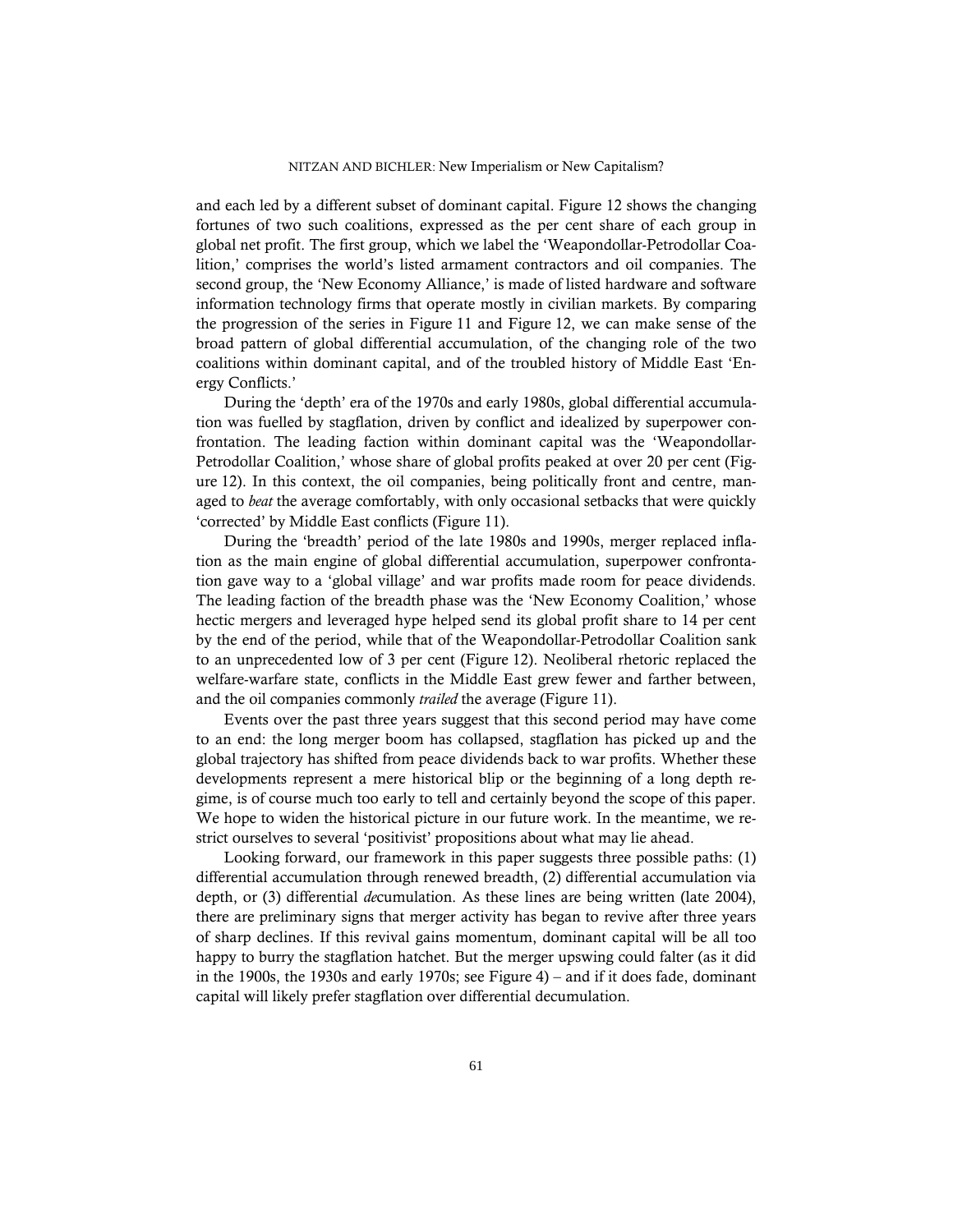and each led by a different subset of dominant capital. Figure 12 shows the changing fortunes of two such coalitions, expressed as the per cent share of each group in global net profit. The first group, which we label the 'Weapondollar-Petrodollar Coalition,' comprises the world's listed armament contractors and oil companies. The second group, the 'New Economy Alliance,' is made of listed hardware and software information technology firms that operate mostly in civilian markets. By comparing the progression of the series in Figure 11 and Figure 12, we can make sense of the broad pattern of global differential accumulation, of the changing role of the two coalitions within dominant capital, and of the troubled history of Middle East 'Energy Conflicts.'

During the 'depth' era of the 1970s and early 1980s, global differential accumulation was fuelled by stagflation, driven by conflict and idealized by superpower confrontation. The leading faction within dominant capital was the 'Weapondollar-Petrodollar Coalition,' whose share of global profits peaked at over 20 per cent (Figure 12). In this context, the oil companies, being politically front and centre, managed to *beat* the average comfortably, with only occasional setbacks that were quickly 'corrected' by Middle East conflicts (Figure 11).

During the 'breadth' period of the late 1980s and 1990s, merger replaced inflation as the main engine of global differential accumulation, superpower confrontation gave way to a 'global village' and war profits made room for peace dividends. The leading faction of the breadth phase was the 'New Economy Coalition,' whose hectic mergers and leveraged hype helped send its global profit share to 14 per cent by the end of the period, while that of the Weapondollar-Petrodollar Coalition sank to an unprecedented low of 3 per cent (Figure 12). Neoliberal rhetoric replaced the welfare-warfare state, conflicts in the Middle East grew fewer and farther between, and the oil companies commonly *trailed* the average (Figure 11).

Events over the past three years suggest that this second period may have come to an end: the long merger boom has collapsed, stagflation has picked up and the global trajectory has shifted from peace dividends back to war profits. Whether these developments represent a mere historical blip or the beginning of a long depth regime, is of course much too early to tell and certainly beyond the scope of this paper. We hope to widen the historical picture in our future work. In the meantime, we restrict ourselves to several 'positivist' propositions about what may lie ahead.

Looking forward, our framework in this paper suggests three possible paths: (1) differential accumulation through renewed breadth, (2) differential accumulation via depth, or (3) differential *de*cumulation. As these lines are being written (late 2004), there are preliminary signs that merger activity has began to revive after three years of sharp declines. If this revival gains momentum, dominant capital will be all too happy to burry the stagflation hatchet. But the merger upswing could falter (as it did in the 1900s, the 1930s and early 1970s; see Figure 4) – and if it does fade, dominant capital will likely prefer stagflation over differential decumulation.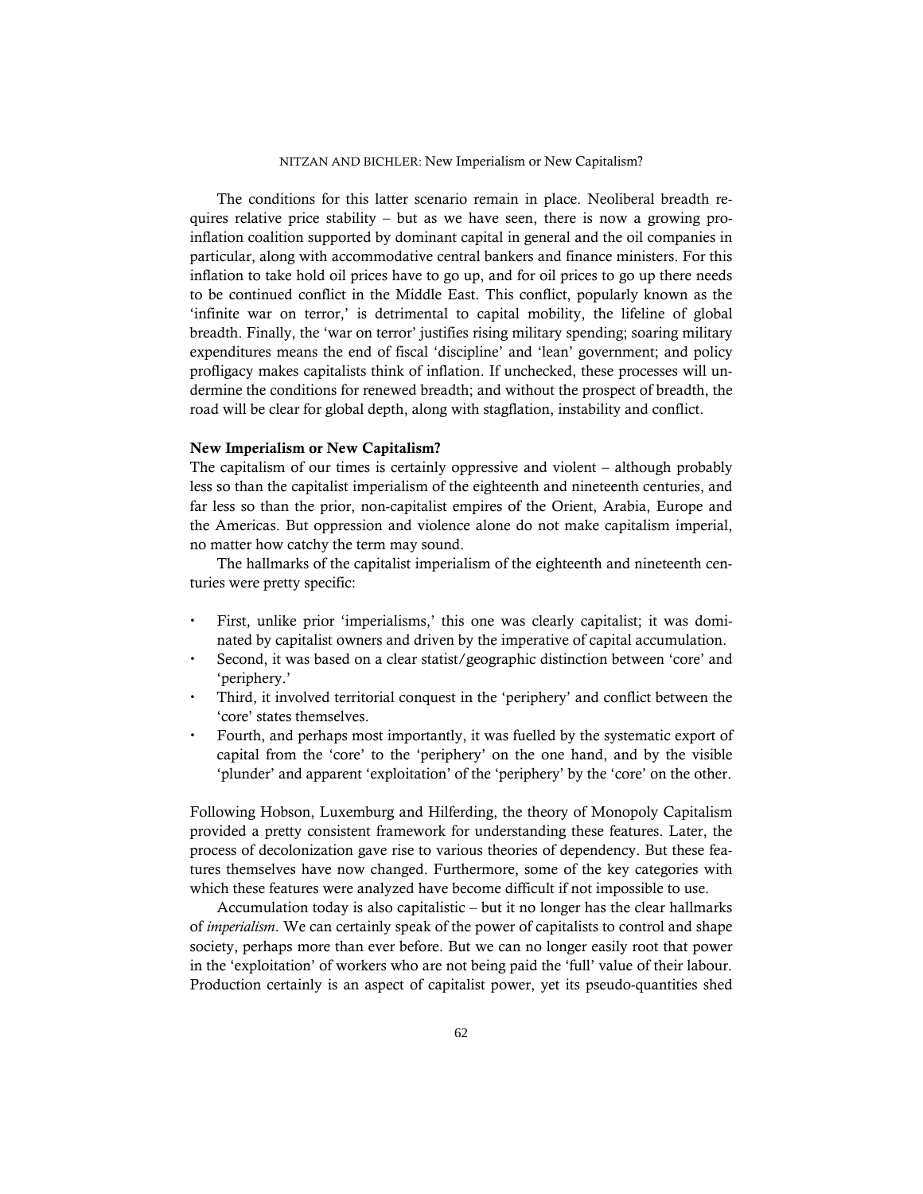The conditions for this latter scenario remain in place. Neoliberal breadth requires relative price stability – but as we have seen, there is now a growing pro-inflation coalition supported by dominant capital in general and the oil companies in particular, along with accommodative central bankers and finance ministers. For this inflation to take hold oil prices have to go up, and for oil prices to go up there needs to be continued conflict in the Middle East. This conflict, popularly known as the 'infinite war on terror,' is detrimental to capital mobility, the lifeline of global breadth. Finally, the 'war on terror' justifies rising military spending; soaring military expenditures means the end of fiscal 'discipline' and 'lean' government; and policy profligacy makes capitalists think of inflation. If unchecked, these processes will undermine the conditions for renewed breadth; and without the prospect of breadth, the road will be clear for global depth, along with stagflation, instability and conflict.

### New Imperialism or New Capitalism?

The capitalism of our times is certainly oppressive and violent – although probably less so than the capitalist imperialism of the eighteenth and nineteenth centuries, and far less so than the prior, non-capitalist empires of the Orient, Arabia, Europe and the Americas. But oppression and violence alone do not make capitalism imperial, no matter how catchy the term may sound.

The hallmarks of the capitalist imperialism of the eighteenth and nineteenth centuries were pretty specific:

- First, unlike prior 'imperialisms,' this one was clearly capitalist; it was dominated by capitalist owners and driven by the imperative of capital accumulation.
- Second, it was based on a clear statist/geographic distinction between 'core' and 'periphery.'
- Third, it involved territorial conquest in the 'periphery' and conflict between the 'core' states themselves.
- Fourth, and perhaps most importantly, it was fuelled by the systematic export of capital from the 'core' to the 'periphery' on the one hand, and by the visible 'plunder' and apparent 'exploitation' of the 'periphery' by the 'core' on the other.

Following Hobson, Luxemburg and Hilferding, the theory of Monopoly Capitalism provided a pretty consistent framework for understanding these features. Later, the process of decolonization gave rise to various theories of dependency. But these features themselves have now changed. Furthermore, some of the key categories with which these features were analyzed have become difficult if not impossible to use.

Accumulation today is also capitalistic – but it no longer has the clear hallmarks of *imperialism*. We can certainly speak of the power of capitalists to control and shape society, perhaps more than ever before. But we can no longer easily root that power in the 'exploitation' of workers who are not being paid the 'full' value of their labour. Production certainly is an aspect of capitalist power, yet its pseudo-quantities shed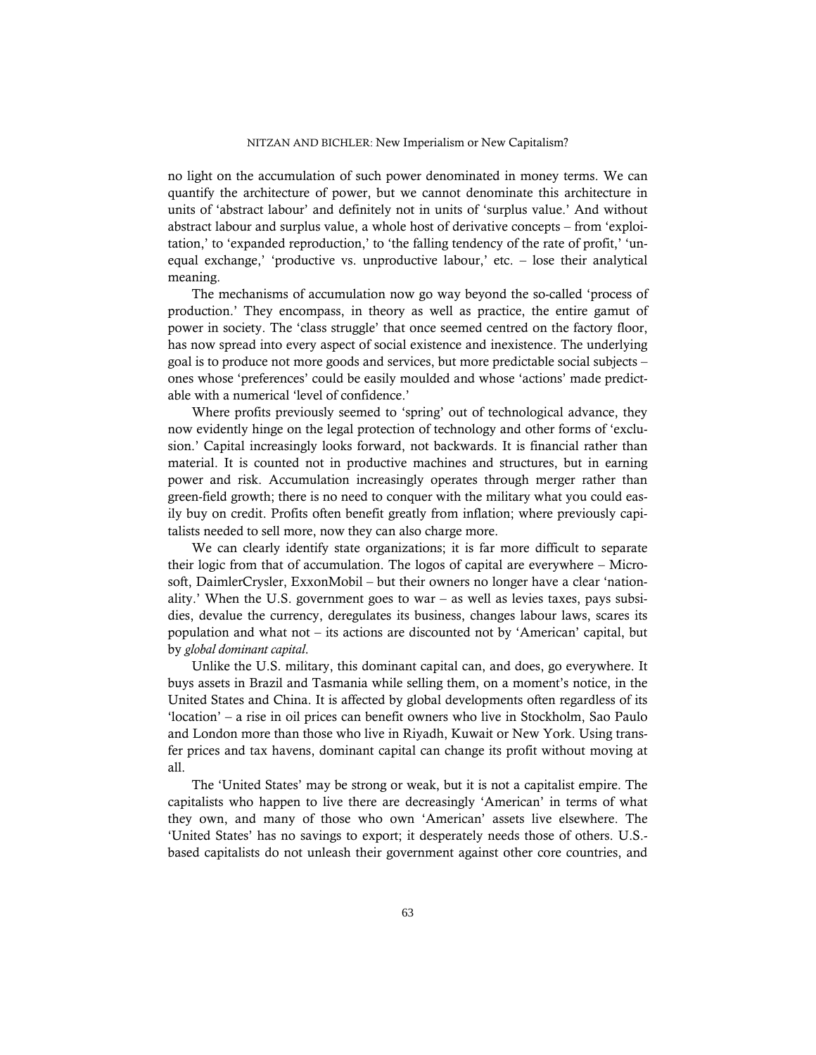no light on the accumulation of such power denominated in money terms. We can quantify the architecture of power, but we cannot denominate this architecture in units of 'abstract labour' and definitely not in units of 'surplus value.' And without abstract labour and surplus value, a whole host of derivative concepts – from 'exploitation,' to 'expanded reproduction,' to 'the falling tendency of the rate of profit,' 'unequal exchange,' 'productive vs. unproductive labour,' etc. – lose their analytical meaning.

The mechanisms of accumulation now go way beyond the so-called 'process of production.' They encompass, in theory as well as practice, the entire gamut of power in society. The 'class struggle' that once seemed centred on the factory floor, has now spread into every aspect of social existence and inexistence. The underlying goal is to produce not more goods and services, but more predictable social subjects – ones whose 'preferences' could be easily moulded and whose 'actions' made predictable with a numerical 'level of confidence.'

Where profits previously seemed to 'spring' out of technological advance, they now evidently hinge on the legal protection of technology and other forms of 'exclusion.' Capital increasingly looks forward, not backwards. It is financial rather than material. It is counted not in productive machines and structures, but in earning power and risk. Accumulation increasingly operates through merger rather than green-field growth; there is no need to conquer with the military what you could easily buy on credit. Profits often benefit greatly from inflation; where previously capitalists needed to sell more, now they can also charge more.

We can clearly identify state organizations; it is far more difficult to separate their logic from that of accumulation. The logos of capital are everywhere – Microsoft, DaimlerCrysler, ExxonMobil – but their owners no longer have a clear 'nationality.' When the U.S. government goes to war – as well as levies taxes, pays subsidies, devalue the currency, deregulates its business, changes labour laws, scares its population and what not – its actions are discounted not by 'American' capital, but by *global dominant capital*.

Unlike the U.S. military, this dominant capital can, and does, go everywhere. It buys assets in Brazil and Tasmania while selling them, on a moment's notice, in the United States and China. It is affected by global developments often regardless of its 'location' – a rise in oil prices can benefit owners who live in Stockholm, Sao Paulo and London more than those who live in Riyadh, Kuwait or New York. Using transfer prices and tax havens, dominant capital can change its profit without moving at all.

The 'United States' may be strong or weak, but it is not a capitalist empire. The capitalists who happen to live there are decreasingly 'American' in terms of what they own, and many of those who own 'American' assets live elsewhere. The 'United States' has no savings to export; it desperately needs those of others. U.S.-based capitalists do not unleash their government against other core countries, and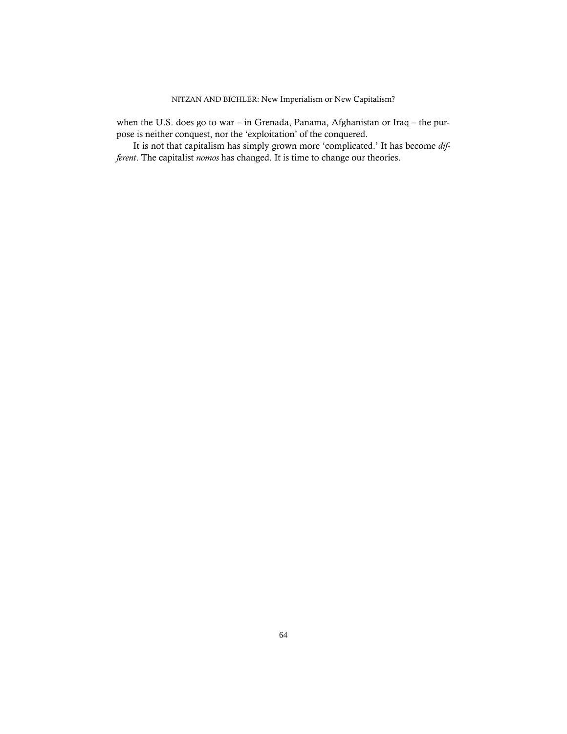when the U.S. does go to war – in Grenada, Panama, Afghanistan or Iraq – the purpose is neither conquest, nor the 'exploitation' of the conquered.

It is not that capitalism has simply grown more 'complicated.' It has become *different*. The capitalist *nomos* has changed. It is time to change our theories.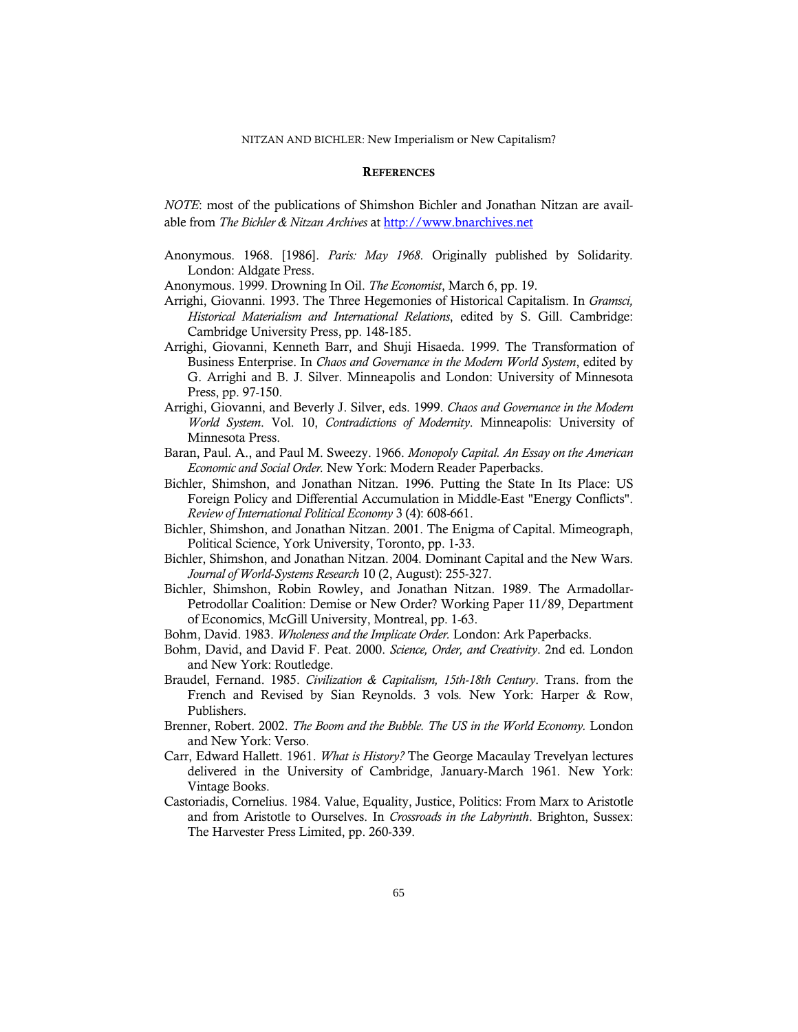## References

*NOTE*: most of the publications of Shimshon Bichler and Jonathan Nitzan are available from *The Bichler & Nitzan Archives* at http://www.bnarchives.net

Anonymous. 1968. [1986]. *Paris: May 1968*. Originally published by Solidarity. London: Aldgate Press.

Anonymous. 1999. Drowning In Oil. *The Economist*, March 6, pp. 19.

Arrighi, Giovanni. 1993. The Three Hegemonies of Historical Capitalism. In *Gramsci, Historical Materialism and International Relations*, edited by S. Gill. Cambridge: Cambridge University Press, pp. 148-185.

Arrighi, Giovanni, Kenneth Barr, and Shuji Hisaeda. 1999. The Transformation of Business Enterprise. In *Chaos and Governance in the Modern World System*, edited by G. Arrighi and B. J. Silver. Minneapolis and London: University of Minnesota Press, pp. 97-150.

Arrighi, Giovanni, and Beverly J. Silver, eds. 1999. *Chaos and Governance in the Modern World System*. Vol. 10, *Contradictions of Modernity*. Minneapolis: University of Minnesota Press.

Baran, Paul. A., and Paul M. Sweezy. 1966. *Monopoly Capital. An Essay on the American Economic and Social Order.* New York: Modern Reader Paperbacks.

Bichler, Shimshon, and Jonathan Nitzan. 1996. Putting the State In Its Place: US Foreign Policy and Differential Accumulation in Middle-East "Energy Conflicts". *Review of International Political Economy* 3 (4): 608-661.

Bichler, Shimshon, and Jonathan Nitzan. 2001. The Enigma of Capital. Mimeograph, Political Science, York University, Toronto, pp. 1-33.

Bichler, Shimshon, and Jonathan Nitzan. 2004. Dominant Capital and the New Wars. *Journal of World-Systems Research* 10 (2, August): 255-327.

Bichler, Shimshon, Robin Rowley, and Jonathan Nitzan. 1989. The Armadollar-Petrodollar Coalition: Demise or New Order? Working Paper 11/89, Department of Economics, McGill University, Montreal, pp. 1-63.

Bohm, David. 1983. *Wholeness and the Implicate Order.* London: Ark Paperbacks.

Bohm, David, and David F. Peat. 2000. *Science, Order, and Creativity*. 2nd ed. London and New York: Routledge.

Braudel, Fernand. 1985. *Civilization & Capitalism, 15th-18th Century*. Trans. from the French and Revised by Sian Reynolds. 3 vols*.* New York: Harper & Row, Publishers.

Brenner, Robert. 2002. *The Boom and the Bubble. The US in the World Economy.* London and New York: Verso.

Carr, Edward Hallett. 1961. *What is History?* The George Macaulay Trevelyan lectures delivered in the University of Cambridge, January-March 1961. New York: Vintage Books.

Castoriadis, Cornelius. 1984. Value, Equality, Justice, Politics: From Marx to Aristotle and from Aristotle to Ourselves. In *Crossroads in the Labyrinth*. Brighton, Sussex: The Harvester Press Limited, pp. 260-339.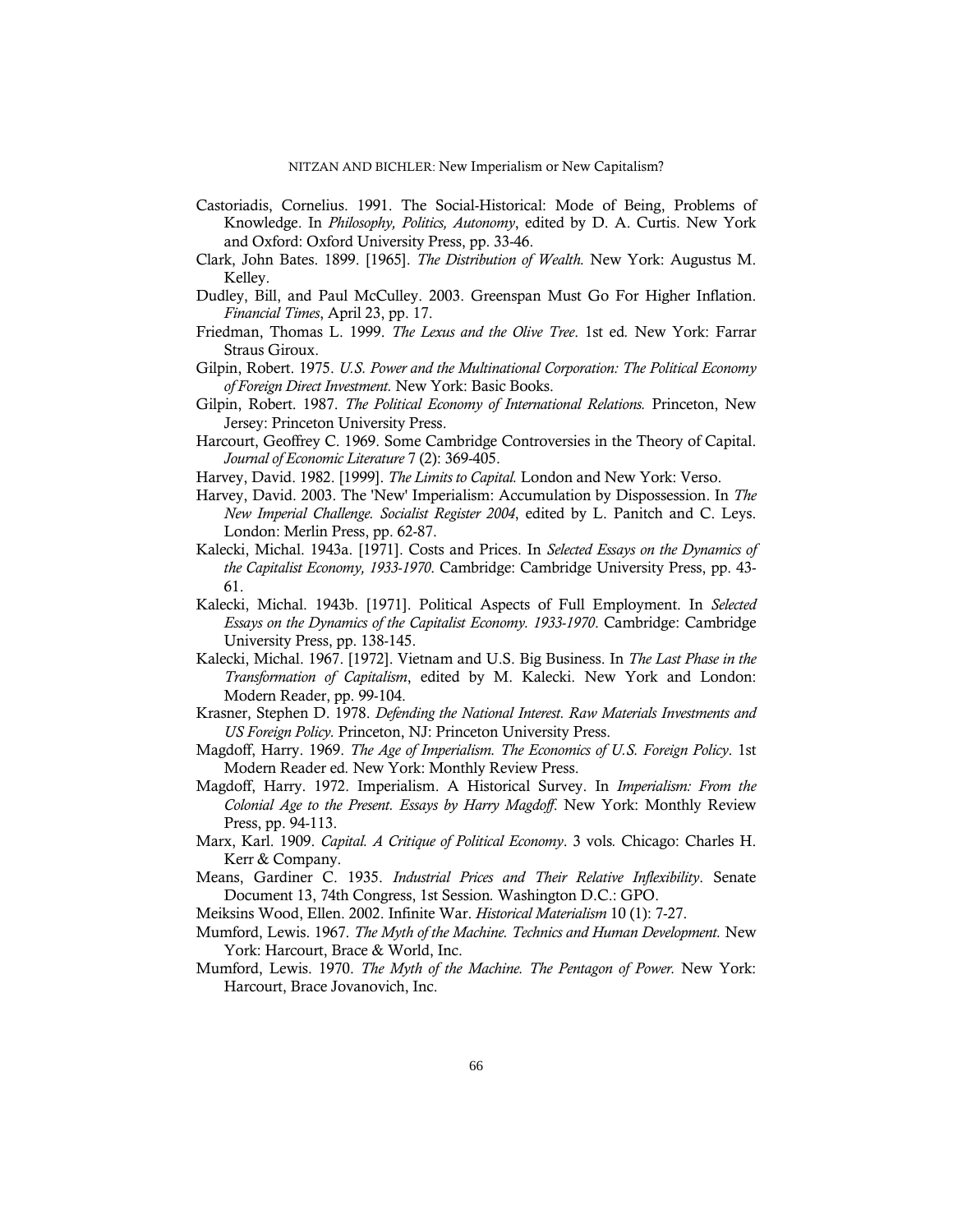Castoriadis, Cornelius. 1991. The Social-Historical: Mode of Being, Problems of Knowledge. In *Philosophy, Politics, Autonomy*, edited by D. A. Curtis. New York and Oxford: Oxford University Press, pp. 33-46.

Clark, John Bates. 1899. [1965]. *The Distribution of Wealth.* New York: Augustus M. Kelley.

Dudley, Bill, and Paul McCulley. 2003. Greenspan Must Go For Higher Inflation. *Financial Times*, April 23, pp. 17.

Friedman, Thomas L. 1999. *The Lexus and the Olive Tree*. 1st ed. New York: Farrar Straus Giroux.

Gilpin, Robert. 1975. *U.S. Power and the Multinational Corporation: The Political Economy of Foreign Direct Investment.* New York: Basic Books.

Gilpin, Robert. 1987. *The Political Economy of International Relations.* Princeton, New Jersey: Princeton University Press.

Harcourt, Geoffrey C. 1969. Some Cambridge Controversies in the Theory of Capital. *Journal of Economic Literature* 7 (2): 369-405.

Harvey, David. 1982. [1999]. *The Limits to Capital.* London and New York: Verso.

Harvey, David. 2003. The 'New' Imperialism: Accumulation by Dispossession. In *The New Imperial Challenge. Socialist Register 2004*, edited by L. Panitch and C. Leys. London: Merlin Press, pp. 62-87.

Kalecki, Michal. 1943a. [1971]. Costs and Prices. In *Selected Essays on the Dynamics of the Capitalist Economy, 1933-1970*. Cambridge: Cambridge University Press, pp. 43-61.

Kalecki, Michal. 1943b. [1971]. Political Aspects of Full Employment. In *Selected Essays on the Dynamics of the Capitalist Economy. 1933-1970*. Cambridge: Cambridge University Press, pp. 138-145.

Kalecki, Michal. 1967. [1972]. Vietnam and U.S. Big Business. In *The Last Phase in the Transformation of Capitalism*, edited by M. Kalecki. New York and London: Modern Reader, pp. 99-104.

Krasner, Stephen D. 1978. *Defending the National Interest. Raw Materials Investments and US Foreign Policy.* Princeton, NJ: Princeton University Press.

Magdoff, Harry. 1969. *The Age of Imperialism. The Economics of U.S. Foreign Policy*. 1st Modern Reader ed. New York: Monthly Review Press.

Magdoff, Harry. 1972. Imperialism. A Historical Survey. In *Imperialism: From the Colonial Age to the Present. Essays by Harry Magdoff.* New York: Monthly Review Press, pp. 94-113.

Marx, Karl. 1909. *Capital. A Critique of Political Economy*. 3 vols. Chicago: Charles H. Kerr & Company.

Means, Gardiner C. 1935. *Industrial Prices and Their Relative Inflexibility*. Senate Document 13, 74th Congress, 1st Session. Washington D.C.: GPO.

Meiksins Wood, Ellen. 2002. Infinite War. *Historical Materialism* 10 (1): 7-27.

Mumford, Lewis. 1967. *The Myth of the Machine. Technics and Human Development.* New York: Harcourt, Brace & World, Inc.

Mumford, Lewis. 1970. *The Myth of the Machine. The Pentagon of Power.* New York: Harcourt, Brace Jovanovich, Inc.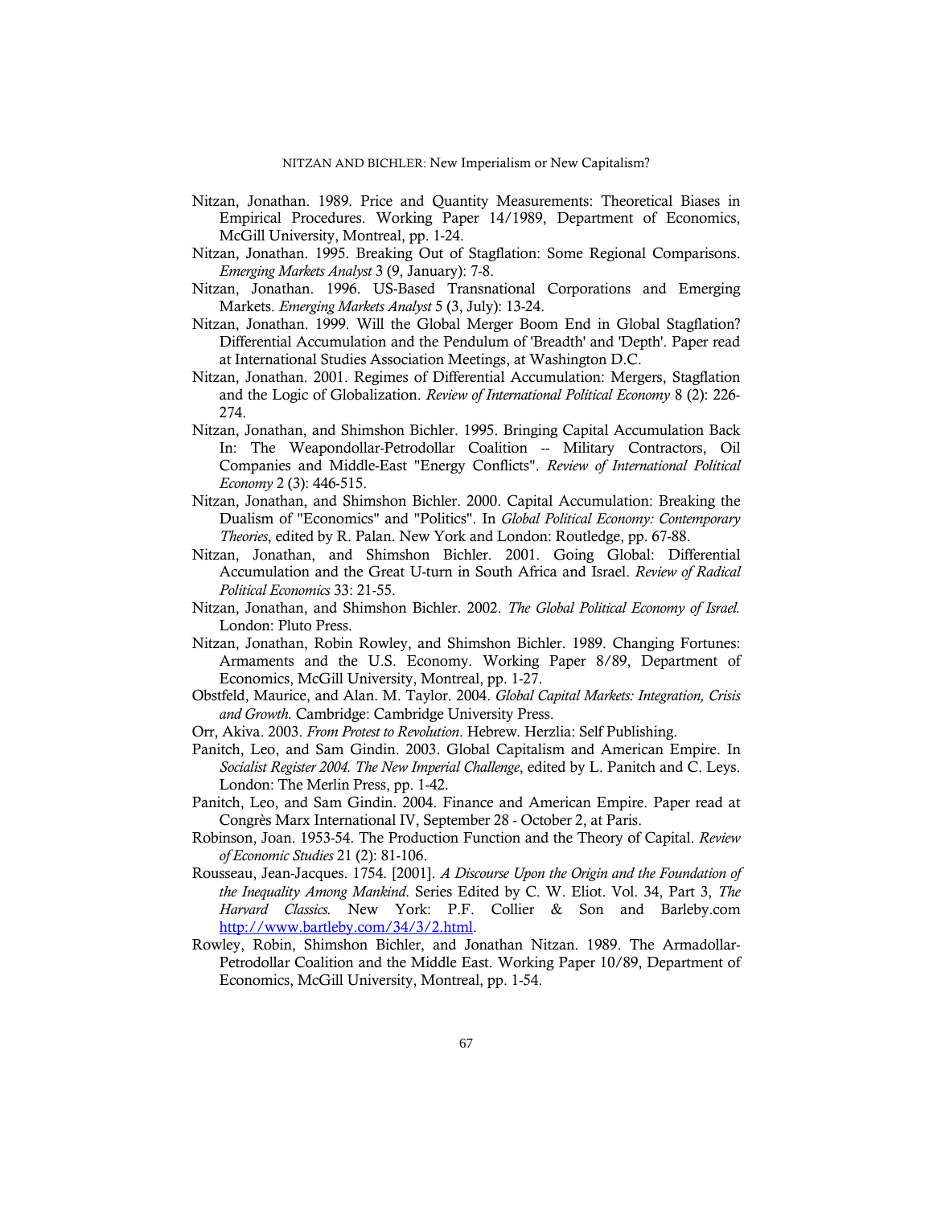Nitzan, Jonathan. 1989. Price and Quantity Measurements: Theoretical Biases in Empirical Procedures. Working Paper 14/1989, Department of Economics, McGill University, Montreal, pp. 1-24.

Nitzan, Jonathan. 1995. Breaking Out of Stagflation: Some Regional Comparisons. *Emerging Markets Analyst* 3 (9, January): 7-8.

Nitzan, Jonathan. 1996. US-Based Transnational Corporations and Emerging Markets. *Emerging Markets Analyst* 5 (3, July): 13-24.

Nitzan, Jonathan. 1999. Will the Global Merger Boom End in Global Stagflation? Differential Accumulation and the Pendulum of 'Breadth' and 'Depth'. Paper read at International Studies Association Meetings, at Washington D.C.

Nitzan, Jonathan. 2001. Regimes of Differential Accumulation: Mergers, Stagflation and the Logic of Globalization. *Review of International Political Economy* 8 (2): 226-274.

Nitzan, Jonathan, and Shimshon Bichler. 1995. Bringing Capital Accumulation Back In: The Weapondollar-Petrodollar Coalition -- Military Contractors, Oil Companies and Middle-East "Energy Conflicts". *Review of International Political Economy* 2 (3): 446-515.

Nitzan, Jonathan, and Shimshon Bichler. 2000. Capital Accumulation: Breaking the Dualism of "Economics" and "Politics". In *Global Political Economy: Contemporary Theories*, edited by R. Palan. New York and London: Routledge, pp. 67-88.

Nitzan, Jonathan, and Shimshon Bichler. 2001. Going Global: Differential Accumulation and the Great U-turn in South Africa and Israel. *Review of Radical Political Economics* 33: 21-55.

Nitzan, Jonathan, and Shimshon Bichler. 2002. *The Global Political Economy of Israel.* London: Pluto Press.

Nitzan, Jonathan, Robin Rowley, and Shimshon Bichler. 1989. Changing Fortunes: Armaments and the U.S. Economy. Working Paper 8/89, Department of Economics, McGill University, Montreal, pp. 1-27.

Obstfeld, Maurice, and Alan. M. Taylor. 2004. *Global Capital Markets: Integration, Crisis and Growth.* Cambridge: Cambridge University Press.

Orr, Akiva. 2003. *From Protest to Revolution*. Hebrew. Herzlia: Self Publishing.

Panitch, Leo, and Sam Gindin. 2003. Global Capitalism and American Empire. In *Socialist Register 2004. The New Imperial Challenge*, edited by L. Panitch and C. Leys. London: The Merlin Press, pp. 1-42.

Panitch, Leo, and Sam Gindin. 2004. Finance and American Empire. Paper read at Congrès Marx International IV, September 28 - October 2, at Paris.

Robinson, Joan. 1953-54. The Production Function and the Theory of Capital. *Review of Economic Studies* 21 (2): 81-106.

Rousseau, Jean-Jacques. 1754. [2001]. *A Discourse Upon the Origin and the Foundation of the Inequality Among Mankind*. Series Edited by C. W. Eliot. Vol. 34, Part 3, *The Harvard Classics.* New York: P.F. Collier & Son and Barleby.com http://www.bartleby.com/34/3/2.html.

Rowley, Robin, Shimshon Bichler, and Jonathan Nitzan. 1989. The Armadollar-Petrodollar Coalition and the Middle East. Working Paper 10/89, Department of Economics, McGill University, Montreal, pp. 1-54.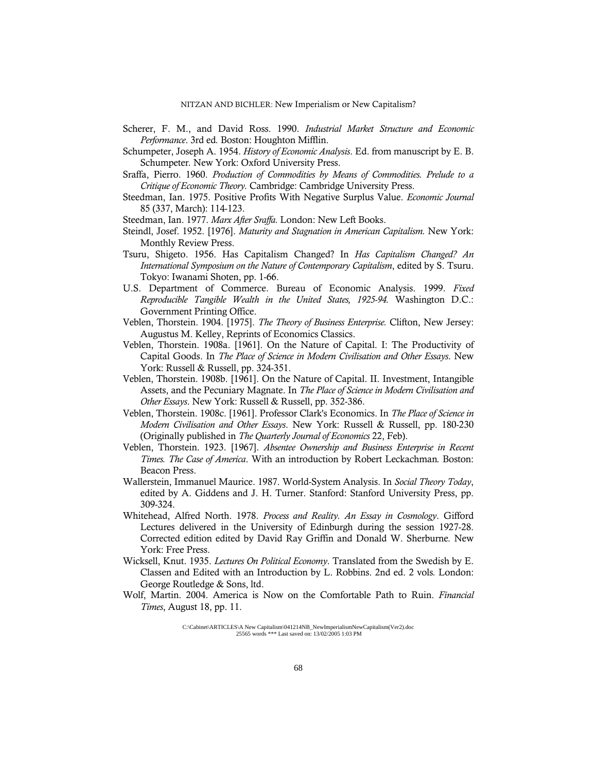Scherer, F. M., and David Ross. 1990. *Industrial Market Structure and Economic Performance*. 3rd ed. Boston: Houghton Mifflin.

Schumpeter, Joseph A. 1954. *History of Economic Analysis*. Ed. from manuscript by E. B. Schumpeter. New York: Oxford University Press.

Sraffa, Pierro. 1960. *Production of Commodities by Means of Commodities. Prelude to a Critique of Economic Theory*. Cambridge: Cambridge University Press.

Steedman, Ian. 1975. Positive Profits With Negative Surplus Value. *Economic Journal* 85 (337, March): 114-123.

Steedman, Ian. 1977. *Marx After Sraffa.* London: New Left Books.

Steindl, Josef. 1952. [1976]. *Maturity and Stagnation in American Capitalism.* New York: Monthly Review Press.

Tsuru, Shigeto. 1956. Has Capitalism Changed? In *Has Capitalism Changed? An International Symposium on the Nature of Contemporary Capitalism*, edited by S. Tsuru. Tokyo: Iwanami Shoten, pp. 1-66.

U.S. Department of Commerce. Bureau of Economic Analysis. 1999. *Fixed Reproducible Tangible Wealth in the United States, 1925-94.* Washington D.C.: Government Printing Office.

Veblen, Thorstein. 1904. [1975]. *The Theory of Business Enterprise.* Clifton, New Jersey: Augustus M. Kelley, Reprints of Economics Classics.

Veblen, Thorstein. 1908a. [1961]. On the Nature of Capital. I: The Productivity of Capital Goods. In *The Place of Science in Modern Civilisation and Other Essays*. New York: Russell & Russell, pp. 324-351.

Veblen, Thorstein. 1908b. [1961]. On the Nature of Capital. II. Investment, Intangible Assets, and the Pecuniary Magnate. In *The Place of Science in Modern Civilisation and Other Essays*. New York: Russell & Russell, pp. 352-386.

Veblen, Thorstein. 1908c. [1961]. Professor Clark's Economics. In *The Place of Science in Modern Civilisation and Other Essays*. New York: Russell & Russell, pp. 180-230 (Originally published in *The Quarterly Journal of Economics* 22, Feb).

Veblen, Thorstein. 1923. [1967]. *Absentee Ownership and Business Enterprise in Recent Times. The Case of America*. With an introduction by Robert Leckachman. Boston: Beacon Press.

Wallerstein, Immanuel Maurice. 1987. World-System Analysis. In *Social Theory Today*, edited by A. Giddens and J. H. Turner. Stanford: Stanford University Press, pp. 309-324.

Whitehead, Alfred North. 1978. *Process and Reality. An Essay in Cosmology*. Gifford Lectures delivered in the University of Edinburgh during the session 1927-28. Corrected edition edited by David Ray Griffin and Donald W. Sherburne. New York: Free Press.

Wicksell, Knut. 1935. *Lectures On Political Economy*. Translated from the Swedish by E. Classen and Edited with an Introduction by L. Robbins. 2nd ed. 2 vols. London: George Routledge & Sons, ltd.

Wolf, Martin. 2004. America is Now on the Comfortable Path to Ruin. *Financial Times*, August 18, pp. 11.